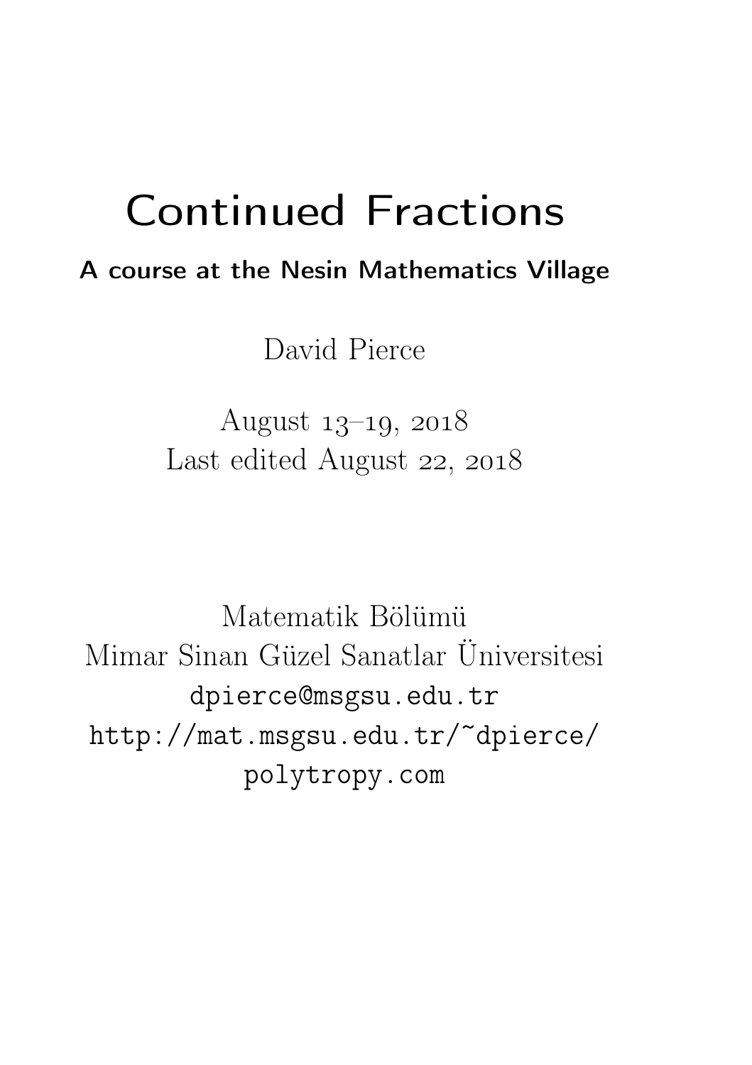# Continued Fractions

**A course at the Nesin Mathematics Village**

David Pierce

August 13–19, 2018
Last edited August 22, 2018

Matematik Bölümü
Mimar Sinan Güzel Sanatlar Üniversitesi
`dpierce@msgsu.edu.tr`
`http://mat.msgsu.edu.tr/~dpierce/`
`polytropy.com`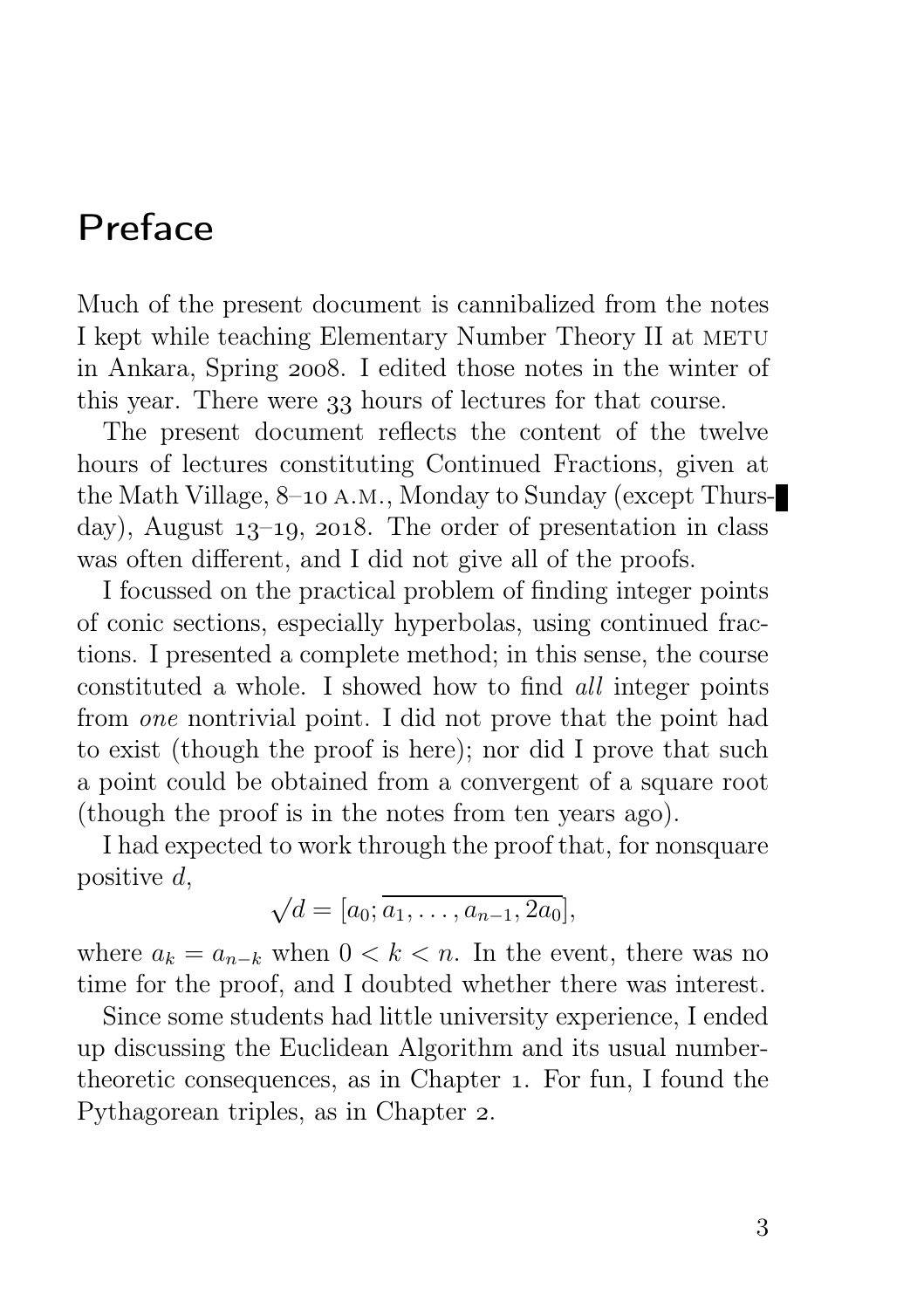# Preface

Much of the present document is cannibalized from the notes I kept while teaching Elementary Number Theory II at METU in Ankara, Spring 2008. I edited those notes in the winter of this year. There were 33 hours of lectures for that course.

The present document reflects the content of the twelve hours of lectures constituting Continued Fractions, given at the Math Village, 8–10 A.M., Monday to Sunday (except Thursday), August 13–19, 2018. The order of presentation in class was often different, and I did not give all of the proofs.

I focussed on the practical problem of finding integer points of conic sections, especially hyperbolas, using continued fractions. I presented a complete method; in this sense, the course constituted a whole. I showed how to find *all* integer points from *one* nontrivial point. I did not prove that the point had to exist (though the proof is here); nor did I prove that such a point could be obtained from a convergent of a square root (though the proof is in the notes from ten years ago).

I had expected to work through the proof that, for nonsquare positive $d$,

$$\sqrt{d} = [a_0; \overline{a_1, \dots, a_{n-1}, 2a_0}],$$

where $a_k = a_{n-k}$ when $0 < k < n$. In the event, there was no time for the proof, and I doubted whether there was interest.

Since some students had little university experience, I ended up discussing the Euclidean Algorithm and its usual number-theoretic consequences, as in Chapter 1. For fun, I found the Pythagorean triples, as in Chapter 2.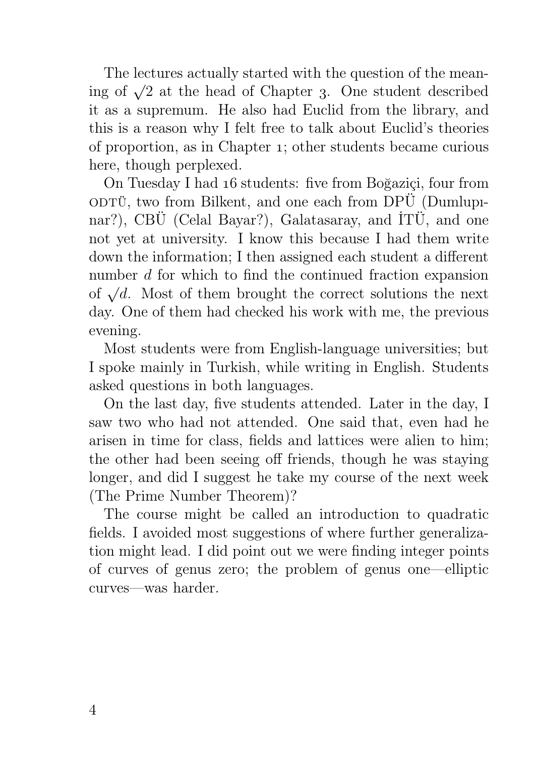The lectures actually started with the question of the meaning of $\sqrt{2}$ at the head of Chapter 3. One student described it as a supremum. He also had Euclid from the library, and this is a reason why I felt free to talk about Euclid's theories of proportion, as in Chapter 1; other students became curious here, though perplexed.

On Tuesday I had 16 students: five from Boğaziçi, four from ODTÜ, two from Bilkent, and one each from DPÜ (Dumlupınar?), CBÜ (Celal Bayar?), Galatasaray, and İTÜ, and one not yet at university. I know this because I had them write down the information; I then assigned each student a different number $d$ for which to find the continued fraction expansion of $\sqrt{d}$. Most of them brought the correct solutions the next day. One of them had checked his work with me, the previous evening.

Most students were from English-language universities; but I spoke mainly in Turkish, while writing in English. Students asked questions in both languages.

On the last day, five students attended. Later in the day, I saw two who had not attended. One said that, even had he arisen in time for class, fields and lattices were alien to him; the other had been seeing off friends, though he was staying longer, and did I suggest he take my course of the next week (The Prime Number Theorem)?

The course might be called an introduction to quadratic fields. I avoided most suggestions of where further generalization might lead. I did point out we were finding integer points of curves of genus zero; the problem of genus one—elliptic curves—was harder.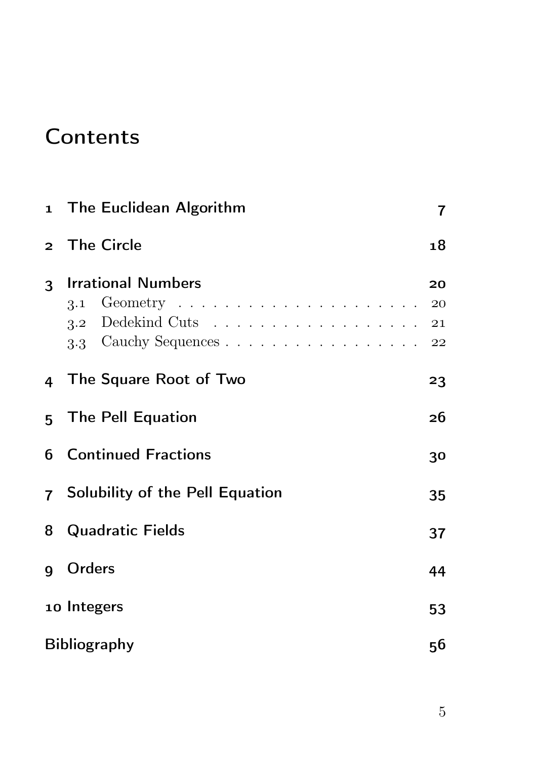# Contents

1 The Euclidean Algorithm 7

2 The Circle 18

3 Irrational Numbers 20
- 3.1 Geometry . . . . . . . . . . . . . . . . . . . . . 20
- 3.2 Dedekind Cuts . . . . . . . . . . . . . . . . . . . 21
- 3.3 Cauchy Sequences . . . . . . . . . . . . . . . . . 22

4 The Square Root of Two 23

5 The Pell Equation 26

6 Continued Fractions 30

7 Solubility of the Pell Equation 35

8 Quadratic Fields 37

9 Orders 44

10 Integers 53

Bibliography 56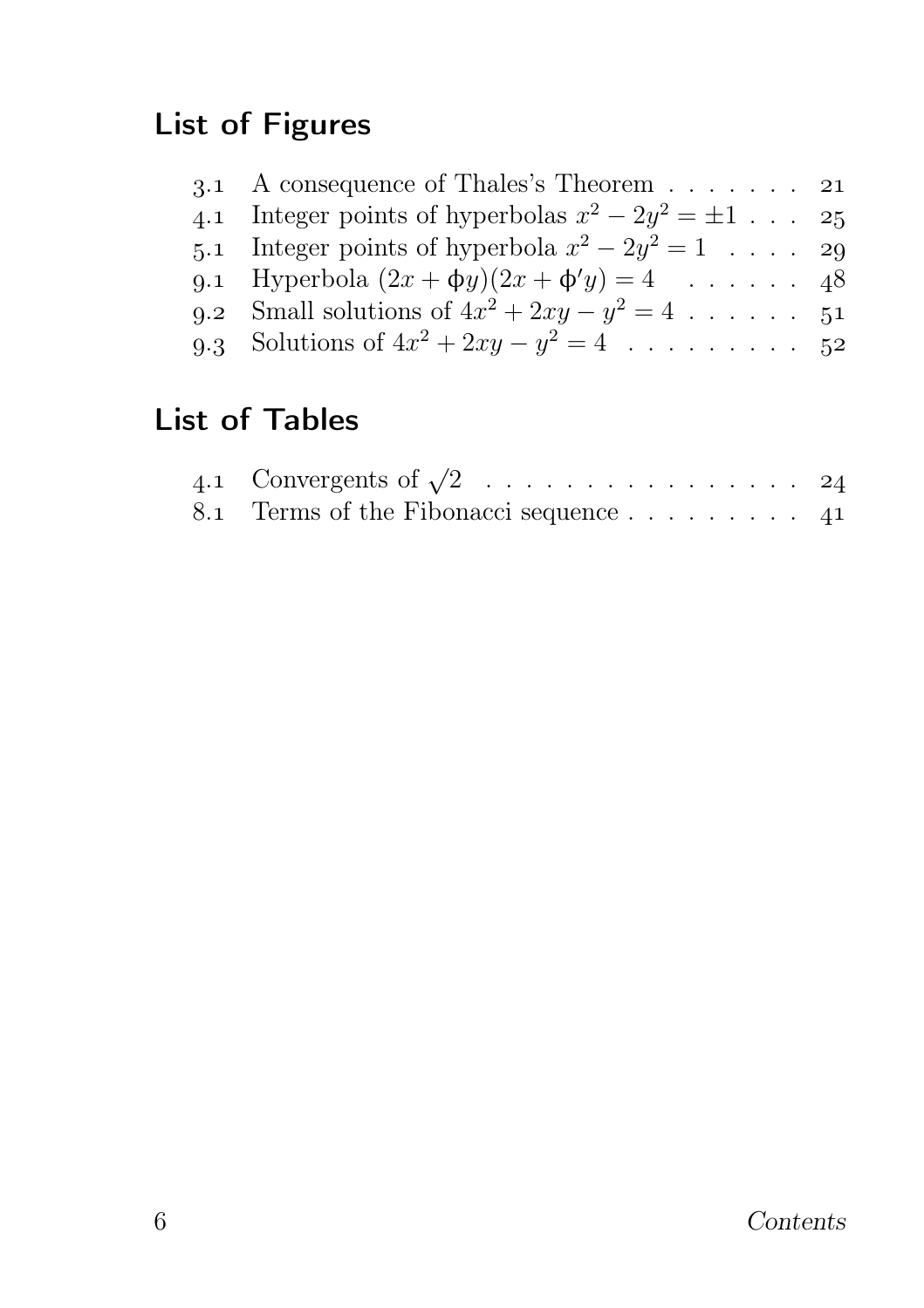## List of Figures

| | | |
|---|---|---|
| 3.1 | A consequence of Thales's Theorem | 21 |
| 4.1 | Integer points of hyperbolas $x^2 - 2y^2 = \pm 1$ | 25 |
| 5.1 | Integer points of hyperbola $x^2 - 2y^2 = 1$ | 29 |
| 9.1 | Hyperbola $(2x + \phi y)(2x + \phi' y) = 4$ | 48 |
| 9.2 | Small solutions of $4x^2 + 2xy - y^2 = 4$ | 51 |
| 9.3 | Solutions of $4x^2 + 2xy - y^2 = 4$ | 52 |

## List of Tables

| | | |
|---|---|---|
| 4.1 | Convergents of $\sqrt{2}$ | 24 |
| 8.1 | Terms of the Fibonacci sequence | 41 |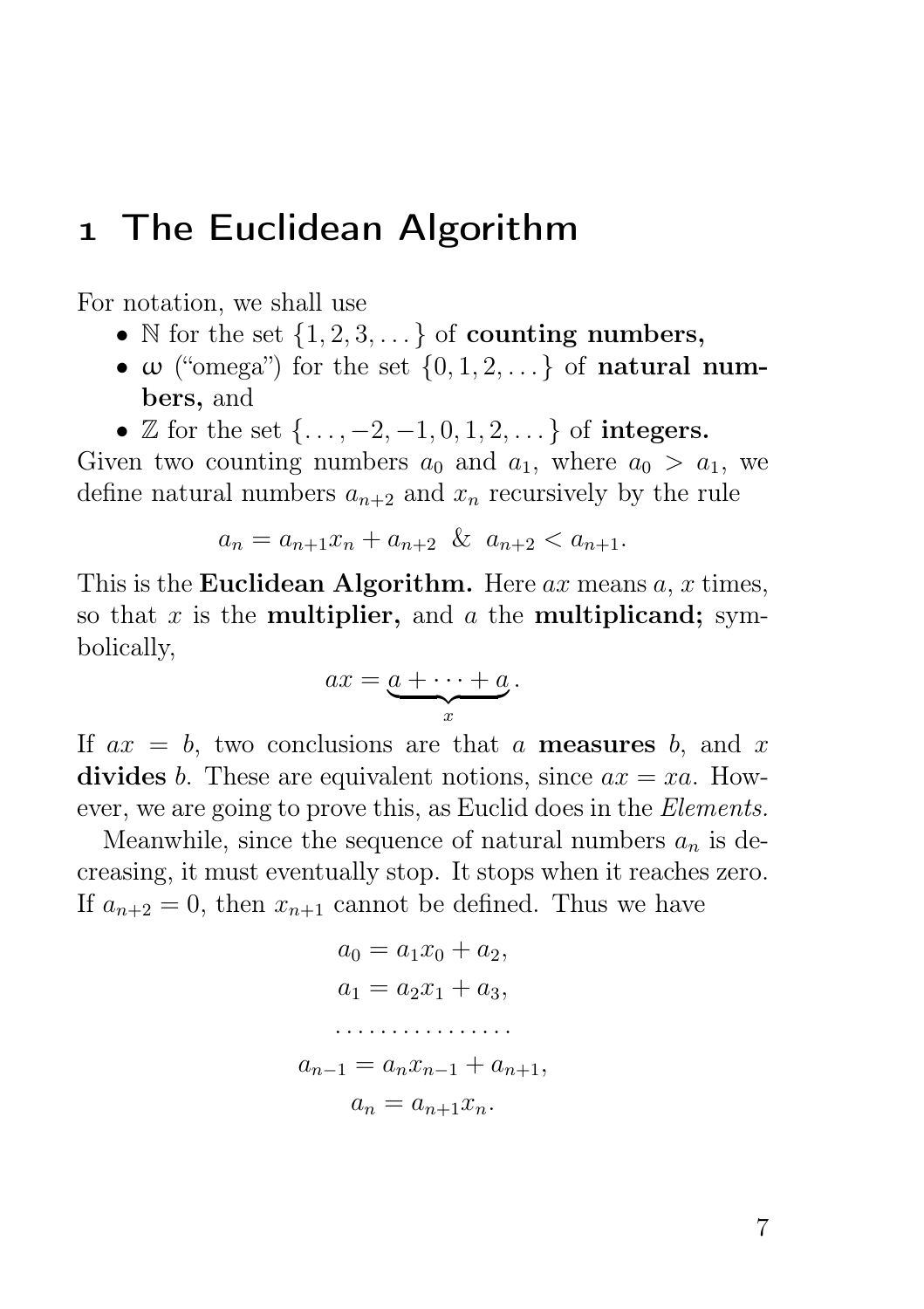# 1 The Euclidean Algorithm

For notation, we shall use

- $\mathbb{N}$ for the set $\{1, 2, 3, \dots\}$ of **counting numbers,**
- $\omega$ ("omega") for the set $\{0, 1, 2, \dots\}$ of **natural numbers,** and
- $\mathbb{Z}$ for the set $\{\dots, -2, -1, 0, 1, 2, \dots\}$ of **integers.**

Given two counting numbers $a_0$ and $a_1$, where $a_0 > a_1$, we define natural numbers $a_{n+2}$ and $x_n$ recursively by the rule

$$a_n = a_{n+1}x_n + a_{n+2} \;\; \& \;\; a_{n+2} < a_{n+1}.$$

This is the **Euclidean Algorithm.** Here $ax$ means $a$, $x$ times, so that $x$ is the **multiplier,** and $a$ the **multiplicand;** symbolically,

$$ax = \underbrace{a + \dots + a}_{x}.$$

If $ax = b$, two conclusions are that $a$ **measures** $b$, and $x$ **divides** $b$. These are equivalent notions, since $ax = xa$. However, we are going to prove this, as Euclid does in the *Elements.*

Meanwhile, since the sequence of natural numbers $a_n$ is decreasing, it must eventually stop. It stops when it reaches zero. If $a_{n+2} = 0$, then $x_{n+1}$ cannot be defined. Thus we have

$$\begin{aligned}
a_0 &= a_1x_0 + a_2, \\
a_1 &= a_2x_1 + a_3, \\
&\dots\dots\dots\dots\dots\dots \\
a_{n-1} &= a_nx_{n-1} + a_{n+1}, \\
a_n &= a_{n+1}x_n.
\end{aligned}$$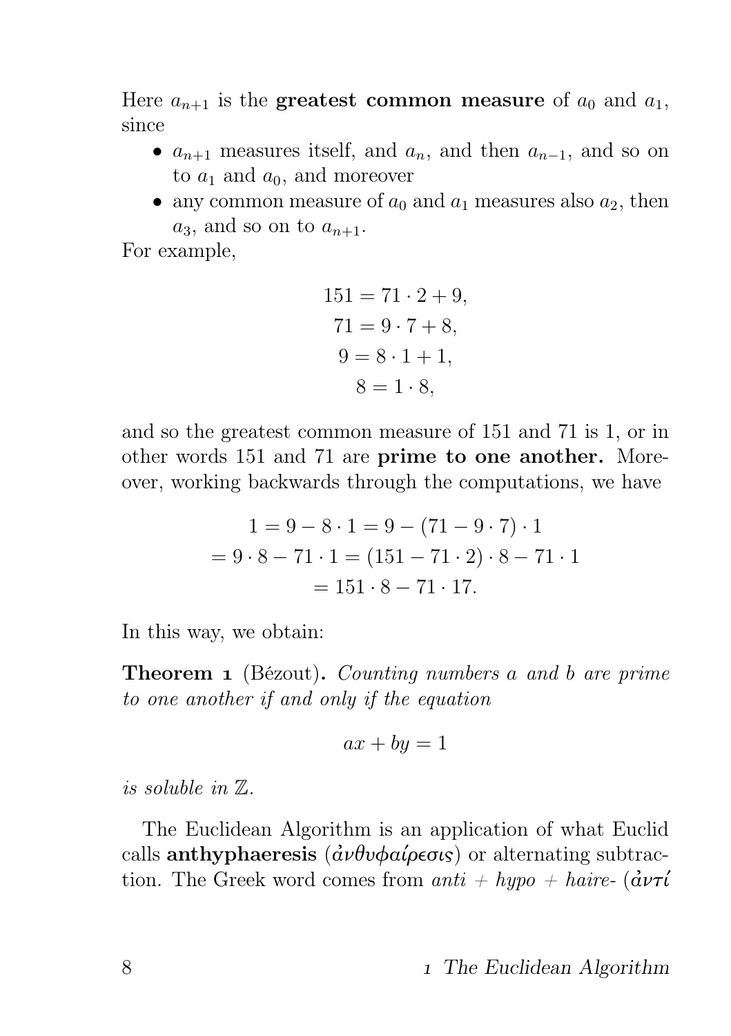Here $a_{n+1}$ is the **greatest common measure** of $a_0$ and $a_1$, since

- $a_{n+1}$ measures itself, and $a_n$, and then $a_{n-1}$, and so on to $a_1$ and $a_0$, and moreover
- any common measure of $a_0$ and $a_1$ measures also $a_2$, then $a_3$, and so on to $a_{n+1}$.

For example,

$$\begin{aligned} 151 &= 71 \cdot 2 + 9, \\ 71 &= 9 \cdot 7 + 8, \\ 9 &= 8 \cdot 1 + 1, \\ 8 &= 1 \cdot 8, \end{aligned}$$

and so the greatest common measure of 151 and 71 is 1, or in other words 151 and 71 are **prime to one another.** Moreover, working backwards through the computations, we have

$$\begin{aligned} 1 = 9 - 8 \cdot 1 &= 9 - (71 - 9 \cdot 7) \cdot 1 \\ = 9 \cdot 8 - 71 \cdot 1 &= (151 - 71 \cdot 2) \cdot 8 - 71 \cdot 1 \\ &= 151 \cdot 8 - 71 \cdot 17. \end{aligned}$$

In this way, we obtain:

**Theorem 1** (Bézout)**.** *Counting numbers $a$ and $b$ are prime to one another if and only if the equation*

$$ax + by = 1$$

*is soluble in $\mathbb{Z}$.*

The Euclidean Algorithm is an application of what Euclid calls **anthyphaeresis** (ἀνθυφαίρεσις) or alternating subtraction. The Greek word comes from *anti + hypo + haire-* (**ἀντί**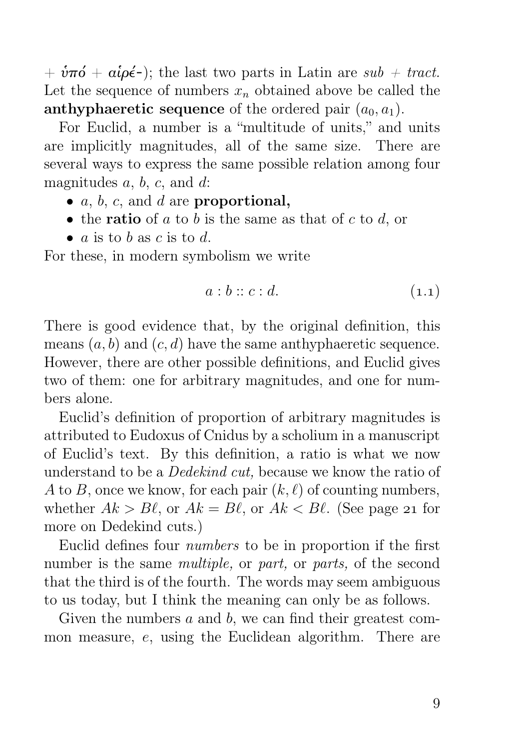+ **ὑπό** + **αἱρέ-**); the last two parts in Latin are *sub* + *tract.* Let the sequence of numbers $x_n$ obtained above be called the **anthyphaeretic sequence** of the ordered pair $(a_0, a_1)$.

For Euclid, a number is a "multitude of units," and units are implicitly magnitudes, all of the same size. There are several ways to express the same possible relation among four magnitudes $a$, $b$, $c$, and $d$:

- $a$, $b$, $c$, and $d$ are **proportional,**
- the **ratio** of $a$ to $b$ is the same as that of $c$ to $d$, or
- $a$ is to $b$ as $c$ is to $d$.

For these, in modern symbolism we write

$$a : b :: c : d. \tag{1.1}$$

There is good evidence that, by the original definition, this means $(a, b)$ and $(c, d)$ have the same anthyphaeretic sequence. However, there are other possible definitions, and Euclid gives two of them: one for arbitrary magnitudes, and one for numbers alone.

Euclid's definition of proportion of arbitrary magnitudes is attributed to Eudoxus of Cnidus by a scholium in a manuscript of Euclid's text. By this definition, a ratio is what we now understand to be a *Dedekind cut,* because we know the ratio of $A$ to $B$, once we know, for each pair $(k, \ell)$ of counting numbers, whether $Ak > B\ell$, or $Ak = B\ell$, or $Ak < B\ell$. (See page 21 for more on Dedekind cuts.)

Euclid defines four *numbers* to be in proportion if the first number is the same *multiple,* or *part,* or *parts,* of the second that the third is of the fourth. The words may seem ambiguous to us today, but I think the meaning can only be as follows.

Given the numbers $a$ and $b$, we can find their greatest common measure, $e$, using the Euclidean algorithm. There are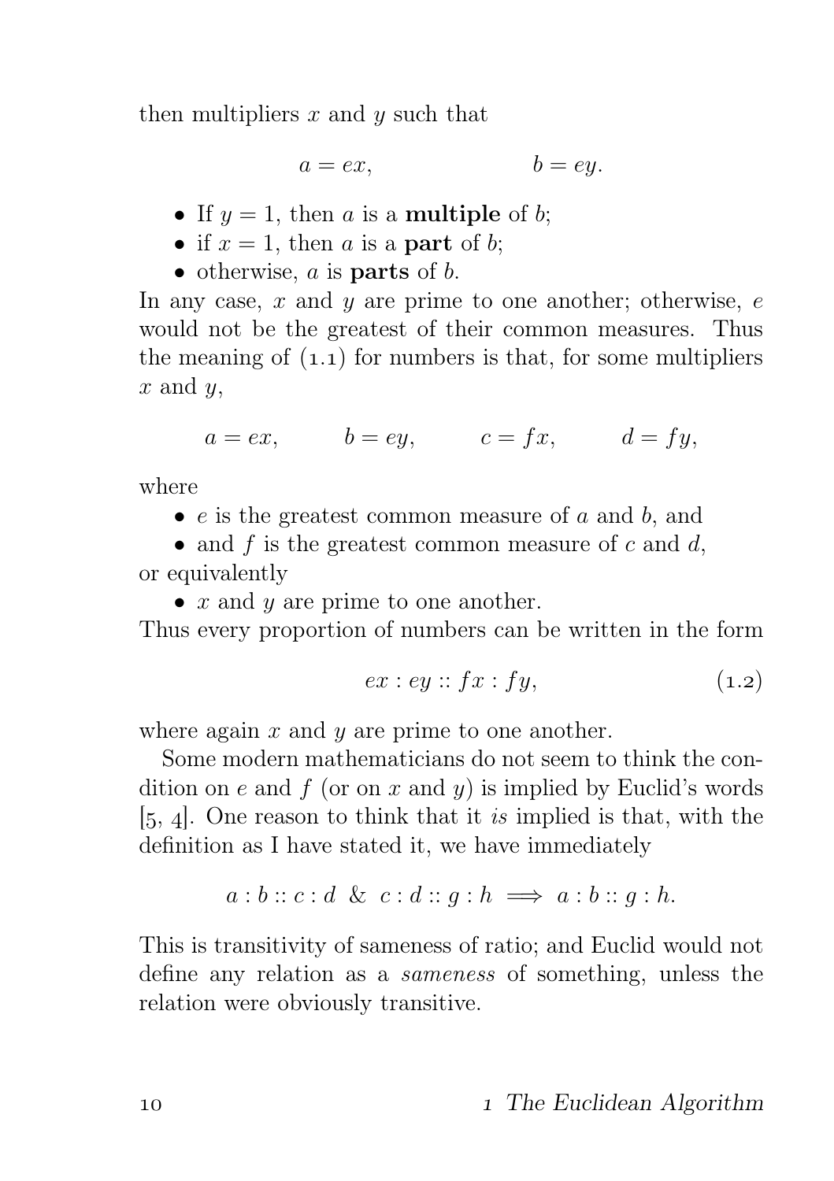then multipliers $x$ and $y$ such that

$$a = ex, \qquad\qquad b = ey.$$

- If $y = 1$, then $a$ is a **multiple** of $b$;
- if $x = 1$, then $a$ is a **part** of $b$;
- otherwise, $a$ is **parts** of $b$.

In any case, $x$ and $y$ are prime to one another; otherwise, $e$ would not be the greatest of their common measures. Thus the meaning of (1.1) for numbers is that, for some multipliers $x$ and $y$,

$$a = ex, \qquad b = ey, \qquad c = fx, \qquad d = fy,$$

where

- $e$ is the greatest common measure of $a$ and $b$, and
- and $f$ is the greatest common measure of $c$ and $d$,

or equivalently

- $x$ and $y$ are prime to one another.

Thus every proportion of numbers can be written in the form

$$ex : ey :: fx : fy, \tag{1.2}$$

where again $x$ and $y$ are prime to one another.

Some modern mathematicians do not seem to think the condition on $e$ and $f$ (or on $x$ and $y$) is implied by Euclid's words [5, 4]. One reason to think that it *is* implied is that, with the definition as I have stated it, we have immediately

$$a : b :: c : d \ \&\ c : d :: g : h \implies a : b :: g : h.$$

This is transitivity of sameness of ratio; and Euclid would not define any relation as a *sameness* of something, unless the relation were obviously transitive.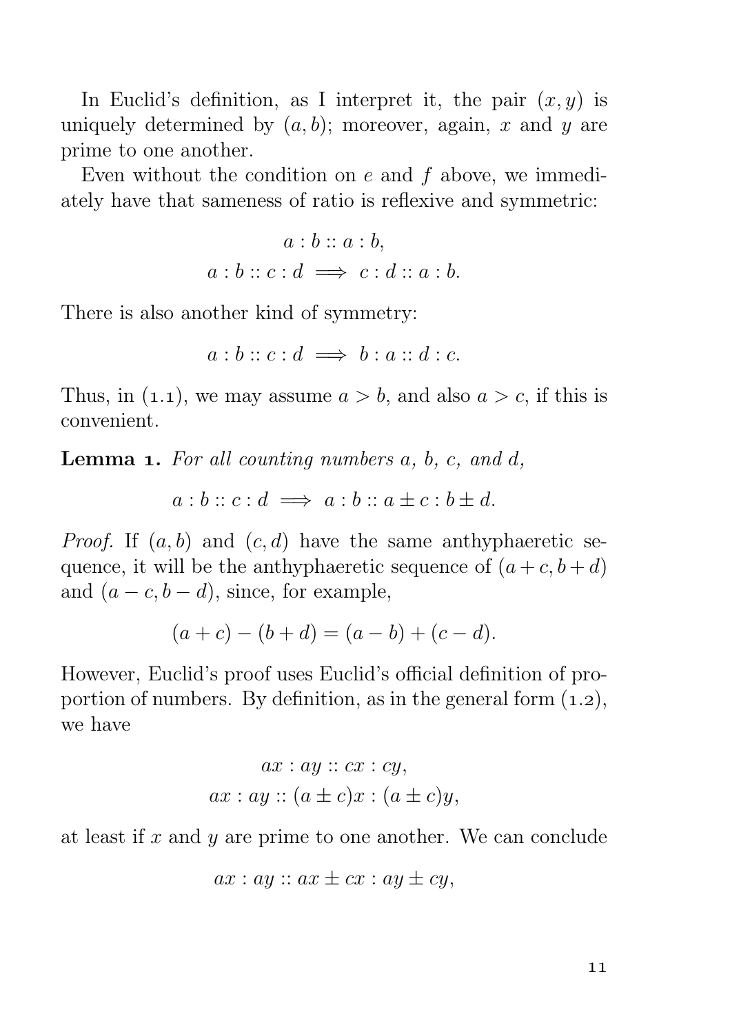In Euclid's definition, as I interpret it, the pair $(x, y)$ is uniquely determined by $(a, b)$; moreover, again, $x$ and $y$ are prime to one another.

Even without the condition on $e$ and $f$ above, we immediately have that sameness of ratio is reflexive and symmetric:

$$a : b :: a : b,$$
$$a : b :: c : d \implies c : d :: a : b.$$

There is also another kind of symmetry:

$$a : b :: c : d \implies b : a :: d : c.$$

Thus, in (1.1), we may assume $a > b$, and also $a > c$, if this is convenient.

**Lemma 1.** *For all counting numbers $a$, $b$, $c$, and $d$,*

$$a : b :: c : d \implies a : b :: a \pm c : b \pm d.$$

*Proof.* If $(a, b)$ and $(c, d)$ have the same anthyphaeretic sequence, it will be the anthyphaeretic sequence of $(a + c, b + d)$ and $(a - c, b - d)$, since, for example,

$$(a + c) - (b + d) = (a - b) + (c - d).$$

However, Euclid's proof uses Euclid's official definition of proportion of numbers. By definition, as in the general form (1.2), we have

$$ax : ay :: cx : cy,$$
$$ax : ay :: (a \pm c)x : (a \pm c)y,$$

at least if $x$ and $y$ are prime to one another. We can conclude

$$ax : ay :: ax \pm cx : ay \pm cy,$$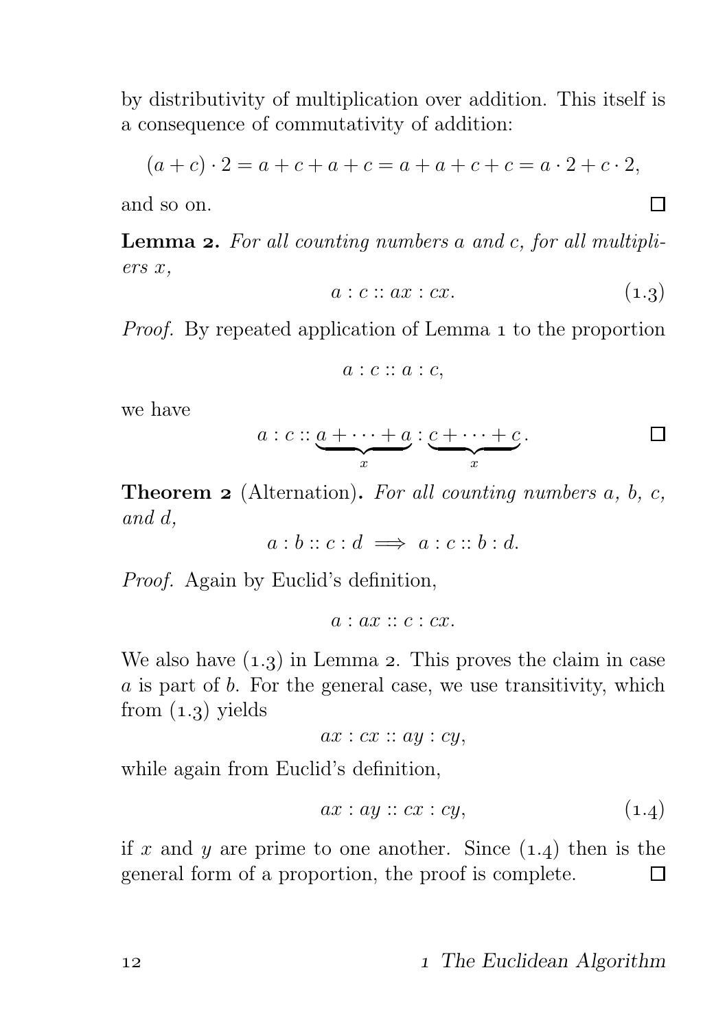by distributivity of multiplication over addition. This itself is a consequence of commutativity of addition:

$$(a+c)\cdot 2 = a+c+a+c = a+a+c+c = a\cdot 2 + c\cdot 2,$$

and so on. □

**Lemma 2.** *For all counting numbers $a$ and $c$, for all multipliers $x$,*

$$a : c :: ax : cx. \tag{1.3}$$

*Proof.* By repeated application of Lemma 1 to the proportion

$$a : c :: a : c,$$

we have

$$a : c :: \underbrace{a + \cdots + a}_{x} : \underbrace{c + \cdots + c}_{x}.$$

□

**Theorem 2** (Alternation)**.** *For all counting numbers $a$, $b$, $c$, and $d$,*

$$a : b :: c : d \implies a : c :: b : d.$$

*Proof.* Again by Euclid's definition,

$$a : ax :: c : cx.$$

We also have (1.3) in Lemma 2. This proves the claim in case $a$ is part of $b$. For the general case, we use transitivity, which from (1.3) yields

$$ax : cx :: ay : cy,$$

while again from Euclid's definition,

$$ax : ay :: cx : cy, \tag{1.4}$$

if $x$ and $y$ are prime to one another. Since (1.4) then is the general form of a proportion, the proof is complete. □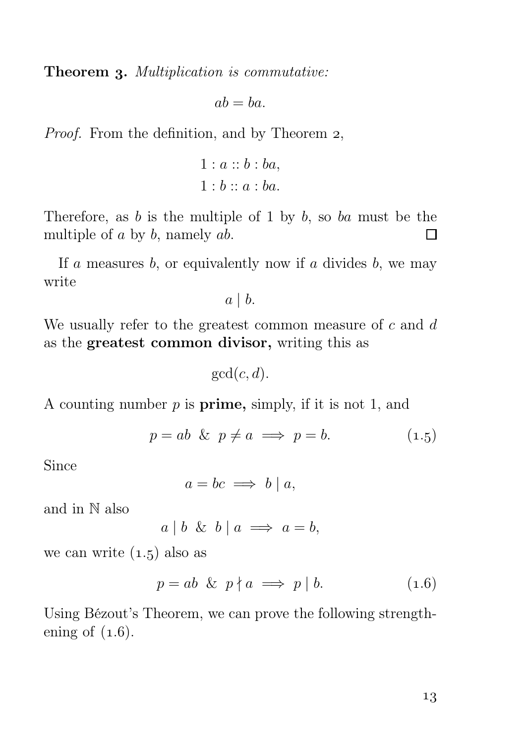**Theorem 3.** *Multiplication is commutative:*

$$ab = ba.$$

*Proof.* From the definition, and by Theorem 2,

$$1 : a :: b : ba,$$
$$1 : b :: a : ba.$$

Therefore, as $b$ is the multiple of 1 by $b$, so $ba$ must be the multiple of $a$ by $b$, namely $ab$. □

If $a$ measures $b$, or equivalently now if $a$ divides $b$, we may write

$$a \mid b.$$

We usually refer to the greatest common measure of $c$ and $d$ as the **greatest common divisor,** writing this as

$$\gcd(c, d).$$

A counting number $p$ is **prime,** simply, if it is not 1, and

$$p = ab \ \& \ p \neq a \implies p = b. \tag{1.5}$$

Since

$$a = bc \implies b \mid a,$$

and in $\mathbb{N}$ also

$$a \mid b \ \& \ b \mid a \implies a = b,$$

we can write (1.5) also as

$$p = ab \ \& \ p \nmid a \implies p \mid b. \tag{1.6}$$

Using Bézout's Theorem, we can prove the following strengthening of (1.6).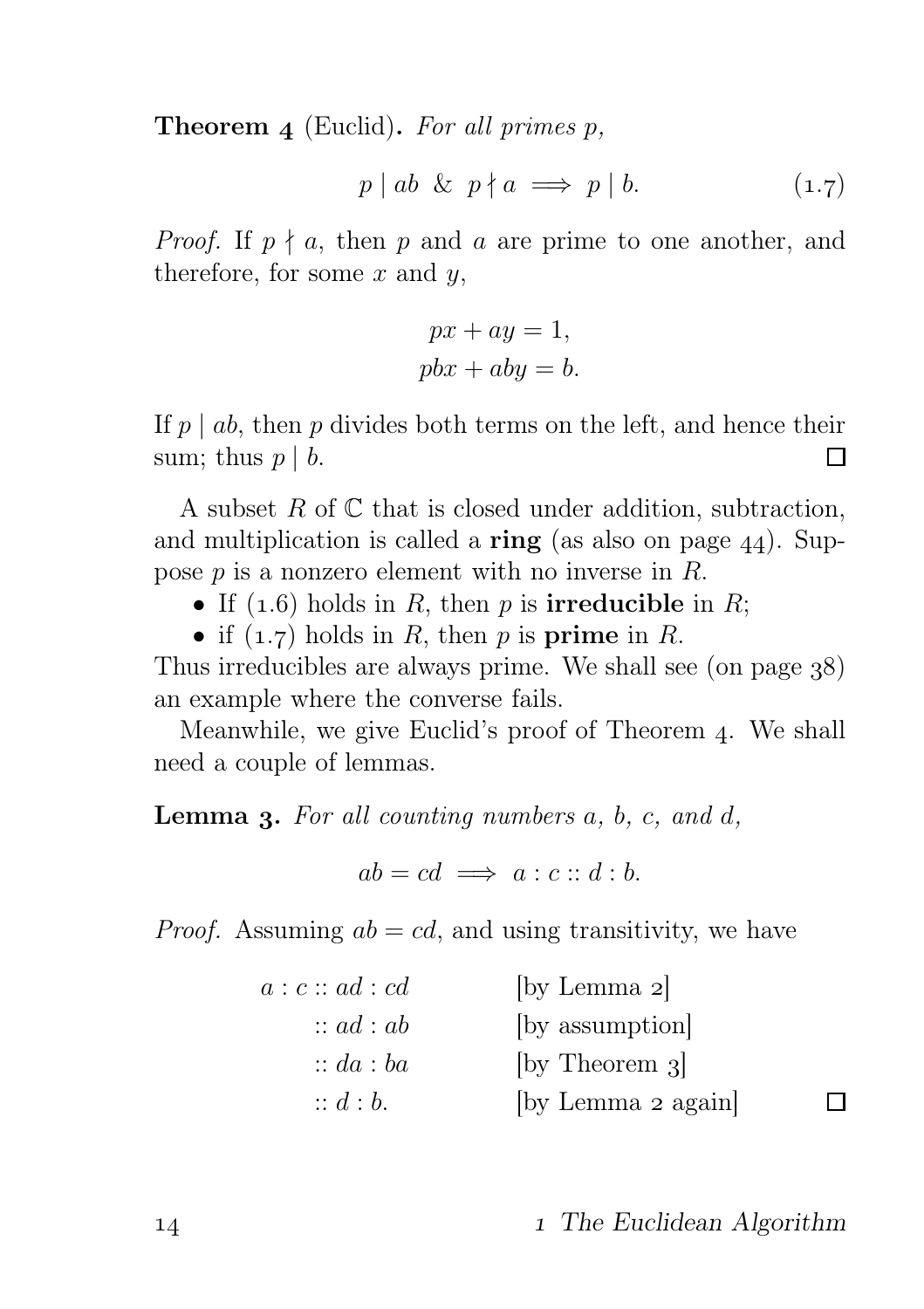**Theorem 4** (Euclid)**.** *For all primes $p$,*

$$p \mid ab \ \ \& \ \ p \nmid a \implies p \mid b. \tag{1.7}$$

*Proof.* If $p \nmid a$, then $p$ and $a$ are prime to one another, and therefore, for some $x$ and $y$,

$$px + ay = 1,$$
$$pbx + aby = b.$$

If $p \mid ab$, then $p$ divides both terms on the left, and hence their sum; thus $p \mid b$. □

A subset $R$ of $\mathbb{C}$ that is closed under addition, subtraction, and multiplication is called a **ring** (as also on page 44). Suppose $p$ is a nonzero element with no inverse in $R$.

- If (1.6) holds in $R$, then $p$ is **irreducible** in $R$;
- if (1.7) holds in $R$, then $p$ is **prime** in $R$.

Thus irreducibles are always prime. We shall see (on page 38) an example where the converse fails.

Meanwhile, we give Euclid's proof of Theorem 4. We shall need a couple of lemmas.

**Lemma 3.** *For all counting numbers $a$, $b$, $c$, and $d$,*

$$ab = cd \implies a : c :: d : b.$$

*Proof.* Assuming $ab = cd$, and using transitivity, we have

$$
\begin{aligned}
a : c &:: ad : cd && \text{[by Lemma 2]} \\
&:: ad : ab && \text{[by assumption]} \\
&:: da : ba && \text{[by Theorem 3]} \\
&:: d : b. && \text{[by Lemma 2 again]}
\end{aligned}
$$

□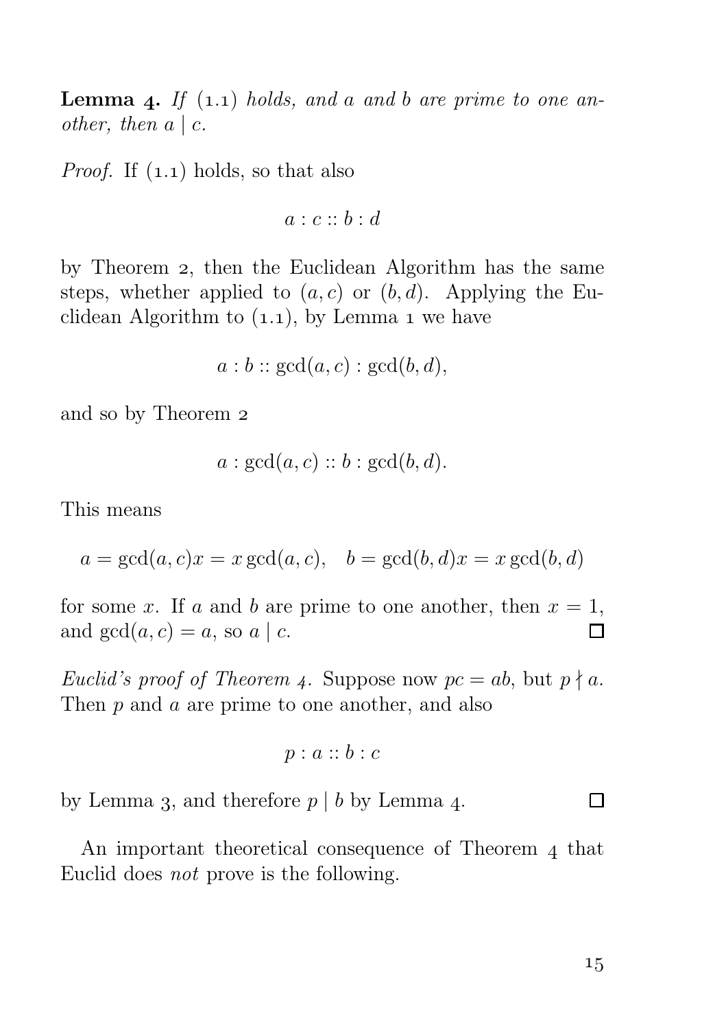**Lemma 4.** *If* (1.1) *holds, and $a$ and $b$ are prime to one another, then $a \mid c$.*

*Proof.* If (1.1) holds, so that also

$$a : c :: b : d$$

by Theorem 2, then the Euclidean Algorithm has the same steps, whether applied to $(a, c)$ or $(b, d)$. Applying the Euclidean Algorithm to (1.1), by Lemma 1 we have

$$a : b :: \gcd(a, c) : \gcd(b, d),$$

and so by Theorem 2

$$a : \gcd(a, c) :: b : \gcd(b, d).$$

This means

$$a = \gcd(a, c)x = x \gcd(a, c), \quad b = \gcd(b, d)x = x \gcd(b, d)$$

for some $x$. If $a$ and $b$ are prime to one another, then $x = 1$, and $\gcd(a, c) = a$, so $a \mid c$. □

*Euclid's proof of Theorem 4.* Suppose now $pc = ab$, but $p \nmid a$. Then $p$ and $a$ are prime to one another, and also

$$p : a :: b : c$$

by Lemma 3, and therefore $p \mid b$ by Lemma 4. □

An important theoretical consequence of Theorem 4 that Euclid does *not* prove is the following.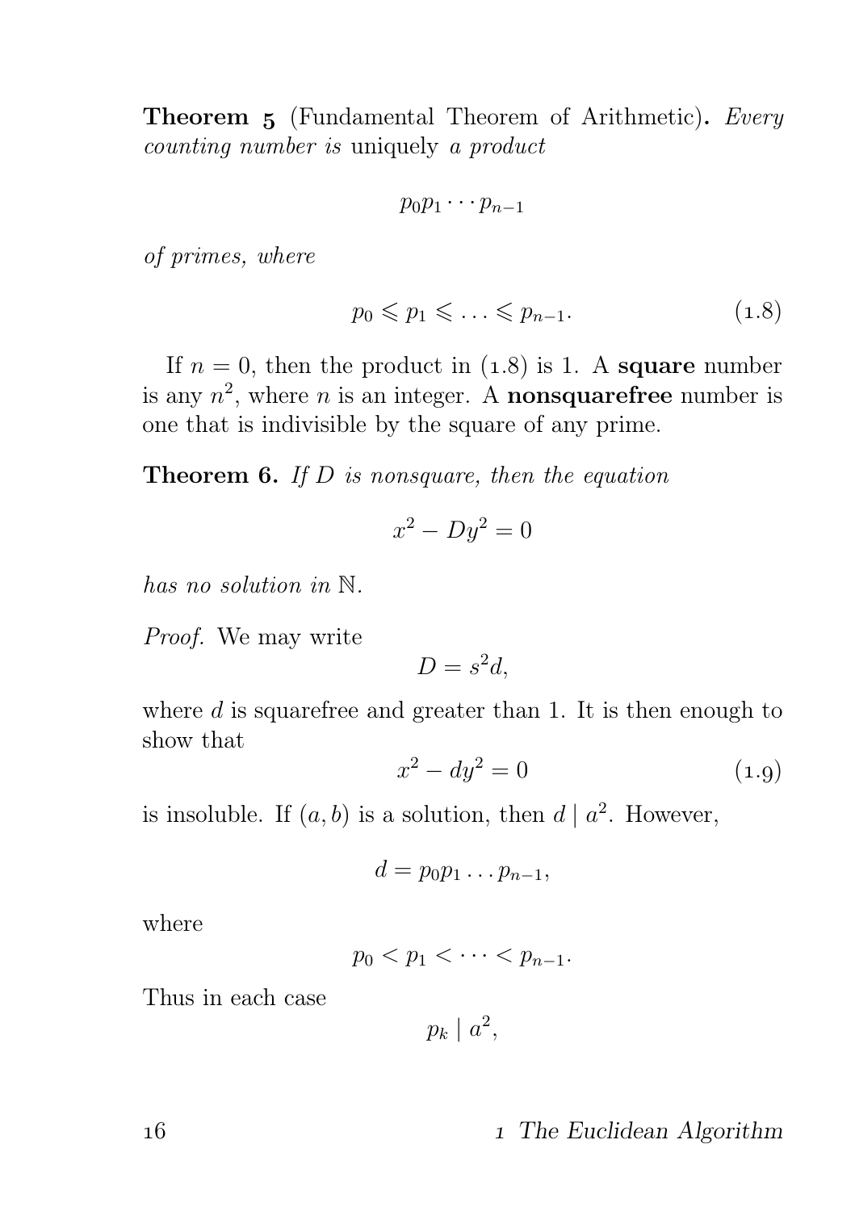**Theorem 5** (Fundamental Theorem of Arithmetic)**.** *Every counting number is* uniquely *a product*

$$p_0 p_1 \cdots p_{n-1}$$

*of primes, where*

$$p_0 \leqslant p_1 \leqslant \ldots \leqslant p_{n-1}. \tag{1.8}$$

If $n = 0$, then the product in (1.8) is 1. A **square** number is any $n^2$, where $n$ is an integer. A **nonsquarefree** number is one that is indivisible by the square of any prime.

**Theorem 6.** *If $D$ is nonsquare, then the equation*

$$x^2 - Dy^2 = 0$$

*has no solution in $\mathbb{N}$.*

*Proof.* We may write

$$D = s^2 d,$$

where $d$ is squarefree and greater than 1. It is then enough to show that

$$x^2 - dy^2 = 0 \tag{1.9}$$

is insoluble. If $(a, b)$ is a solution, then $d \mid a^2$. However,

$$d = p_0 p_1 \ldots p_{n-1},$$

where

$$p_0 < p_1 < \cdots < p_{n-1}.$$

Thus in each case

$$p_k \mid a^2,$$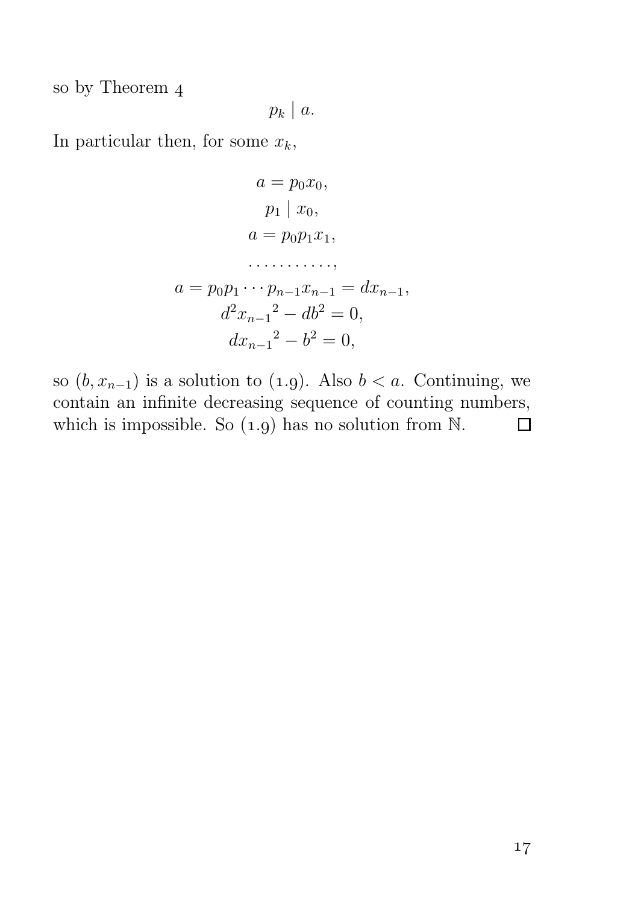so by Theorem 4

$$p_k \mid a.$$

In particular then, for some $x_k$,

$$\begin{gathered}
a = p_0 x_0, \\
p_1 \mid x_0, \\
a = p_0 p_1 x_1, \\
\dots\dots\dots\dots, \\
a = p_0 p_1 \cdots p_{n-1} x_{n-1} = d x_{n-1}, \\
d^2 {x_{n-1}}^2 - d b^2 = 0, \\
d {x_{n-1}}^2 - b^2 = 0,
\end{gathered}$$

so $(b, x_{n-1})$ is a solution to (1.9). Also $b < a$. Continuing, we contain an infinite decreasing sequence of counting numbers, which is impossible. So (1.9) has no solution from $\mathbb{N}$. □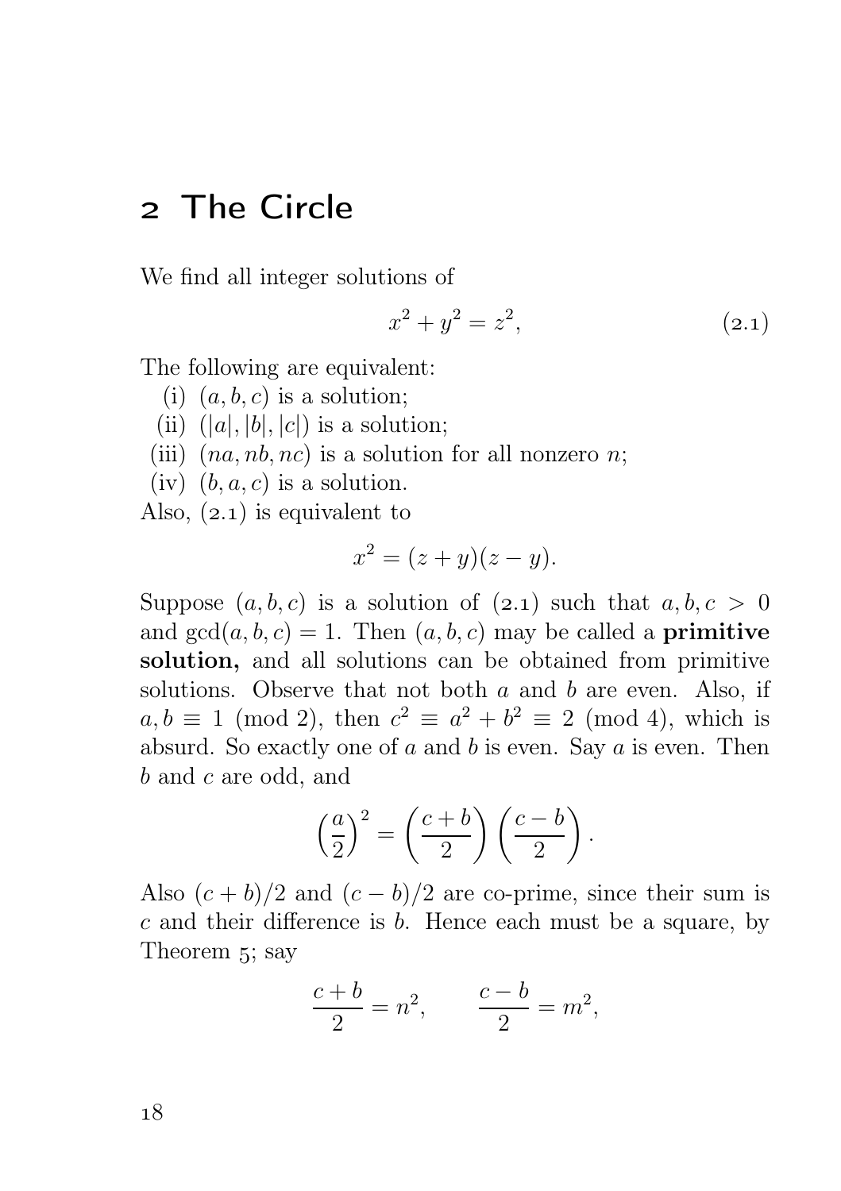# 2 The Circle

We find all integer solutions of

$$x^2 + y^2 = z^2, \tag{2.1}$$

The following are equivalent:

(i) $(a, b, c)$ is a solution;
(ii) $(|a|, |b|, |c|)$ is a solution;
(iii) $(na, nb, nc)$ is a solution for all nonzero $n$;
(iv) $(b, a, c)$ is a solution.

Also, (2.1) is equivalent to

$$x^2 = (z + y)(z - y).$$

Suppose $(a, b, c)$ is a solution of (2.1) such that $a, b, c > 0$ and $\gcd(a, b, c) = 1$. Then $(a, b, c)$ may be called a **primitive solution,** and all solutions can be obtained from primitive solutions. Observe that not both $a$ and $b$ are even. Also, if $a, b \equiv 1 \pmod 2$, then $c^2 \equiv a^2 + b^2 \equiv 2 \pmod 4$, which is absurd. So exactly one of $a$ and $b$ is even. Say $a$ is even. Then $b$ and $c$ are odd, and

$$\left(\frac{a}{2}\right)^2 = \left(\frac{c+b}{2}\right)\left(\frac{c-b}{2}\right).$$

Also $(c + b)/2$ and $(c - b)/2$ are co-prime, since their sum is $c$ and their difference is $b$. Hence each must be a square, by Theorem 5; say

$$\frac{c+b}{2} = n^2, \qquad \frac{c-b}{2} = m^2,$$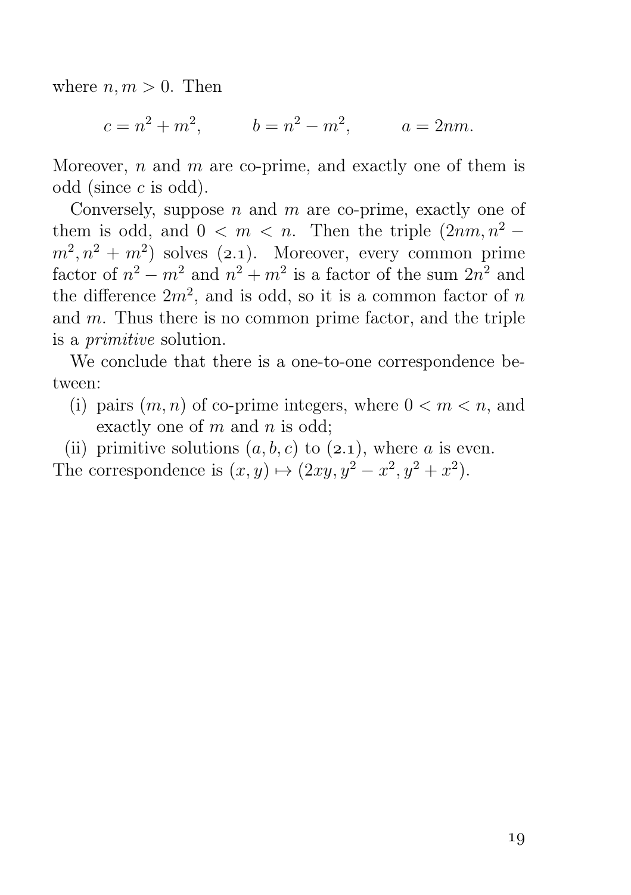where $n, m > 0$. Then

$$c = n^2 + m^2, \qquad b = n^2 - m^2, \qquad a = 2nm.$$

Moreover, $n$ and $m$ are co-prime, and exactly one of them is odd (since $c$ is odd).

Conversely, suppose $n$ and $m$ are co-prime, exactly one of them is odd, and $0 < m < n$. Then the triple $(2nm, n^2 - m^2, n^2 + m^2)$ solves (2.1). Moreover, every common prime factor of $n^2 - m^2$ and $n^2 + m^2$ is a factor of the sum $2n^2$ and the difference $2m^2$, and is odd, so it is a common factor of $n$ and $m$. Thus there is no common prime factor, and the triple is a *primitive* solution.

We conclude that there is a one-to-one correspondence between:

(i) pairs $(m, n)$ of co-prime integers, where $0 < m < n$, and exactly one of $m$ and $n$ is odd;

(ii) primitive solutions $(a, b, c)$ to (2.1), where $a$ is even.

The correspondence is $(x, y) \mapsto (2xy, y^2 - x^2, y^2 + x^2)$.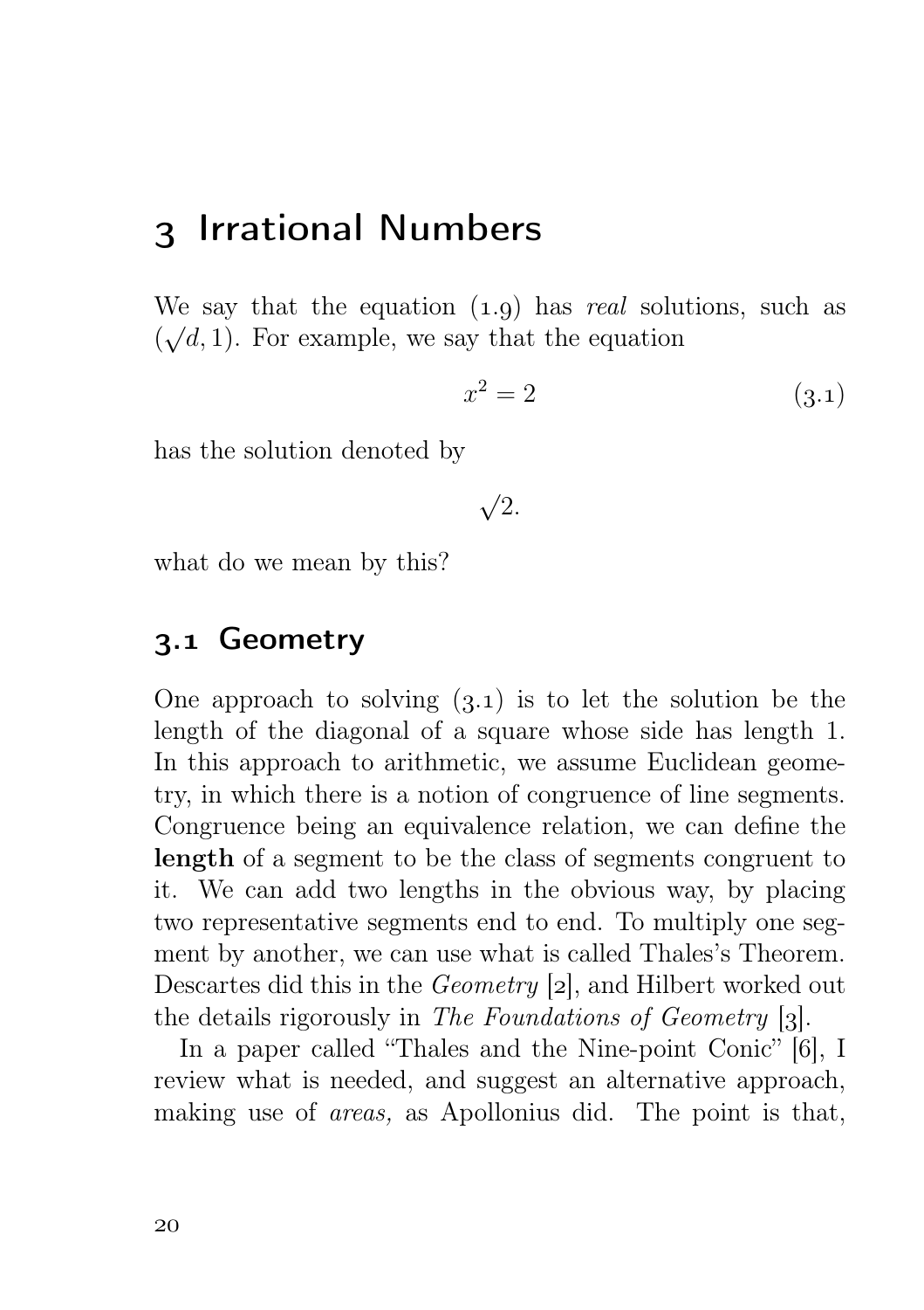# 3 Irrational Numbers

We say that the equation (1.9) has *real* solutions, such as $(\sqrt{d}, 1)$. For example, we say that the equation

$$x^2 = 2 \tag{3.1}$$

has the solution denoted by

$$\sqrt{2}.$$

what do we mean by this?

## 3.1 Geometry

One approach to solving (3.1) is to let the solution be the length of the diagonal of a square whose side has length 1. In this approach to arithmetic, we assume Euclidean geometry, in which there is a notion of congruence of line segments. Congruence being an equivalence relation, we can define the **length** of a segment to be the class of segments congruent to it. We can add two lengths in the obvious way, by placing two representative segments end to end. To multiply one segment by another, we can use what is called Thales's Theorem. Descartes did this in the *Geometry* [2], and Hilbert worked out the details rigorously in *The Foundations of Geometry* [3].

In a paper called "Thales and the Nine-point Conic" [6], I review what is needed, and suggest an alternative approach, making use of *areas,* as Apollonius did. The point is that,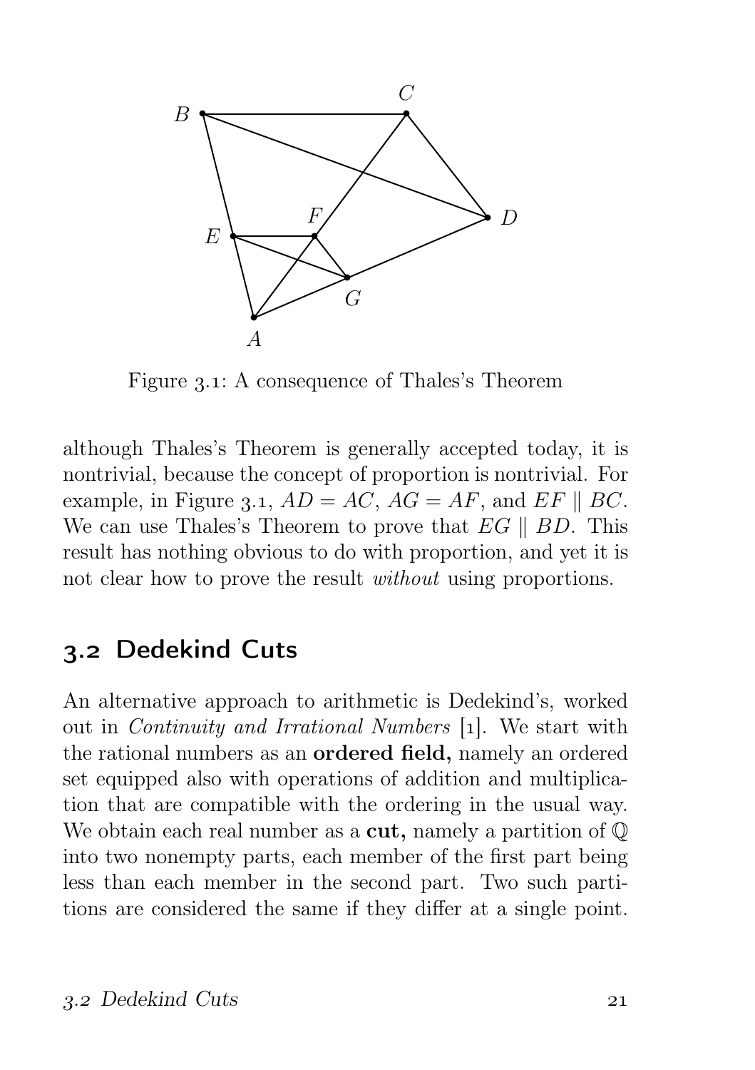Figure 3.1: A consequence of Thales's Theorem

although Thales's Theorem is generally accepted today, it is nontrivial, because the concept of proportion is nontrivial. For example, in Figure 3.1, $AD = AC$, $AG = AF$, and $EF \parallel BC$. We can use Thales's Theorem to prove that $EG \parallel BD$. This result has nothing obvious to do with proportion, and yet it is not clear how to prove the result *without* using proportions.

## 3.2 Dedekind Cuts

An alternative approach to arithmetic is Dedekind's, worked out in *Continuity and Irrational Numbers* [1]. We start with the rational numbers as an **ordered field,** namely an ordered set equipped also with operations of addition and multiplication that are compatible with the ordering in the usual way. We obtain each real number as a **cut,** namely a partition of $\mathbb{Q}$ into two nonempty parts, each member of the first part being less than each member in the second part. Two such partitions are considered the same if they differ at a single point.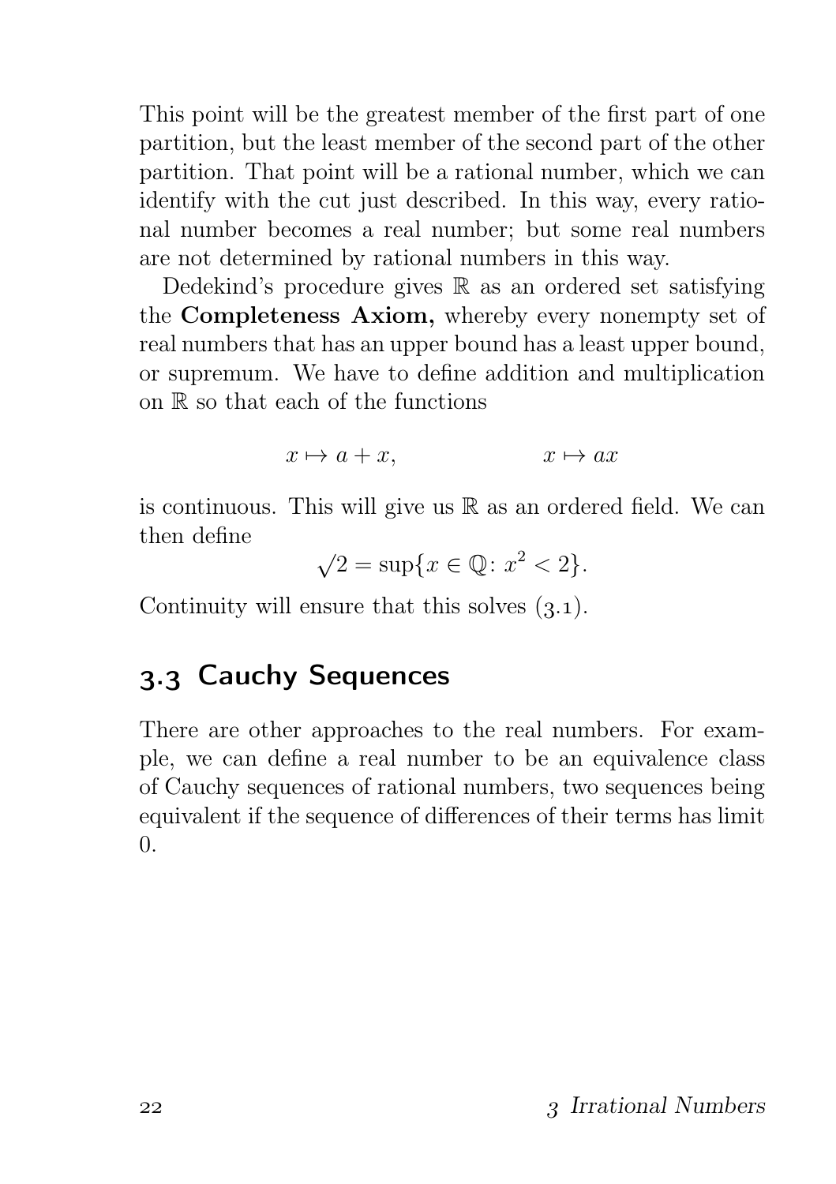This point will be the greatest member of the first part of one partition, but the least member of the second part of the other partition. That point will be a rational number, which we can identify with the cut just described. In this way, every rational number becomes a real number; but some real numbers are not determined by rational numbers in this way.

Dedekind's procedure gives $\mathbb{R}$ as an ordered set satisfying the **Completeness Axiom,** whereby every nonempty set of real numbers that has an upper bound has a least upper bound, or supremum. We have to define addition and multiplication on $\mathbb{R}$ so that each of the functions

$$x \mapsto a + x, \qquad\qquad x \mapsto ax$$

is continuous. This will give us $\mathbb{R}$ as an ordered field. We can then define

$$\sqrt{2} = \sup\{x \in \mathbb{Q} \colon x^2 < 2\}.$$

Continuity will ensure that this solves (3.1).

## 3.3 Cauchy Sequences

There are other approaches to the real numbers. For example, we can define a real number to be an equivalence class of Cauchy sequences of rational numbers, two sequences being equivalent if the sequence of differences of their terms has limit 0.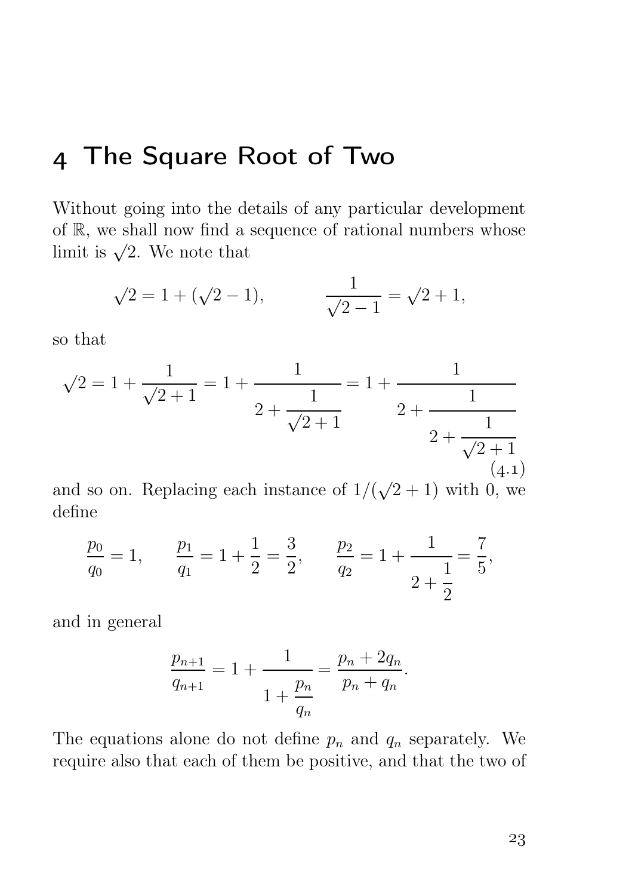# 4 The Square Root of Two

Without going into the details of any particular development of $\mathbb{R}$, we shall now find a sequence of rational numbers whose limit is $\sqrt{2}$. We note that

$$\sqrt{2} = 1 + (\sqrt{2} - 1), \qquad \frac{1}{\sqrt{2} - 1} = \sqrt{2} + 1,$$

so that

$$\sqrt{2} = 1 + \frac{1}{\sqrt{2} + 1} = 1 + \cfrac{1}{2 + \cfrac{1}{\sqrt{2} + 1}} = 1 + \cfrac{1}{2 + \cfrac{1}{2 + \cfrac{1}{\sqrt{2} + 1}}} \tag{4.1}$$

and so on. Replacing each instance of $1/(\sqrt{2} + 1)$ with 0, we define

$$\frac{p_0}{q_0} = 1, \qquad \frac{p_1}{q_1} = 1 + \frac{1}{2} = \frac{3}{2}, \qquad \frac{p_2}{q_2} = 1 + \cfrac{1}{2 + \cfrac{1}{2}} = \frac{7}{5},$$

and in general

$$\frac{p_{n+1}}{q_{n+1}} = 1 + \cfrac{1}{1 + \cfrac{p_n}{q_n}} = \frac{p_n + 2q_n}{p_n + q_n}.$$

The equations alone do not define $p_n$ and $q_n$ separately. We require also that each of them be positive, and that the two of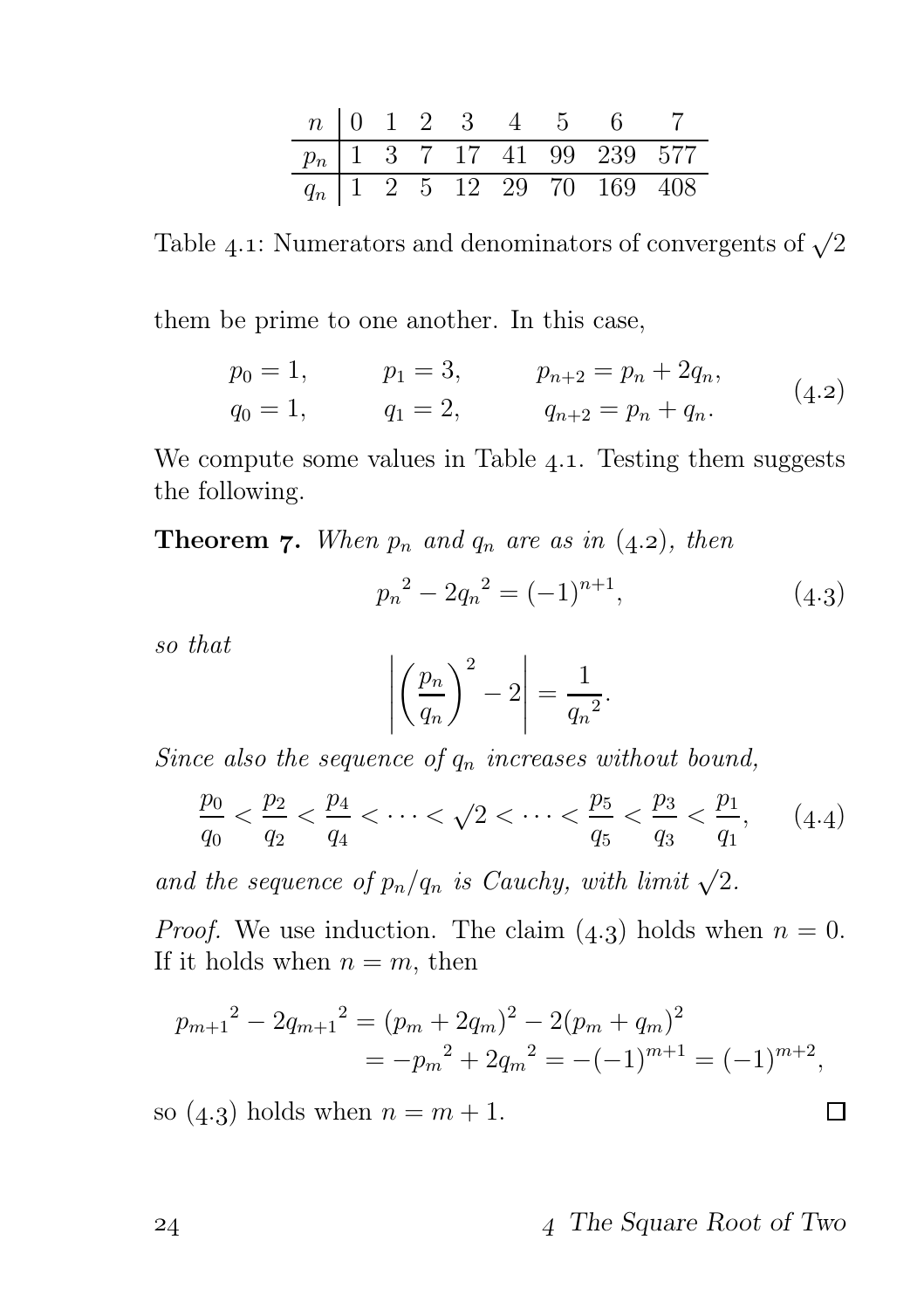| $n$ | 0 | 1 | 2 | 3 | 4 | 5 | 6 | 7 |
|---|---|---|---|---|---|---|---|---|
| $p_n$ | 1 | 3 | 7 | 17 | 41 | 99 | 239 | 577 |
| $q_n$ | 1 | 2 | 5 | 12 | 29 | 70 | 169 | 408 |

Table 4.1: Numerators and denominators of convergents of $\sqrt{2}$

them be prime to one another. In this case,

$$\begin{aligned} p_0 &= 1, & p_1 &= 3, & p_{n+2} &= p_n + 2q_n, \\ q_0 &= 1, & q_1 &= 2, & q_{n+2} &= p_n + q_n. \end{aligned} \tag{4.2}$$

We compute some values in Table 4.1. Testing them suggests the following.

**Theorem 7.** *When $p_n$ and $q_n$ are as in (4.2), then*

$${p_n}^2 - 2{q_n}^2 = (-1)^{n+1}, \tag{4.3}$$

*so that*

$$\left|\left(\frac{p_n}{q_n}\right)^2 - 2\right| = \frac{1}{{q_n}^2}.$$

*Since also the sequence of $q_n$ increases without bound,*

$$\frac{p_0}{q_0} < \frac{p_2}{q_2} < \frac{p_4}{q_4} < \cdots < \sqrt{2} < \cdots < \frac{p_5}{q_5} < \frac{p_3}{q_3} < \frac{p_1}{q_1}, \tag{4.4}$$

*and the sequence of $p_n/q_n$ is Cauchy, with limit $\sqrt{2}$.*

*Proof.* We use induction. The claim (4.3) holds when $n = 0$. If it holds when $n = m$, then

$$\begin{aligned} {p_{m+1}}^2 - 2{q_{m+1}}^2 &= (p_m + 2q_m)^2 - 2(p_m + q_m)^2 \\ &= -{p_m}^2 + 2{q_m}^2 = -(-1)^{m+1} = (-1)^{m+2}, \end{aligned}$$

so (4.3) holds when $n = m + 1$. □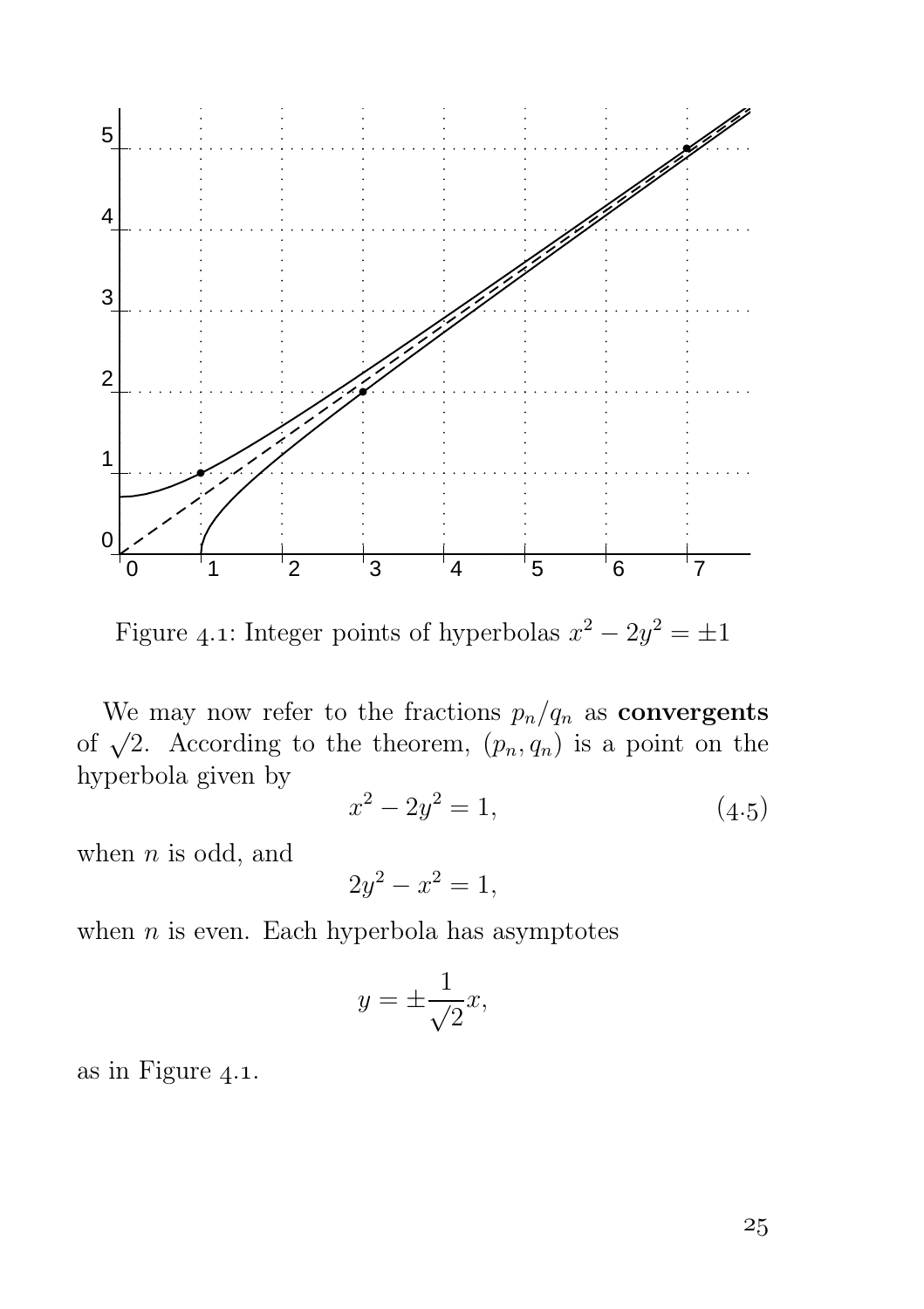Figure 4.1: Integer points of hyperbolas $x^2 - 2y^2 = \pm 1$

We may now refer to the fractions $p_n/q_n$ as **convergents** of $\sqrt{2}$. According to the theorem, $(p_n, q_n)$ is a point on the hyperbola given by

$$x^2 - 2y^2 = 1, \tag{4.5}$$

when $n$ is odd, and

$$2y^2 - x^2 = 1,$$

when $n$ is even. Each hyperbola has asymptotes

$$y = \pm \frac{1}{\sqrt{2}} x,$$

as in Figure 4.1.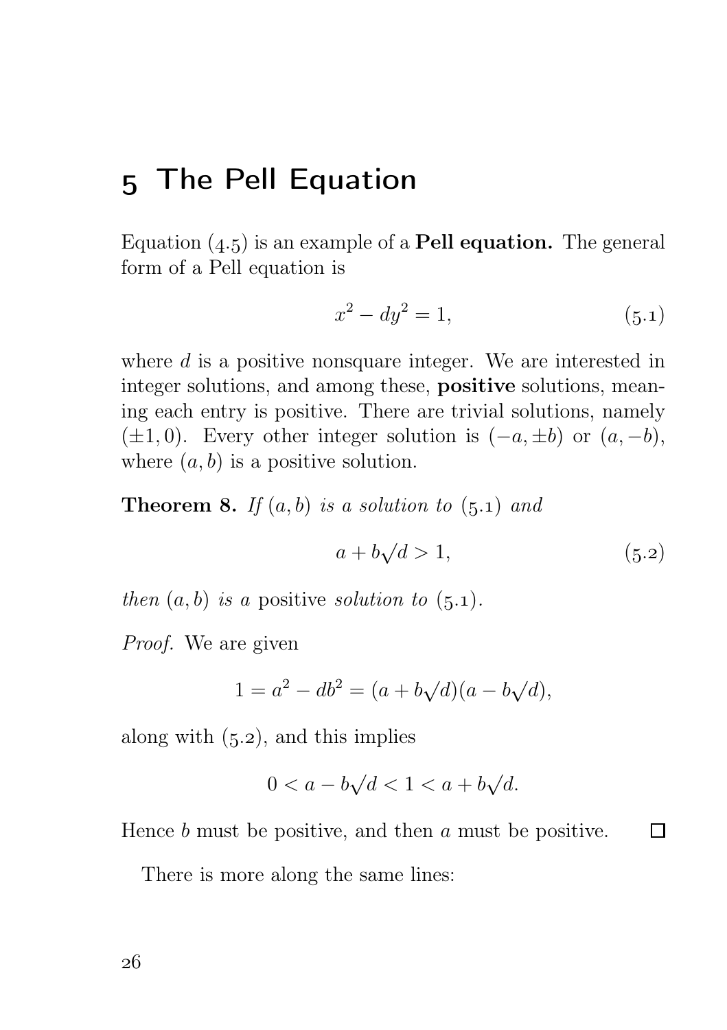# 5 The Pell Equation

Equation (4.5) is an example of a **Pell equation.** The general form of a Pell equation is

$$x^2 - dy^2 = 1, \tag{5.1}$$

where $d$ is a positive nonsquare integer. We are interested in integer solutions, and among these, **positive** solutions, meaning each entry is positive. There are trivial solutions, namely $(\pm 1, 0)$. Every other integer solution is $(-a, \pm b)$ or $(a, -b)$, where $(a, b)$ is a positive solution.

**Theorem 8.** *If $(a, b)$ is a solution to (5.1) and*

$$a + b\sqrt{d} > 1, \tag{5.2}$$

*then $(a, b)$ is a* positive *solution to (5.1).*

*Proof.* We are given

$$1 = a^2 - db^2 = (a + b\sqrt{d})(a - b\sqrt{d}),$$

along with (5.2), and this implies

$$0 < a - b\sqrt{d} < 1 < a + b\sqrt{d}.$$

Hence $b$ must be positive, and then $a$ must be positive. □

There is more along the same lines: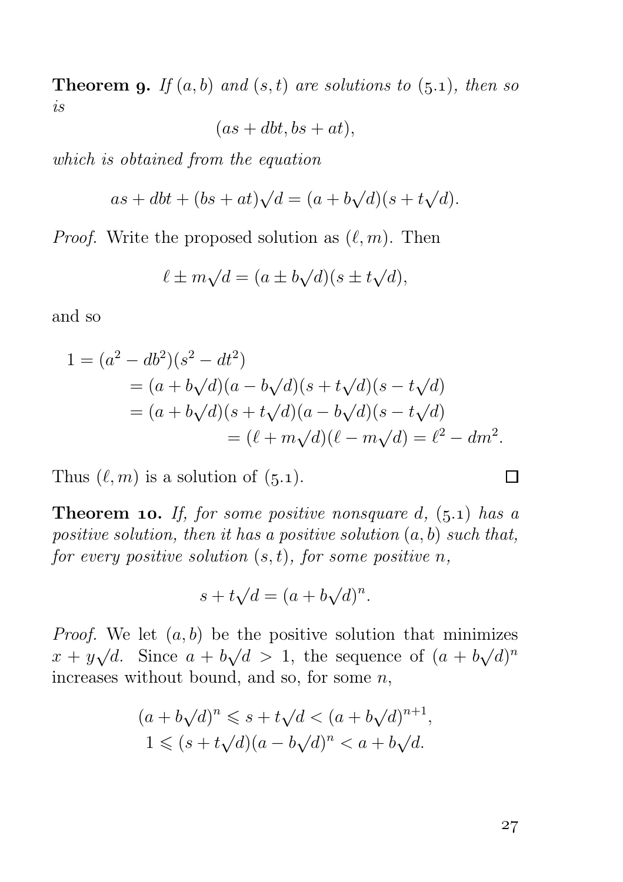**Theorem 9.** *If $(a, b)$ and $(s, t)$ are solutions to (5.1), then so is*

$$(as + dbt, bs + at),$$

*which is obtained from the equation*

$$as + dbt + (bs + at)\sqrt{d} = (a + b\sqrt{d})(s + t\sqrt{d}).$$

*Proof.* Write the proposed solution as $(\ell, m)$. Then

$$\ell \pm m\sqrt{d} = (a \pm b\sqrt{d})(s \pm t\sqrt{d}),$$

and so

$$\begin{aligned}
1 &= (a^2 - db^2)(s^2 - dt^2) \\
&= (a + b\sqrt{d})(a - b\sqrt{d})(s + t\sqrt{d})(s - t\sqrt{d}) \\
&= (a + b\sqrt{d})(s + t\sqrt{d})(a - b\sqrt{d})(s - t\sqrt{d}) \\
&= (\ell + m\sqrt{d})(\ell - m\sqrt{d}) = \ell^2 - dm^2.
\end{aligned}$$

Thus $(\ell, m)$ is a solution of (5.1). □

**Theorem 10.** *If, for some positive nonsquare $d$, (5.1) has a positive solution, then it has a positive solution $(a, b)$ such that, for every positive solution $(s, t)$, for some positive $n$,*

$$s + t\sqrt{d} = (a + b\sqrt{d})^n.$$

*Proof.* We let $(a, b)$ be the positive solution that minimizes $x + y\sqrt{d}$. Since $a + b\sqrt{d} > 1$, the sequence of $(a + b\sqrt{d})^n$ increases without bound, and so, for some $n$,

$$\begin{gathered}
(a + b\sqrt{d})^n \leqslant s + t\sqrt{d} < (a + b\sqrt{d})^{n+1}, \\
1 \leqslant (s + t\sqrt{d})(a - b\sqrt{d})^n < a + b\sqrt{d}.
\end{gathered}$$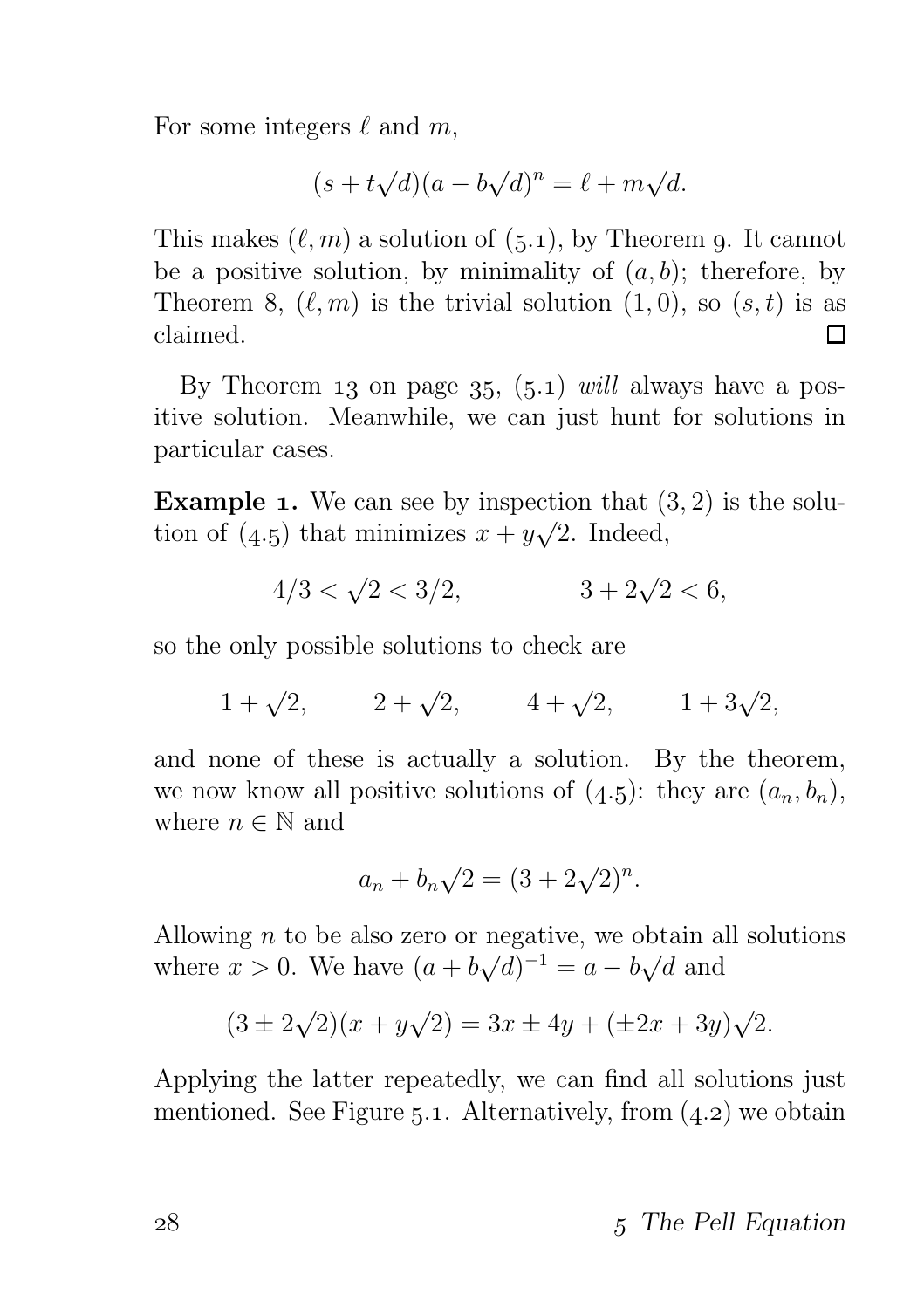For some integers $\ell$ and $m$,

$$(s + t\sqrt{d})(a - b\sqrt{d})^n = \ell + m\sqrt{d}.$$

This makes $(\ell, m)$ a solution of (5.1), by Theorem 9. It cannot be a positive solution, by minimality of $(a, b)$; therefore, by Theorem 8, $(\ell, m)$ is the trivial solution $(1, 0)$, so $(s, t)$ is as claimed. $\square$

By Theorem 13 on page 35, (5.1) *will* always have a positive solution. Meanwhile, we can just hunt for solutions in particular cases.

**Example 1.** We can see by inspection that $(3, 2)$ is the solution of (4.5) that minimizes $x + y\sqrt{2}$. Indeed,

$$4/3 < \sqrt{2} < 3/2, \qquad\qquad 3 + 2\sqrt{2} < 6,$$

so the only possible solutions to check are

$$1 + \sqrt{2}, \qquad 2 + \sqrt{2}, \qquad 4 + \sqrt{2}, \qquad 1 + 3\sqrt{2},$$

and none of these is actually a solution. By the theorem, we now know all positive solutions of (4.5): they are $(a_n, b_n)$, where $n \in \mathbb{N}$ and

$$a_n + b_n\sqrt{2} = (3 + 2\sqrt{2})^n.$$

Allowing $n$ to be also zero or negative, we obtain all solutions where $x > 0$. We have $(a + b\sqrt{d})^{-1} = a - b\sqrt{d}$ and

$$(3 \pm 2\sqrt{2})(x + y\sqrt{2}) = 3x \pm 4y + (\pm 2x + 3y)\sqrt{2}.$$

Applying the latter repeatedly, we can find all solutions just mentioned. See Figure 5.1. Alternatively, from (4.2) we obtain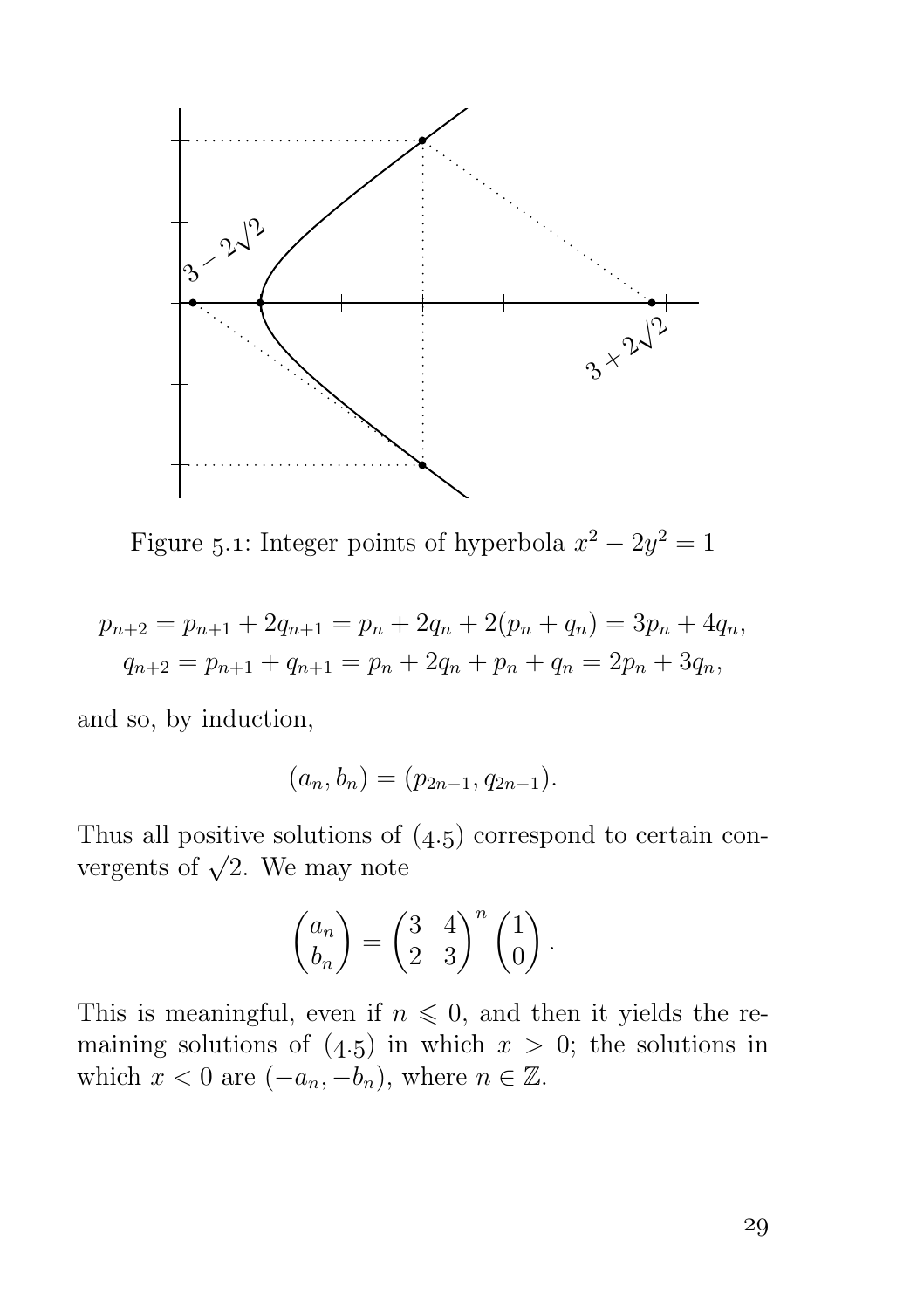Figure 5.1: Integer points of hyperbola $x^2 - 2y^2 = 1$

$$
\begin{aligned}
p_{n+2} &= p_{n+1} + 2q_{n+1} = p_n + 2q_n + 2(p_n + q_n) = 3p_n + 4q_n, \\
q_{n+2} &= p_{n+1} + q_{n+1} = p_n + 2q_n + p_n + q_n = 2p_n + 3q_n,
\end{aligned}
$$

and so, by induction,

$$
(a_n, b_n) = (p_{2n-1}, q_{2n-1}).
$$

Thus all positive solutions of (4.5) correspond to certain convergents of $\sqrt{2}$. We may note

$$
\begin{pmatrix} a_n \\ b_n \end{pmatrix} = \begin{pmatrix} 3 & 4 \\ 2 & 3 \end{pmatrix}^n \begin{pmatrix} 1 \\ 0 \end{pmatrix}.
$$

This is meaningful, even if $n \leqslant 0$, and then it yields the remaining solutions of (4.5) in which $x > 0$; the solutions in which $x < 0$ are $(-a_n, -b_n)$, where $n \in \mathbb{Z}$.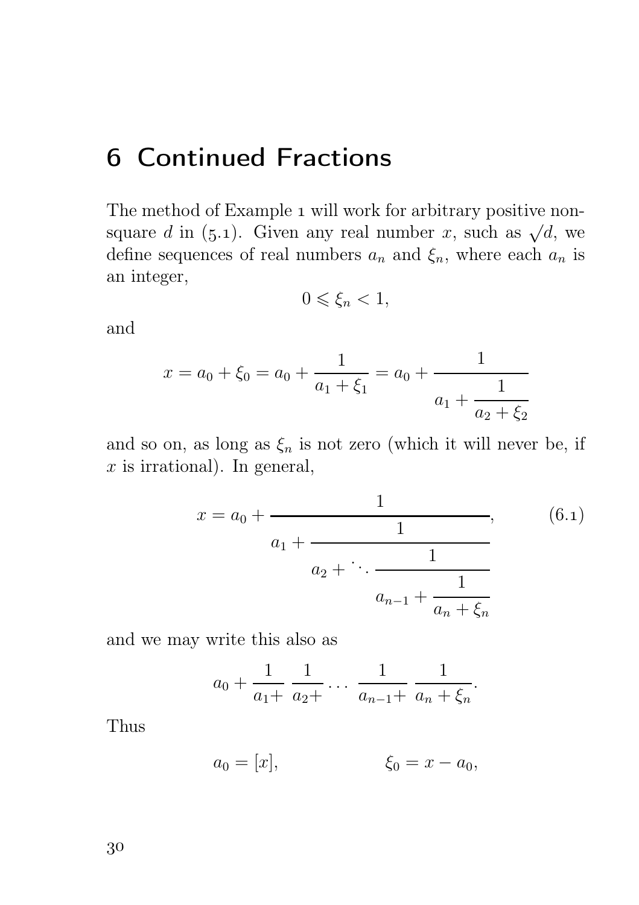# 6 Continued Fractions

The method of Example 1 will work for arbitrary positive non-square $d$ in (5.1). Given any real number $x$, such as $\sqrt{d}$, we define sequences of real numbers $a_n$ and $\xi_n$, where each $a_n$ is an integer,

$$0 \leqslant \xi_n < 1,$$

and

$$x = a_0 + \xi_0 = a_0 + \cfrac{1}{a_1 + \xi_1} = a_0 + \cfrac{1}{a_1 + \cfrac{1}{a_2 + \xi_2}}$$

and so on, as long as $\xi_n$ is not zero (which it will never be, if $x$ is irrational). In general,

$$x = a_0 + \cfrac{1}{a_1 + \cfrac{1}{a_2 + \ddots \cfrac{1}{a_{n-1} + \cfrac{1}{a_n + \xi_n}}}}, \qquad (6.1)$$

and we may write this also as

$$a_0 + \frac{1}{a_1 +}\ \frac{1}{a_2 +} \cdots \ \frac{1}{a_{n-1} +}\ \frac{1}{a_n + \xi_n}.$$

Thus

$$a_0 = [x], \qquad\qquad \xi_0 = x - a_0,$$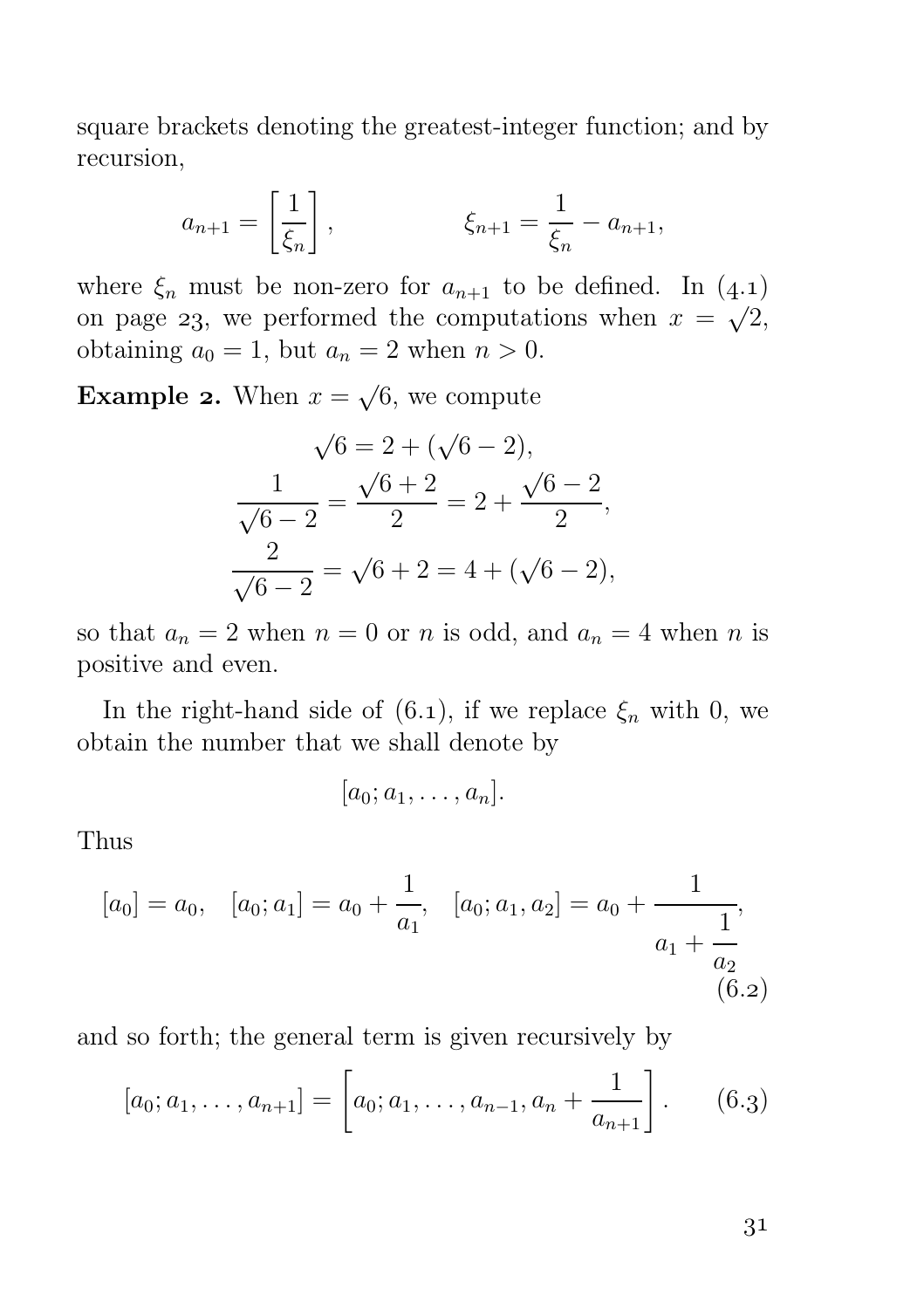square brackets denoting the greatest-integer function; and by recursion,

$$a_{n+1} = \left[\frac{1}{\xi_n}\right], \qquad\qquad \xi_{n+1} = \frac{1}{\xi_n} - a_{n+1},$$

where $\xi_n$ must be non-zero for $a_{n+1}$ to be defined. In (4.1) on page 23, we performed the computations when $x = \sqrt{2}$, obtaining $a_0 = 1$, but $a_n = 2$ when $n > 0$.

**Example 2.** When $x = \sqrt{6}$, we compute

$$\begin{gathered}
\sqrt{6} = 2 + (\sqrt{6} - 2), \\
\frac{1}{\sqrt{6} - 2} = \frac{\sqrt{6} + 2}{2} = 2 + \frac{\sqrt{6} - 2}{2}, \\
\frac{2}{\sqrt{6} - 2} = \sqrt{6} + 2 = 4 + (\sqrt{6} - 2),
\end{gathered}$$

so that $a_n = 2$ when $n = 0$ or $n$ is odd, and $a_n = 4$ when $n$ is positive and even.

In the right-hand side of (6.1), if we replace $\xi_n$ with 0, we obtain the number that we shall denote by

$$[a_0; a_1, \dots, a_n].$$

Thus

$$[a_0] = a_0, \quad [a_0; a_1] = a_0 + \frac{1}{a_1}, \quad [a_0; a_1, a_2] = a_0 + \cfrac{1}{a_1 + \cfrac{1}{a_2}}, \tag{6.2}$$

and so forth; the general term is given recursively by

$$[a_0; a_1, \dots, a_{n+1}] = \left[a_0; a_1, \dots, a_{n-1}, a_n + \frac{1}{a_{n+1}}\right]. \tag{6.3}$$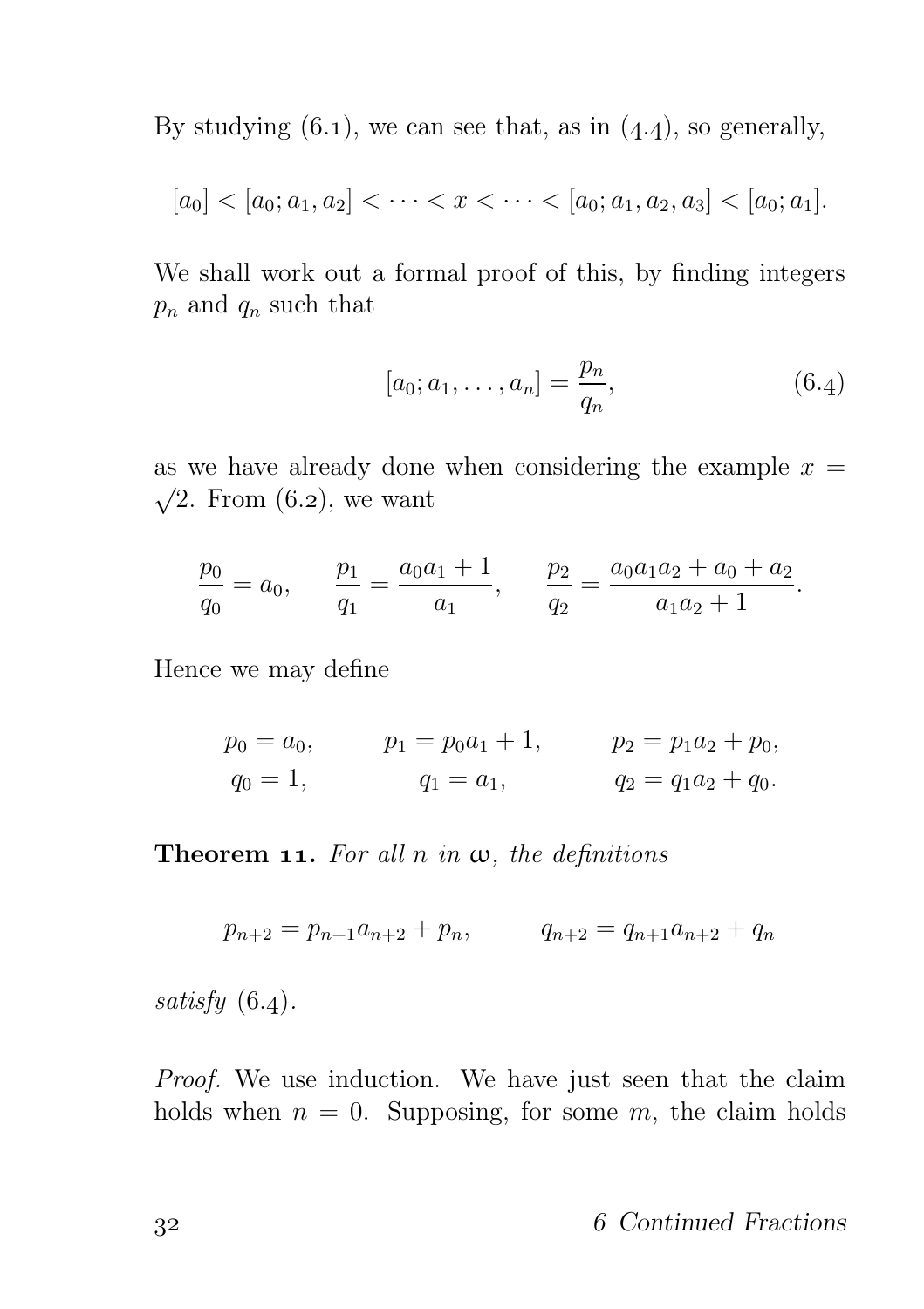By studying (6.1), we can see that, as in (4.4), so generally,

$$[a_0] < [a_0; a_1, a_2] < \cdots < x < \cdots < [a_0; a_1, a_2, a_3] < [a_0; a_1].$$

We shall work out a formal proof of this, by finding integers $p_n$ and $q_n$ such that

$$[a_0; a_1, \ldots, a_n] = \frac{p_n}{q_n}, \tag{6.4}$$

as we have already done when considering the example $x = \sqrt{2}$. From (6.2), we want

$$\frac{p_0}{q_0} = a_0, \qquad \frac{p_1}{q_1} = \frac{a_0 a_1 + 1}{a_1}, \qquad \frac{p_2}{q_2} = \frac{a_0 a_1 a_2 + a_0 + a_2}{a_1 a_2 + 1}.$$

Hence we may define

$$\begin{aligned} p_0 &= a_0, & p_1 &= p_0 a_1 + 1, & p_2 &= p_1 a_2 + p_0, \\ q_0 &= 1, & q_1 &= a_1, & q_2 &= q_1 a_2 + q_0. \end{aligned}$$

**Theorem 11.** *For all $n$ in $\omega$, the definitions*

$$p_{n+2} = p_{n+1} a_{n+2} + p_n, \qquad q_{n+2} = q_{n+1} a_{n+2} + q_n$$

*satisfy* (6.4).

*Proof.* We use induction. We have just seen that the claim holds when $n = 0$. Supposing, for some $m$, the claim holds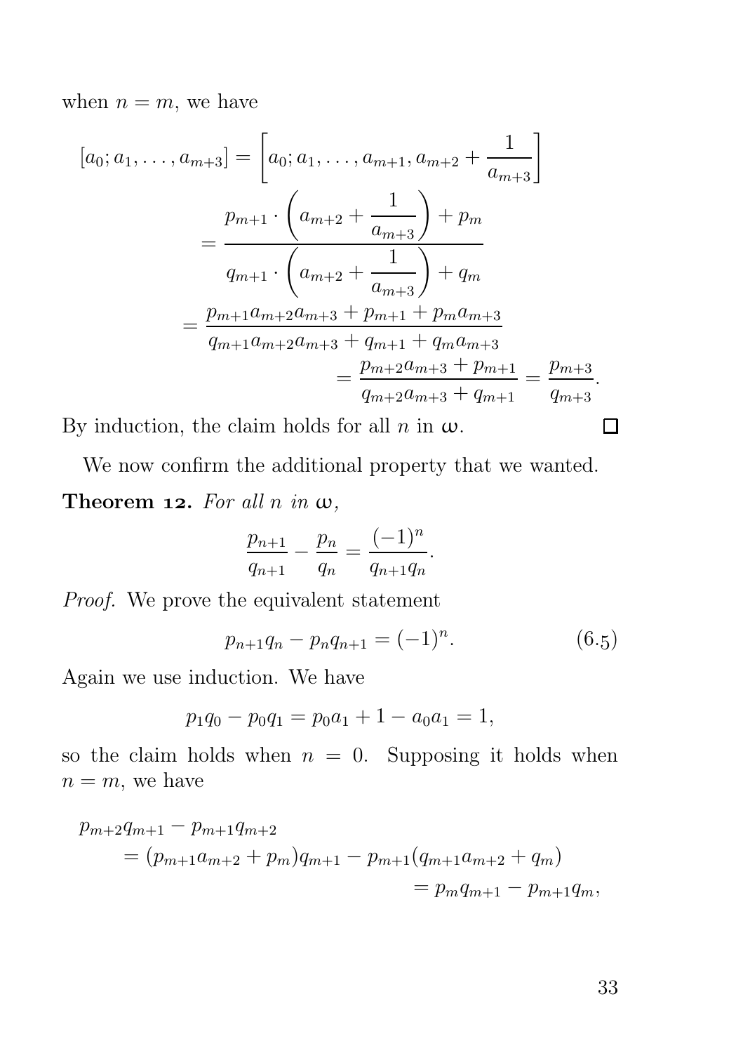when $n = m$, we have

$$\begin{aligned}
[a_0; a_1, \dots, a_{m+3}] &= \left[a_0; a_1, \dots, a_{m+1}, a_{m+2} + \frac{1}{a_{m+3}}\right] \\
&= \frac{p_{m+1} \cdot \left(a_{m+2} + \dfrac{1}{a_{m+3}}\right) + p_m}{q_{m+1} \cdot \left(a_{m+2} + \dfrac{1}{a_{m+3}}\right) + q_m} \\
&= \frac{p_{m+1}a_{m+2}a_{m+3} + p_{m+1} + p_m a_{m+3}}{q_{m+1}a_{m+2}a_{m+3} + q_{m+1} + q_m a_{m+3}} \\
&= \frac{p_{m+2}a_{m+3} + p_{m+1}}{q_{m+2}a_{m+3} + q_{m+1}} = \frac{p_{m+3}}{q_{m+3}}.
\end{aligned}$$

By induction, the claim holds for all $n$ in $\omega$. □

We now confirm the additional property that we wanted.

**Theorem 12.** *For all $n$ in $\omega$,*

$$\frac{p_{n+1}}{q_{n+1}} - \frac{p_n}{q_n} = \frac{(-1)^n}{q_{n+1}q_n}.$$

*Proof.* We prove the equivalent statement

$$p_{n+1}q_n - p_n q_{n+1} = (-1)^n. \tag{6.5}$$

Again we use induction. We have

$$p_1 q_0 - p_0 q_1 = p_0 a_1 + 1 - a_0 a_1 = 1,$$

so the claim holds when $n = 0$. Supposing it holds when $n = m$, we have

$$\begin{aligned}
&p_{m+2}q_{m+1} - p_{m+1}q_{m+2} \\
&\quad = (p_{m+1}a_{m+2} + p_m)q_{m+1} - p_{m+1}(q_{m+1}a_{m+2} + q_m) \\
&\quad = p_m q_{m+1} - p_{m+1}q_m,
\end{aligned}$$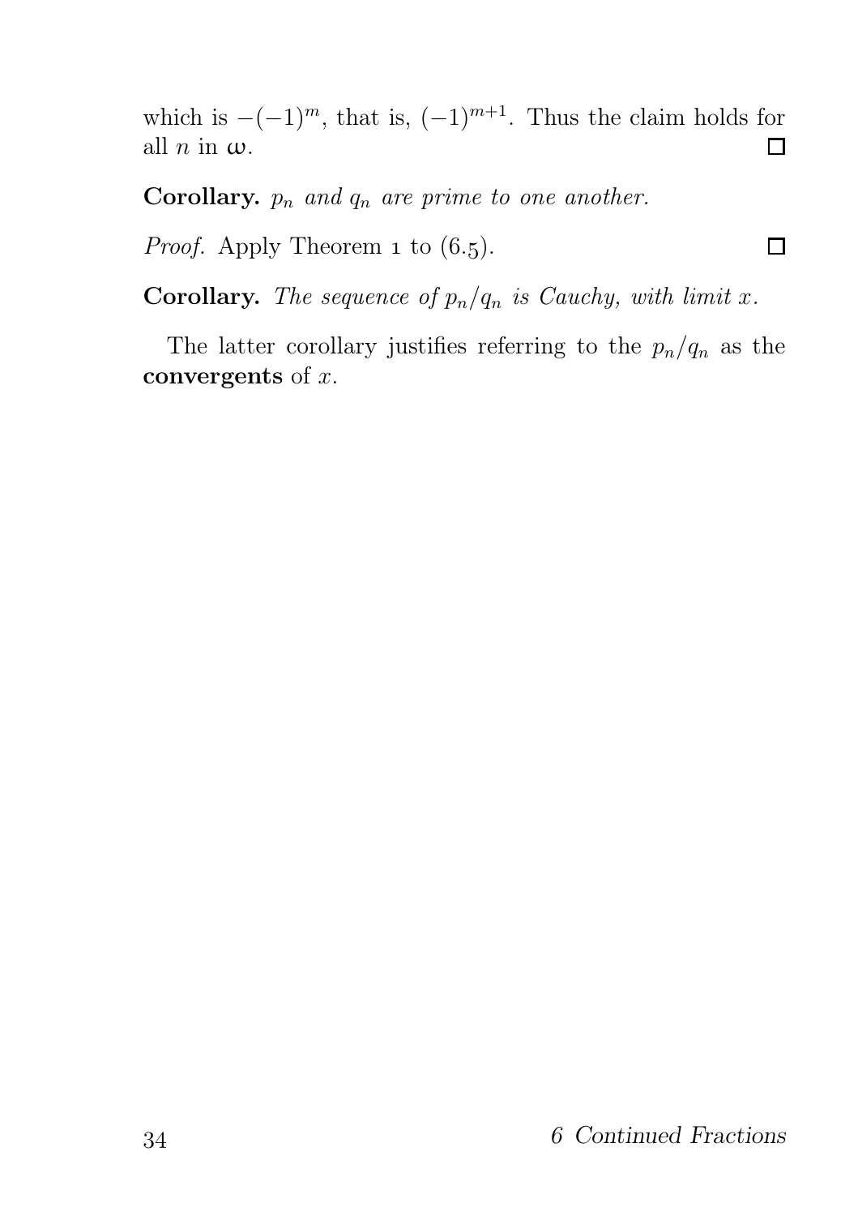which is $-(-1)^m$, that is, $(-1)^{m+1}$. Thus the claim holds for all $n$ in $\omega$. □

**Corollary.** *$p_n$ and $q_n$ are prime to one another.*

*Proof.* Apply Theorem 1 to (6.5). □

**Corollary.** *The sequence of $p_n/q_n$ is Cauchy, with limit $x$.*

The latter corollary justifies referring to the $p_n/q_n$ as the **convergents** of $x$.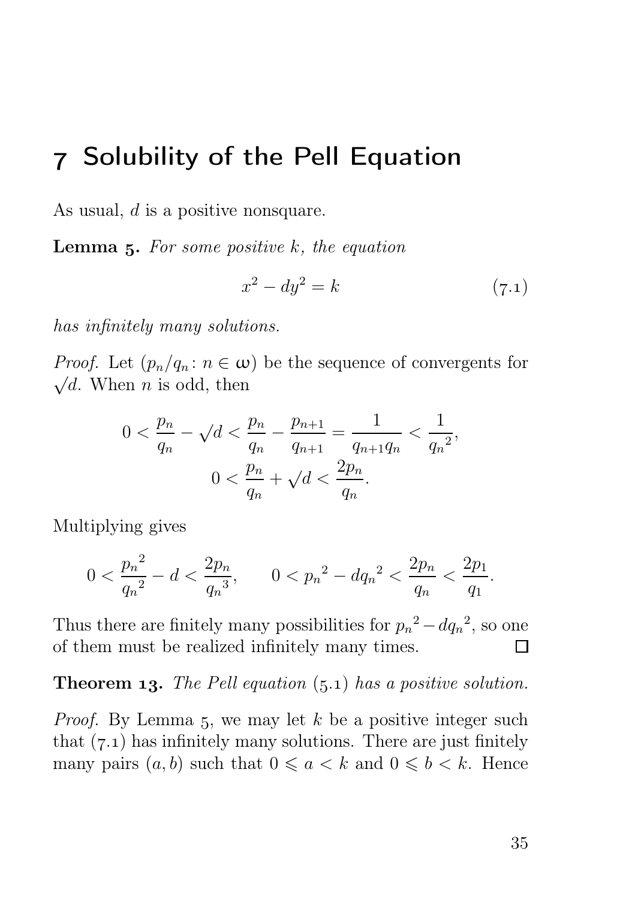# 7 Solubility of the Pell Equation

As usual, $d$ is a positive nonsquare.

**Lemma 5.** *For some positive $k$, the equation*

$$x^2 - dy^2 = k \tag{7.1}$$

*has infinitely many solutions.*

*Proof.* Let $(p_n/q_n : n \in \omega)$ be the sequence of convergents for $\sqrt{d}$. When $n$ is odd, then

$$0 < \frac{p_n}{q_n} - \sqrt{d} < \frac{p_n}{q_n} - \frac{p_{n+1}}{q_{n+1}} = \frac{1}{q_{n+1}q_n} < \frac{1}{{q_n}^2},$$

$$0 < \frac{p_n}{q_n} + \sqrt{d} < \frac{2p_n}{q_n}.$$

Multiplying gives

$$0 < \frac{{p_n}^2}{{q_n}^2} - d < \frac{2p_n}{{q_n}^3}, \qquad 0 < {p_n}^2 - d{q_n}^2 < \frac{2p_n}{q_n} < \frac{2p_1}{q_1}.$$

Thus there are finitely many possibilities for ${p_n}^2 - d{q_n}^2$, so one of them must be realized infinitely many times. □

**Theorem 13.** *The Pell equation (5.1) has a positive solution.*

*Proof.* By Lemma 5, we may let $k$ be a positive integer such that (7.1) has infinitely many solutions. There are just finitely many pairs $(a, b)$ such that $0 \leqslant a < k$ and $0 \leqslant b < k$. Hence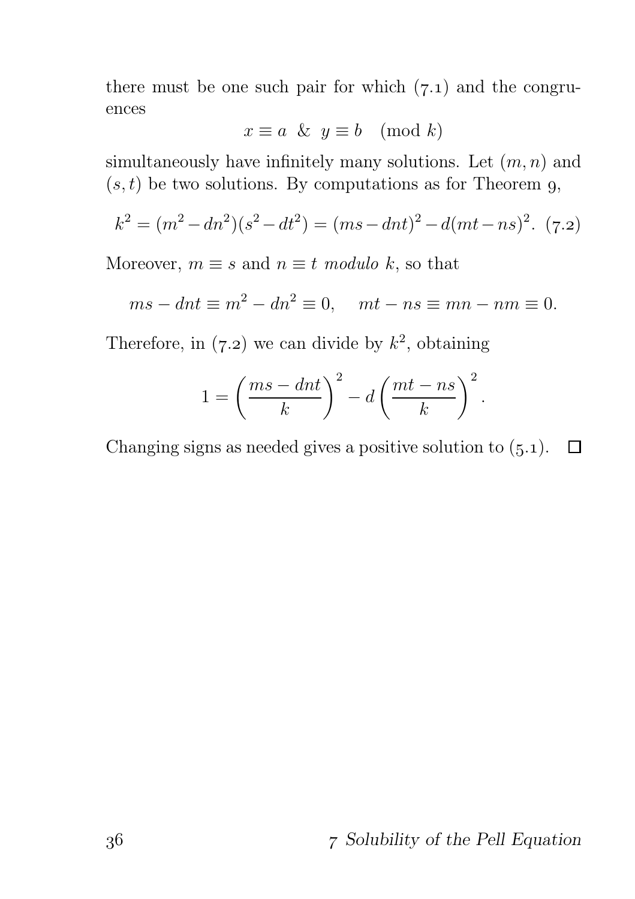there must be one such pair for which (7.1) and the congruences

$$x \equiv a \ \ \& \ \ y \equiv b \pmod{k}$$

simultaneously have infinitely many solutions. Let $(m, n)$ and $(s, t)$ be two solutions. By computations as for Theorem 9,

$$k^2 = (m^2 - dn^2)(s^2 - dt^2) = (ms - dnt)^2 - d(mt - ns)^2. \quad (7.2)$$

Moreover, $m \equiv s$ and $n \equiv t$ *modulo* $k$, so that

$$ms - dnt \equiv m^2 - dn^2 \equiv 0, \qquad mt - ns \equiv mn - nm \equiv 0.$$

Therefore, in (7.2) we can divide by $k^2$, obtaining

$$1 = \left(\frac{ms - dnt}{k}\right)^2 - d\left(\frac{mt - ns}{k}\right)^2.$$

Changing signs as needed gives a positive solution to (5.1). □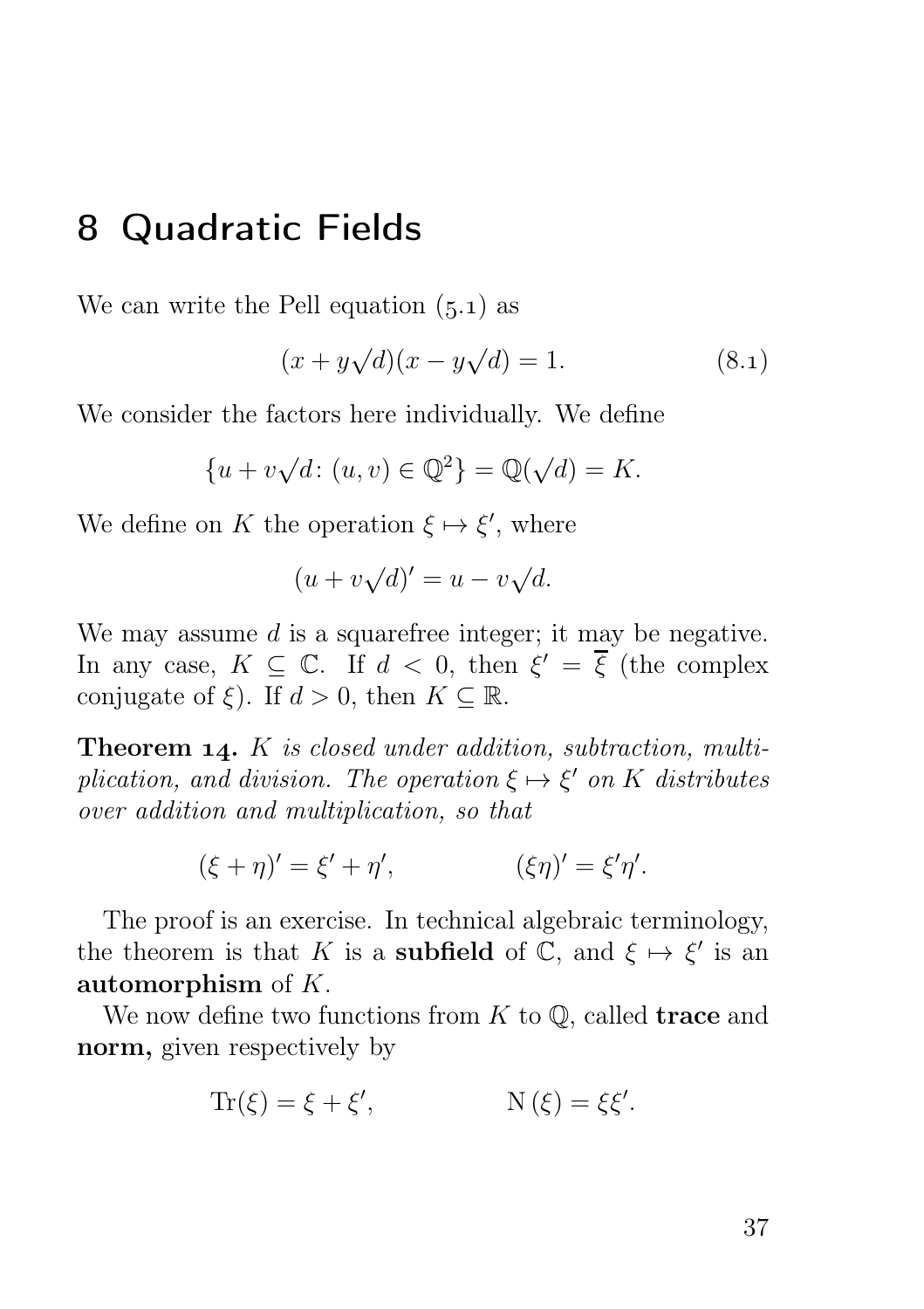# 8 Quadratic Fields

We can write the Pell equation (5.1) as

$$(x + y\sqrt{d})(x - y\sqrt{d}) = 1. \tag{8.1}$$

We consider the factors here individually. We define

$$\{u + v\sqrt{d} \colon (u, v) \in \mathbb{Q}^2\} = \mathbb{Q}(\sqrt{d}) = K.$$

We define on $K$ the operation $\xi \mapsto \xi'$, where

$$(u + v\sqrt{d})' = u - v\sqrt{d}.$$

We may assume $d$ is a squarefree integer; it may be negative. In any case, $K \subseteq \mathbb{C}$. If $d < 0$, then $\xi' = \overline{\xi}$ (the complex conjugate of $\xi$). If $d > 0$, then $K \subseteq \mathbb{R}$.

**Theorem 14.** *$K$ is closed under addition, subtraction, multiplication, and division. The operation $\xi \mapsto \xi'$ on $K$ distributes over addition and multiplication, so that*

$$(\xi + \eta)' = \xi' + \eta', \qquad\qquad (\xi\eta)' = \xi'\eta'.$$

The proof is an exercise. In technical algebraic terminology, the theorem is that $K$ is a **subfield** of $\mathbb{C}$, and $\xi \mapsto \xi'$ is an **automorphism** of $K$.

We now define two functions from $K$ to $\mathbb{Q}$, called **trace** and **norm,** given respectively by

$$\mathrm{Tr}(\xi) = \xi + \xi', \qquad\qquad \mathrm{N}(\xi) = \xi\xi'.$$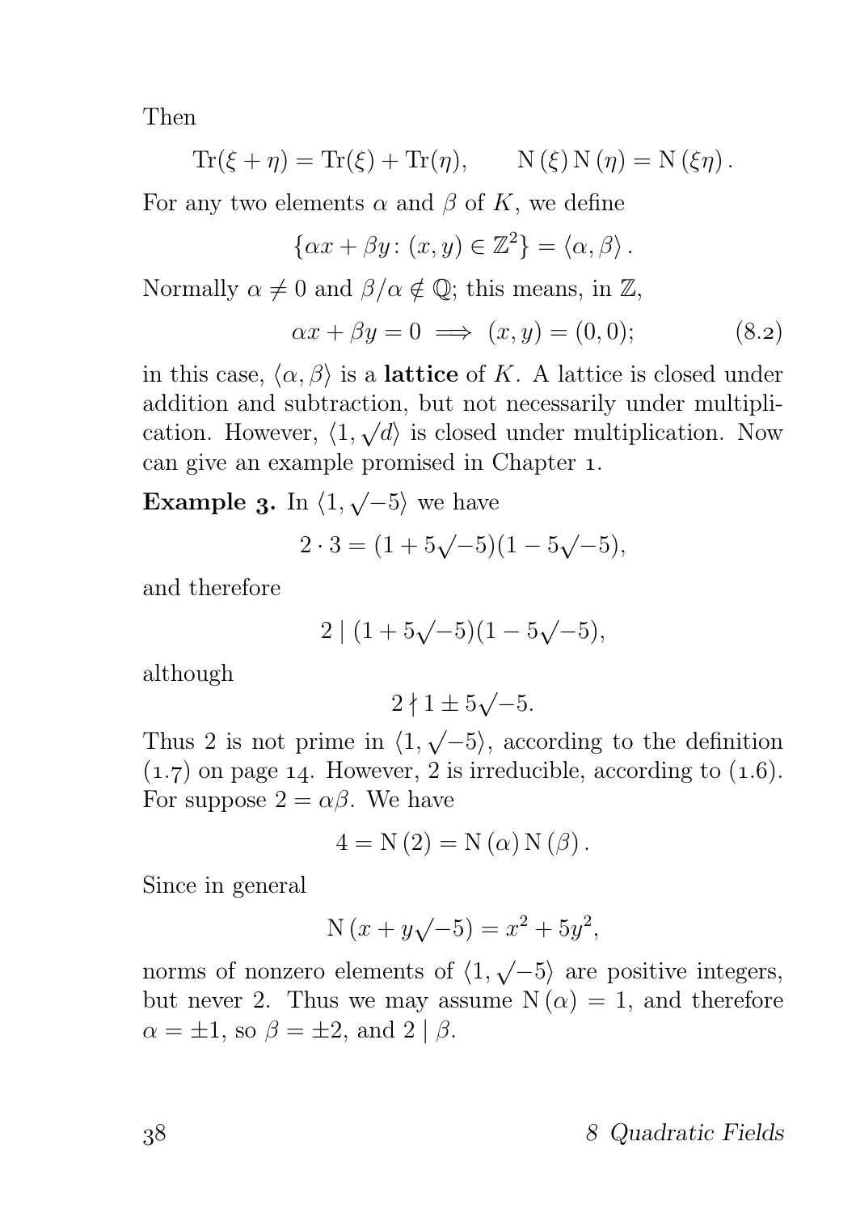Then

$$\operatorname{Tr}(\xi+\eta) = \operatorname{Tr}(\xi) + \operatorname{Tr}(\eta), \qquad \mathrm{N}(\xi)\,\mathrm{N}(\eta) = \mathrm{N}(\xi\eta).$$

For any two elements $\alpha$ and $\beta$ of $K$, we define

$$\{\alpha x + \beta y \colon (x,y) \in \mathbb{Z}^2\} = \langle \alpha, \beta \rangle.$$

Normally $\alpha \neq 0$ and $\beta/\alpha \notin \mathbb{Q}$; this means, in $\mathbb{Z}$,

$$\alpha x + \beta y = 0 \implies (x,y) = (0,0); \tag{8.2}$$

in this case, $\langle \alpha, \beta \rangle$ is a **lattice** of $K$. A lattice is closed under addition and subtraction, but not necessarily under multiplication. However, $\langle 1, \sqrt{d} \rangle$ is closed under multiplication. Now can give an example promised in Chapter 1.

**Example 3.** In $\langle 1, \sqrt{-5} \rangle$ we have

$$2 \cdot 3 = (1 + 5\sqrt{-5})(1 - 5\sqrt{-5}),$$

and therefore

$$2 \mid (1 + 5\sqrt{-5})(1 - 5\sqrt{-5}),$$

although

$$2 \nmid 1 \pm 5\sqrt{-5}.$$

Thus 2 is not prime in $\langle 1, \sqrt{-5} \rangle$, according to the definition (1.7) on page 14. However, 2 is irreducible, according to (1.6). For suppose $2 = \alpha\beta$. We have

$$4 = \mathrm{N}(2) = \mathrm{N}(\alpha)\,\mathrm{N}(\beta).$$

Since in general

$$\mathrm{N}(x + y\sqrt{-5}) = x^2 + 5y^2,$$

norms of nonzero elements of $\langle 1, \sqrt{-5} \rangle$ are positive integers, but never 2. Thus we may assume $\mathrm{N}(\alpha) = 1$, and therefore $\alpha = \pm 1$, so $\beta = \pm 2$, and $2 \mid \beta$.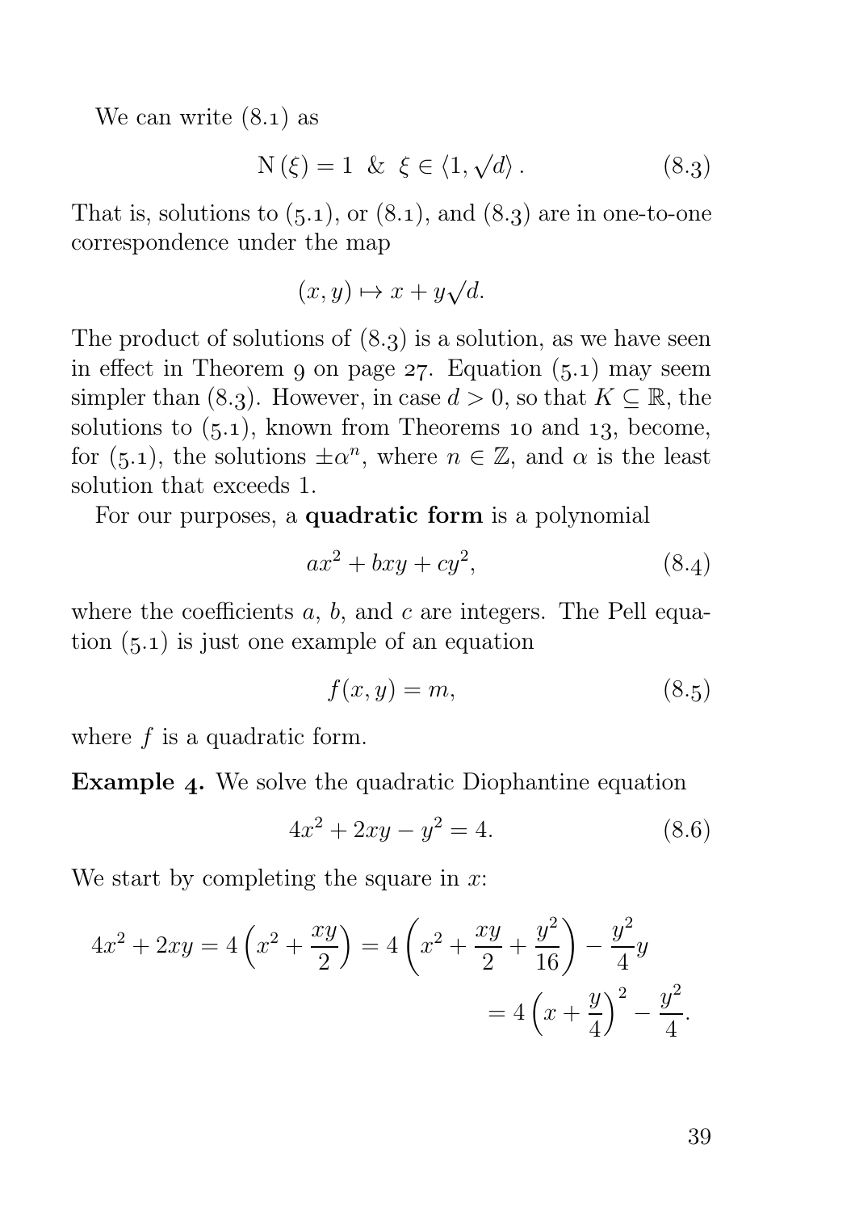We can write (8.1) as

$$\mathrm{N}(\xi) = 1 \ \ \& \ \ \xi \in \langle 1, \sqrt{d} \rangle . \tag{8.3}$$

That is, solutions to (5.1), or (8.1), and (8.3) are in one-to-one correspondence under the map

$$(x, y) \mapsto x + y\sqrt{d}.$$

The product of solutions of (8.3) is a solution, as we have seen in effect in Theorem 9 on page 27. Equation (5.1) may seem simpler than (8.3). However, in case $d > 0$, so that $K \subseteq \mathbb{R}$, the solutions to (5.1), known from Theorems 10 and 13, become, for (5.1), the solutions $\pm\alpha^n$, where $n \in \mathbb{Z}$, and $\alpha$ is the least solution that exceeds 1.

For our purposes, a **quadratic form** is a polynomial

$$ax^2 + bxy + cy^2, \tag{8.4}$$

where the coefficients $a$, $b$, and $c$ are integers. The Pell equation (5.1) is just one example of an equation

$$f(x, y) = m, \tag{8.5}$$

where $f$ is a quadratic form.

**Example 4.** We solve the quadratic Diophantine equation

$$4x^2 + 2xy - y^2 = 4. \tag{8.6}$$

We start by completing the square in $x$:

$$\begin{aligned} 4x^2 + 2xy = 4\left(x^2 + \frac{xy}{2}\right) &= 4\left(x^2 + \frac{xy}{2} + \frac{y^2}{16}\right) - \frac{y^2}{4}y \\ &= 4\left(x + \frac{y}{4}\right)^2 - \frac{y^2}{4}. \end{aligned}$$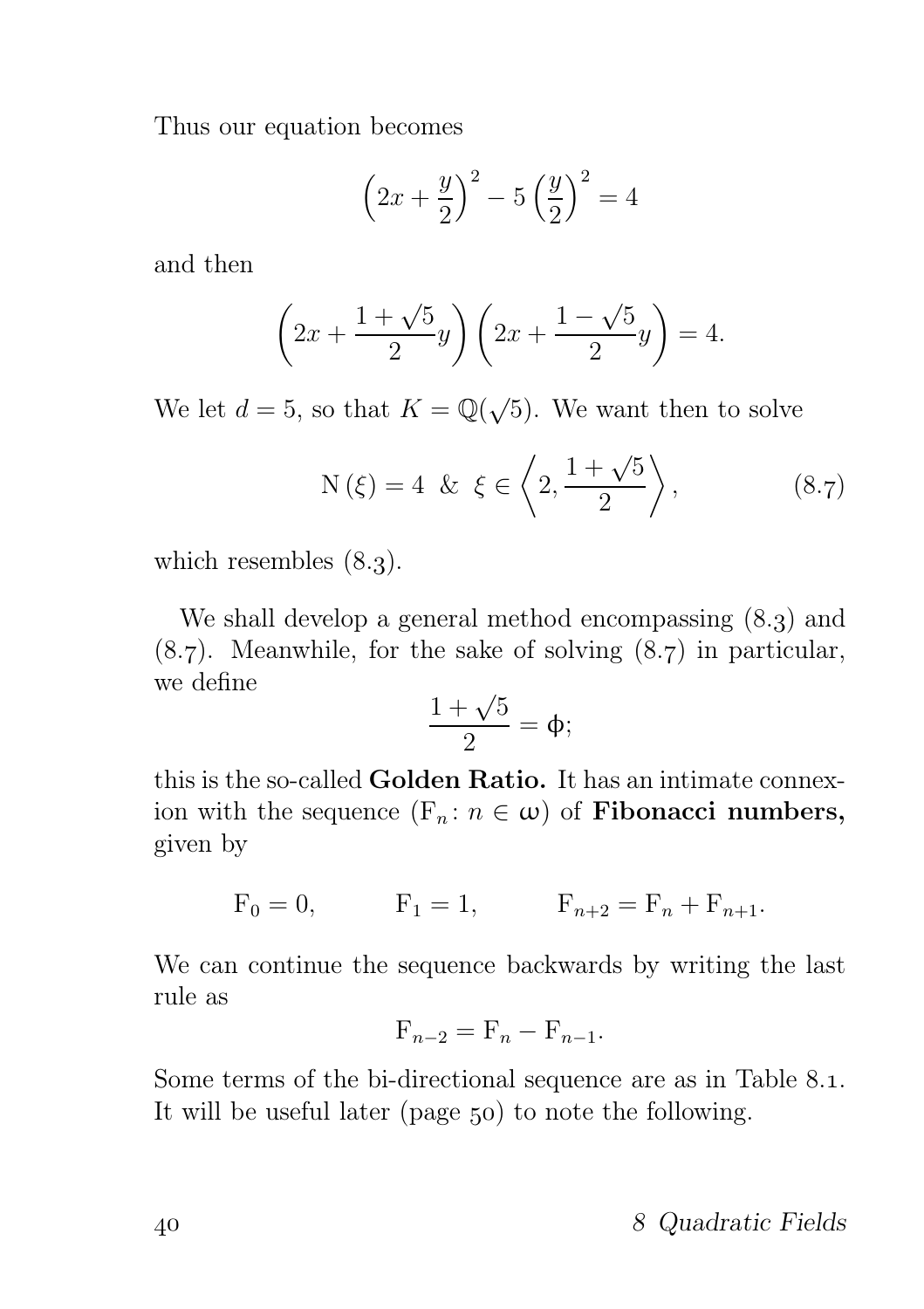Thus our equation becomes

$$\left(2x + \frac{y}{2}\right)^2 - 5\left(\frac{y}{2}\right)^2 = 4$$

and then

$$\left(2x + \frac{1+\sqrt{5}}{2}y\right)\left(2x + \frac{1-\sqrt{5}}{2}y\right) = 4.$$

We let $d = 5$, so that $K = \mathbb{Q}(\sqrt{5})$. We want then to solve

$$\mathrm{N}(\xi) = 4 \;\;\&\;\; \xi \in \left\langle 2, \frac{1+\sqrt{5}}{2} \right\rangle, \tag{8.7}$$

which resembles (8.3).

We shall develop a general method encompassing (8.3) and (8.7). Meanwhile, for the sake of solving (8.7) in particular, we define

$$\frac{1+\sqrt{5}}{2} = \phi;$$

this is the so-called **Golden Ratio.** It has an intimate connexion with the sequence $(\mathrm{F}_n \colon n \in \omega)$ of **Fibonacci numbers,** given by

$$\mathrm{F}_0 = 0, \qquad \mathrm{F}_1 = 1, \qquad \mathrm{F}_{n+2} = \mathrm{F}_n + \mathrm{F}_{n+1}.$$

We can continue the sequence backwards by writing the last rule as

$$\mathrm{F}_{n-2} = \mathrm{F}_n - \mathrm{F}_{n-1}.$$

Some terms of the bi-directional sequence are as in Table 8.1. It will be useful later (page 50) to note the following.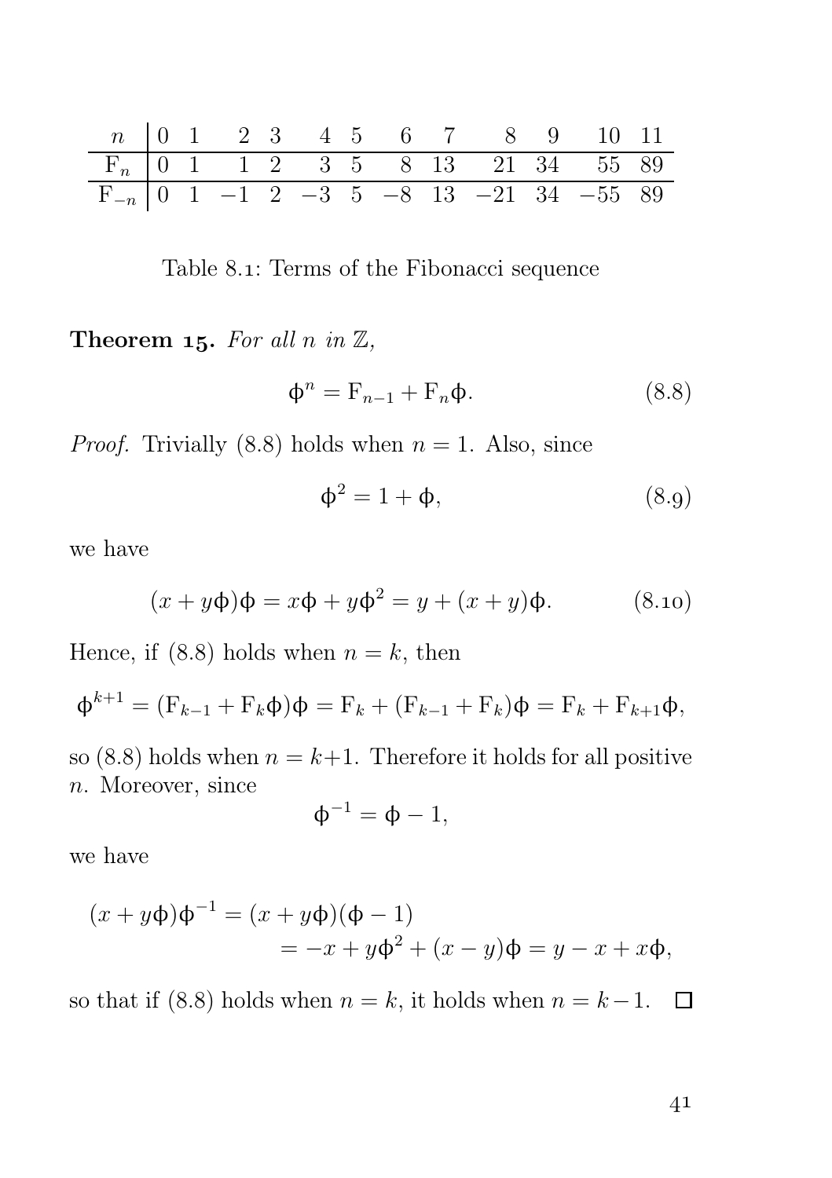| $n$ | 0 | 1 | 2 | 3 | 4 | 5 | 6 | 7 | 8 | 9 | 10 | 11 |
|---|---|---|---|---|---|---|---|---|---|---|---|---|
| $F_n$ | 0 | 1 | 1 | 2 | 3 | 5 | 8 | 13 | 21 | 34 | 55 | 89 |
| $F_{-n}$ | 0 | 1 | $-1$ | 2 | $-3$ | 5 | $-8$ | 13 | $-21$ | 34 | $-55$ | 89 |

Table 8.1: Terms of the Fibonacci sequence

**Theorem 15.** *For all $n$ in $\mathbb{Z}$,*

$$\phi^n = F_{n-1} + F_n\phi. \tag{8.8}$$

*Proof.* Trivially (8.8) holds when $n = 1$. Also, since

$$\phi^2 = 1 + \phi, \tag{8.9}$$

we have

$$(x + y\phi)\phi = x\phi + y\phi^2 = y + (x + y)\phi. \tag{8.10}$$

Hence, if (8.8) holds when $n = k$, then

$$\phi^{k+1} = (F_{k-1} + F_k\phi)\phi = F_k + (F_{k-1} + F_k)\phi = F_k + F_{k+1}\phi,$$

so (8.8) holds when $n = k+1$. Therefore it holds for all positive $n$. Moreover, since

$$\phi^{-1} = \phi - 1,$$

we have

$$\begin{aligned}(x + y\phi)\phi^{-1} &= (x + y\phi)(\phi - 1) \\ &= -x + y\phi^2 + (x - y)\phi = y - x + x\phi,\end{aligned}$$

so that if (8.8) holds when $n = k$, it holds when $n = k-1$. □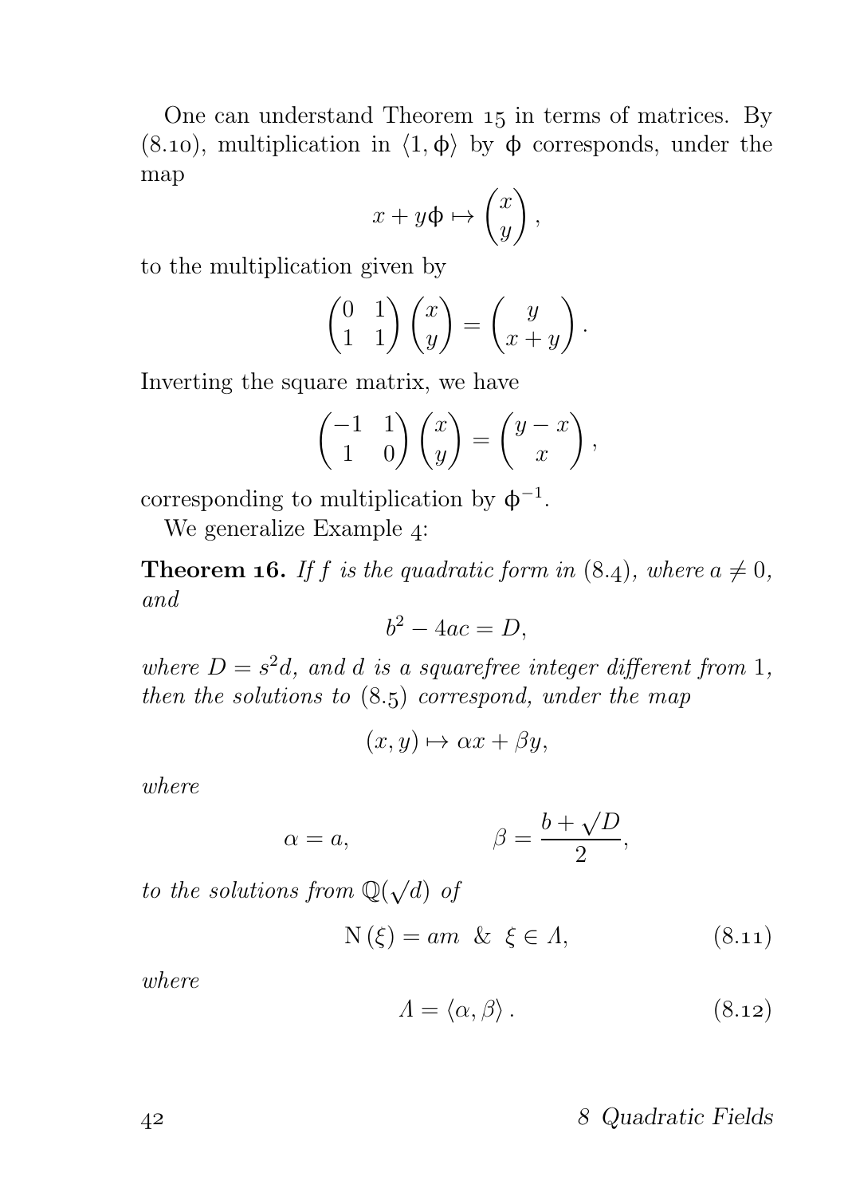One can understand Theorem 15 in terms of matrices. By (8.10), multiplication in $\langle 1, \phi\rangle$ by $\phi$ corresponds, under the map

$$x + y\phi \mapsto \begin{pmatrix} x \\ y \end{pmatrix},$$

to the multiplication given by

$$\begin{pmatrix} 0 & 1 \\ 1 & 1 \end{pmatrix} \begin{pmatrix} x \\ y \end{pmatrix} = \begin{pmatrix} y \\ x+y \end{pmatrix}.$$

Inverting the square matrix, we have

$$\begin{pmatrix} -1 & 1 \\ 1 & 0 \end{pmatrix} \begin{pmatrix} x \\ y \end{pmatrix} = \begin{pmatrix} y-x \\ x \end{pmatrix},$$

corresponding to multiplication by $\phi^{-1}$.

We generalize Example 4:

**Theorem 16.** *If $f$ is the quadratic form in (8.4), where $a \neq 0$, and*

$$b^2 - 4ac = D,$$

*where $D = s^2 d$, and $d$ is a squarefree integer different from $1$, then the solutions to (8.5) correspond, under the map*

$$(x, y) \mapsto \alpha x + \beta y,$$

*where*

$$\alpha = a, \qquad\qquad \beta = \frac{b + \sqrt{D}}{2},$$

*to the solutions from $\mathbb{Q}(\sqrt{d})$ of*

$$\mathrm{N}(\xi) = am \;\;\&\;\; \xi \in \Lambda, \tag{8.11}$$

*where*

$$\Lambda = \langle \alpha, \beta \rangle. \tag{8.12}$$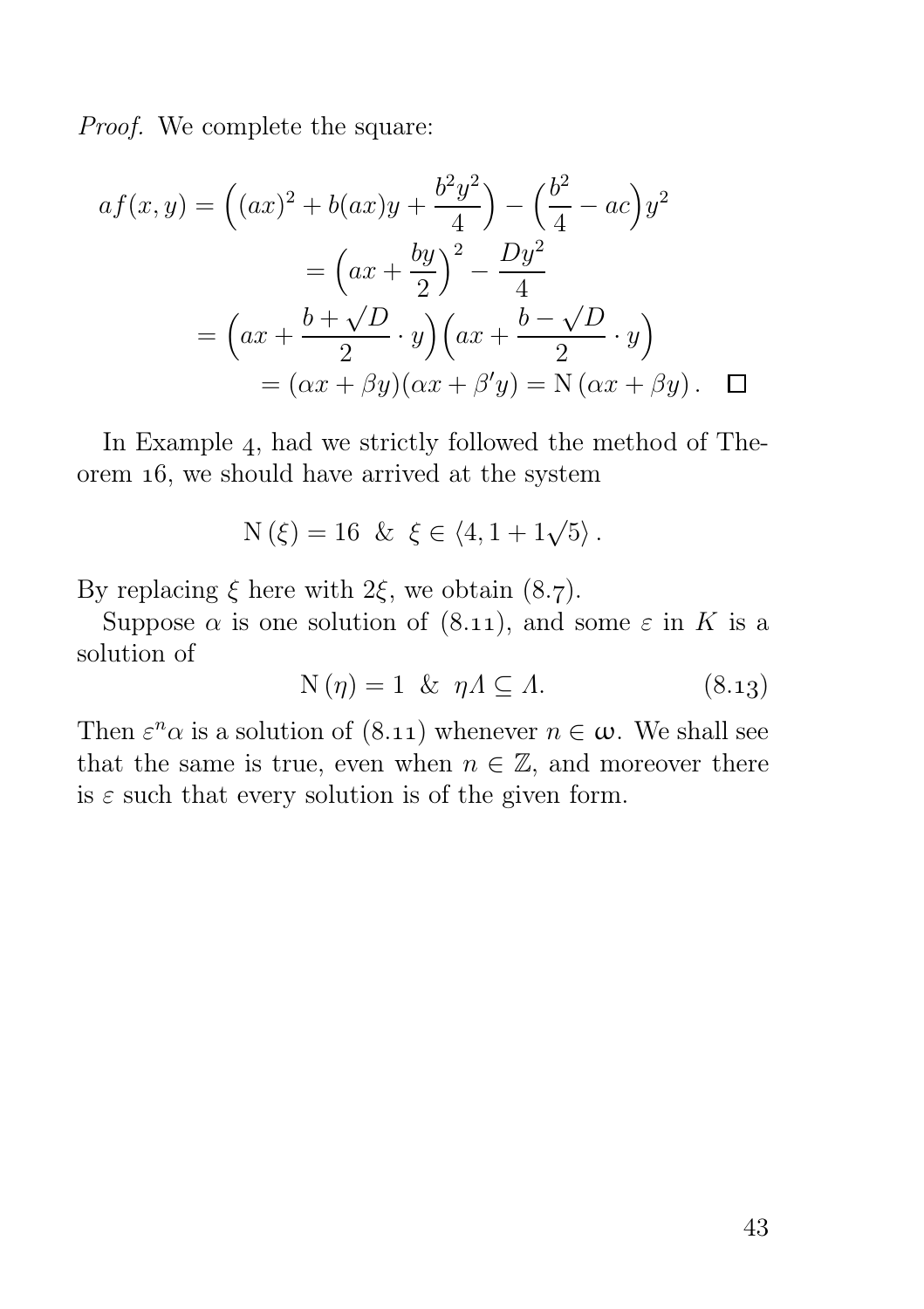*Proof.* We complete the square:

$$
\begin{aligned}
af(x,y) &= \Big((ax)^2 + b(ax)y + \frac{b^2y^2}{4}\Big) - \Big(\frac{b^2}{4} - ac\Big)y^2 \\
&= \Big(ax + \frac{by}{2}\Big)^2 - \frac{Dy^2}{4} \\
&= \Big(ax + \frac{b+\sqrt{D}}{2}\cdot y\Big)\Big(ax + \frac{b-\sqrt{D}}{2}\cdot y\Big) \\
&= (\alpha x + \beta y)(\alpha x + \beta' y) = \mathrm{N}\,(\alpha x + \beta y)\,. \quad \square
\end{aligned}
$$

In Example 4, had we strictly followed the method of Theorem 16, we should have arrived at the system

$$
\mathrm{N}\,(\xi) = 16 \;\;\&\;\; \xi \in \langle 4, 1 + 1\sqrt{5}\rangle\,.
$$

By replacing $\xi$ here with $2\xi$, we obtain (8.7).

Suppose $\alpha$ is one solution of (8.11), and some $\varepsilon$ in $K$ is a solution of

$$
\mathrm{N}\,(\eta) = 1 \;\;\&\;\; \eta\Lambda \subseteq \Lambda. \tag{8.13}
$$

Then $\varepsilon^n\alpha$ is a solution of (8.11) whenever $n \in \omega$. We shall see that the same is true, even when $n \in \mathbb{Z}$, and moreover there is $\varepsilon$ such that every solution is of the given form.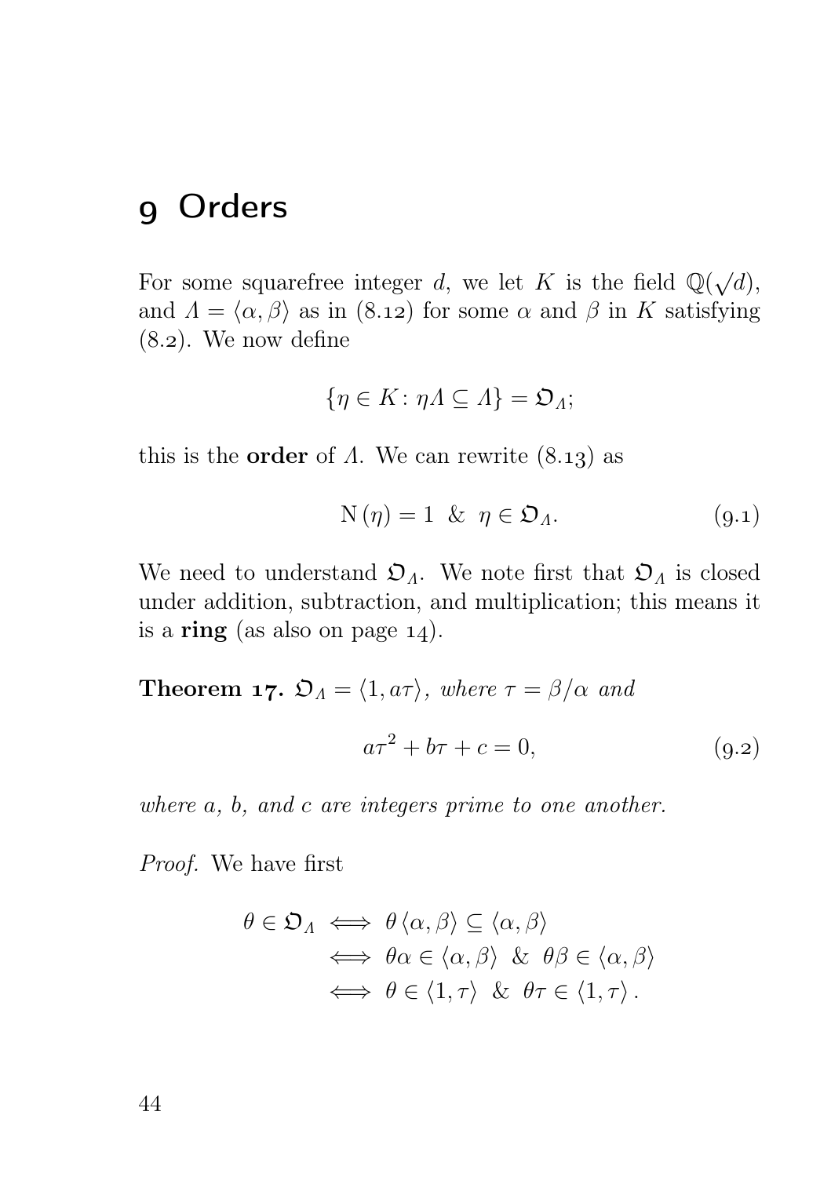# 9 Orders

For some squarefree integer $d$, we let $K$ is the field $\mathbb{Q}(\sqrt{d})$, and $\Lambda = \langle\alpha, \beta\rangle$ as in (8.12) for some $\alpha$ and $\beta$ in $K$ satisfying (8.2). We now define

$$\{\eta \in K \colon \eta\Lambda \subseteq \Lambda\} = \mathfrak{O}_\Lambda;$$

this is the **order** of $\Lambda$. We can rewrite (8.13) as

$$\mathrm{N}(\eta) = 1 \ \ \& \ \ \eta \in \mathfrak{O}_\Lambda. \tag{9.1}$$

We need to understand $\mathfrak{O}_\Lambda$. We note first that $\mathfrak{O}_\Lambda$ is closed under addition, subtraction, and multiplication; this means it is a **ring** (as also on page 14).

**Theorem 17.** *$\mathfrak{O}_\Lambda = \langle 1, a\tau\rangle$, where $\tau = \beta/\alpha$ and*

$$a\tau^2 + b\tau + c = 0, \tag{9.2}$$

*where $a$, $b$, and $c$ are integers prime to one another.*

*Proof.* We have first

$$\begin{aligned}
\theta \in \mathfrak{O}_\Lambda &\iff \theta\langle\alpha, \beta\rangle \subseteq \langle\alpha, \beta\rangle \\
&\iff \theta\alpha \in \langle\alpha, \beta\rangle \ \ \& \ \ \theta\beta \in \langle\alpha, \beta\rangle \\
&\iff \theta \in \langle 1, \tau\rangle \ \ \& \ \ \theta\tau \in \langle 1, \tau\rangle.
\end{aligned}$$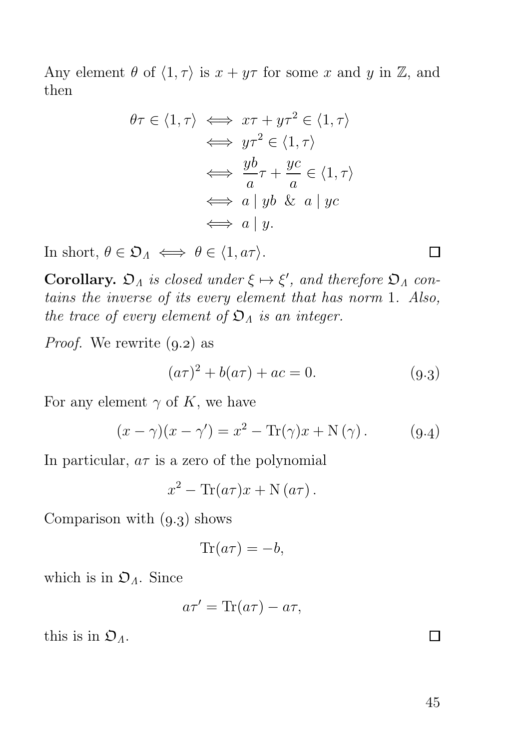Any element $\theta$ of $\langle 1, \tau \rangle$ is $x + y\tau$ for some $x$ and $y$ in $\mathbb{Z}$, and then

$$
\begin{aligned}
\theta\tau \in \langle 1, \tau \rangle &\iff x\tau + y\tau^2 \in \langle 1, \tau \rangle \\
&\iff y\tau^2 \in \langle 1, \tau \rangle \\
&\iff \frac{yb}{a}\tau + \frac{yc}{a} \in \langle 1, \tau \rangle \\
&\iff a \mid yb \ \ \& \ \ a \mid yc \\
&\iff a \mid y.
\end{aligned}
$$

In short, $\theta \in \mathfrak{O}_\Lambda \iff \theta \in \langle 1, a\tau \rangle$. □

**Corollary.** *$\mathfrak{O}_\Lambda$ is closed under $\xi \mapsto \xi'$, and therefore $\mathfrak{O}_\Lambda$ contains the inverse of its every element that has norm 1. Also, the trace of every element of $\mathfrak{O}_\Lambda$ is an integer.*

*Proof.* We rewrite (9.2) as

$$(a\tau)^2 + b(a\tau) + ac = 0. \tag{9.3}$$

For any element $\gamma$ of $K$, we have

$$(x - \gamma)(x - \gamma') = x^2 - \operatorname{Tr}(\gamma)x + \operatorname{N}(\gamma). \tag{9.4}$$

In particular, $a\tau$ is a zero of the polynomial

$$x^2 - \operatorname{Tr}(a\tau)x + \operatorname{N}(a\tau).$$

Comparison with (9.3) shows

$$\operatorname{Tr}(a\tau) = -b,$$

which is in $\mathfrak{O}_\Lambda$. Since

$$a\tau' = \operatorname{Tr}(a\tau) - a\tau,$$

this is in $\mathfrak{O}_\Lambda$. □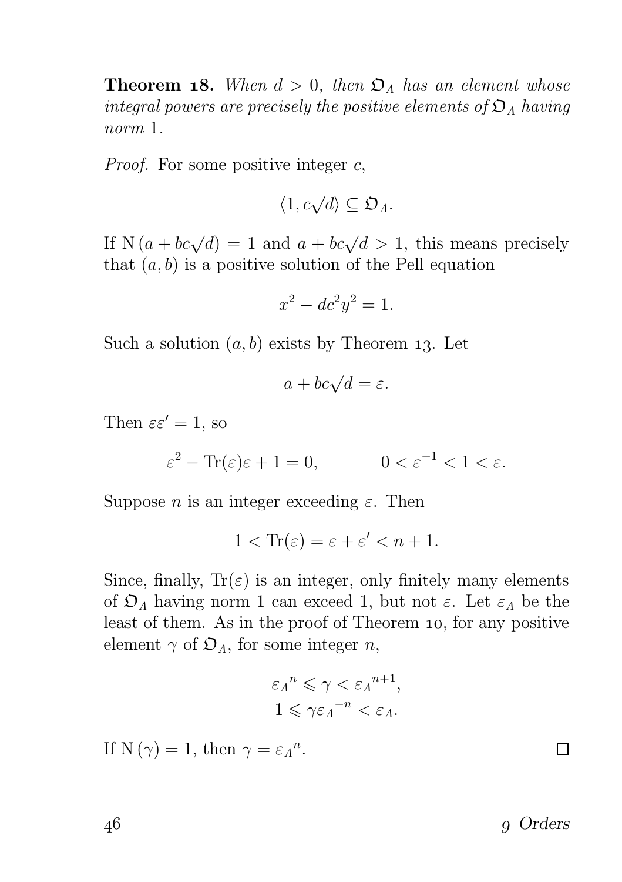**Theorem 18.** *When $d > 0$, then $\mathfrak{O}_\Lambda$ has an element whose integral powers are precisely the positive elements of $\mathfrak{O}_\Lambda$ having norm* 1.

*Proof.* For some positive integer $c$,

$$\langle 1, c\sqrt{d}\rangle \subseteq \mathfrak{O}_\Lambda.$$

If $\mathrm{N}(a + bc\sqrt{d}) = 1$ and $a + bc\sqrt{d} > 1$, this means precisely that $(a, b)$ is a positive solution of the Pell equation

$$x^2 - dc^2y^2 = 1.$$

Such a solution $(a, b)$ exists by Theorem 13. Let

$$a + bc\sqrt{d} = \varepsilon.$$

Then $\varepsilon\varepsilon' = 1$, so

$$\varepsilon^2 - \mathrm{Tr}(\varepsilon)\varepsilon + 1 = 0, \qquad 0 < \varepsilon^{-1} < 1 < \varepsilon.$$

Suppose $n$ is an integer exceeding $\varepsilon$. Then

$$1 < \mathrm{Tr}(\varepsilon) = \varepsilon + \varepsilon' < n + 1.$$

Since, finally, $\mathrm{Tr}(\varepsilon)$ is an integer, only finitely many elements of $\mathfrak{O}_\Lambda$ having norm 1 can exceed 1, but not $\varepsilon$. Let $\varepsilon_\Lambda$ be the least of them. As in the proof of Theorem 10, for any positive element $\gamma$ of $\mathfrak{O}_\Lambda$, for some integer $n$,

$$\begin{gathered}
{\varepsilon_\Lambda}^n \leqslant \gamma < {\varepsilon_\Lambda}^{n+1}, \\
1 \leqslant \gamma{\varepsilon_\Lambda}^{-n} < \varepsilon_\Lambda.
\end{gathered}$$

If $\mathrm{N}(\gamma) = 1$, then $\gamma = {\varepsilon_\Lambda}^n$. ☐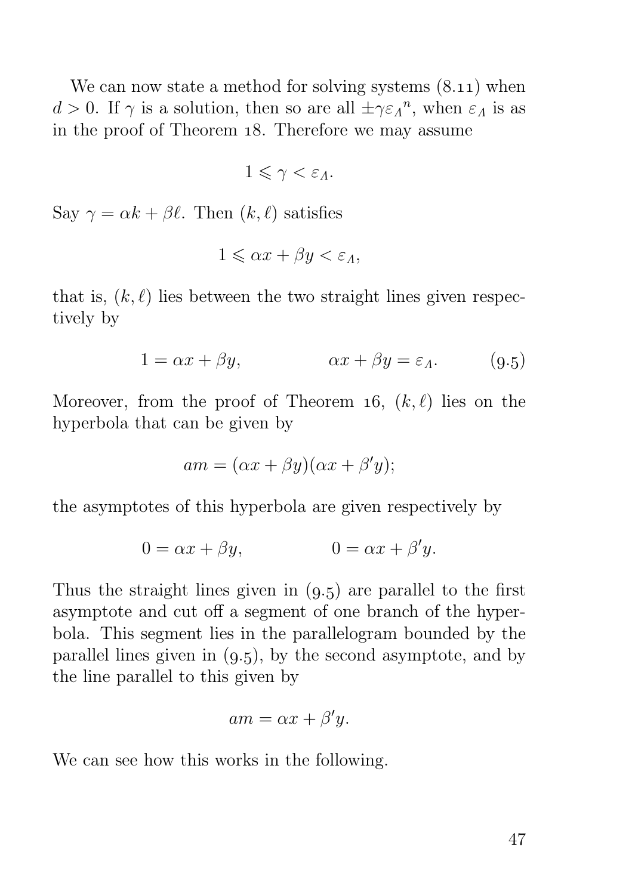We can now state a method for solving systems (8.11) when $d > 0$. If $\gamma$ is a solution, then so are all $\pm\gamma{\varepsilon_\Lambda}^n$, when $\varepsilon_\Lambda$ is as in the proof of Theorem 18. Therefore we may assume

$$1 \leqslant \gamma < \varepsilon_\Lambda.$$

Say $\gamma = \alpha k + \beta\ell$. Then $(k, \ell)$ satisfies

$$1 \leqslant \alpha x + \beta y < \varepsilon_\Lambda,$$

that is, $(k, \ell)$ lies between the two straight lines given respectively by

$$1 = \alpha x + \beta y, \qquad\qquad \alpha x + \beta y = \varepsilon_\Lambda. \tag{9.5}$$

Moreover, from the proof of Theorem 16, $(k, \ell)$ lies on the hyperbola that can be given by

$$am = (\alpha x + \beta y)(\alpha x + \beta' y);$$

the asymptotes of this hyperbola are given respectively by

$$0 = \alpha x + \beta y, \qquad\qquad 0 = \alpha x + \beta' y.$$

Thus the straight lines given in (9.5) are parallel to the first asymptote and cut off a segment of one branch of the hyperbola. This segment lies in the parallelogram bounded by the parallel lines given in (9.5), by the second asymptote, and by the line parallel to this given by

$$am = \alpha x + \beta' y.$$

We can see how this works in the following.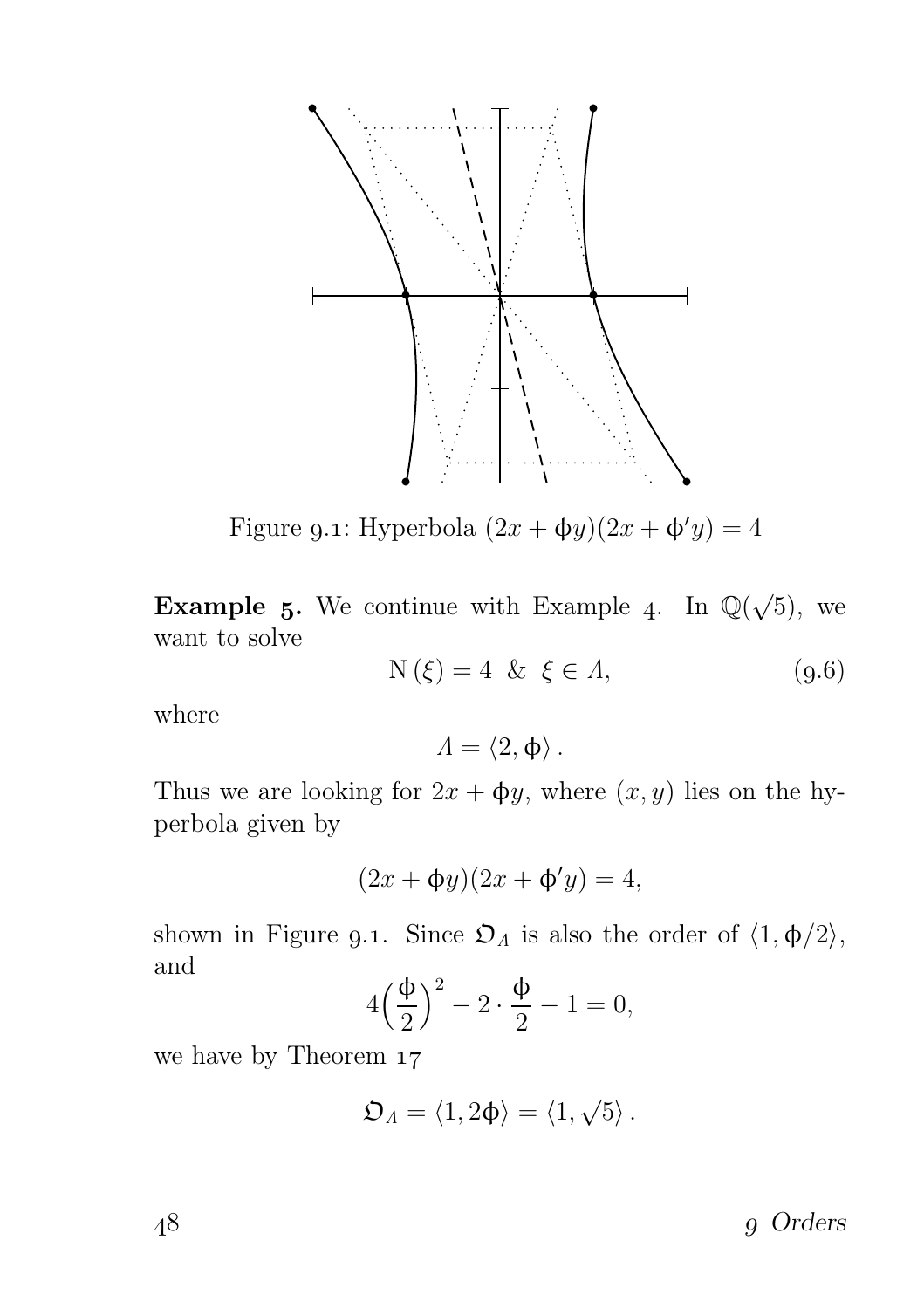Figure 9.1: Hyperbola $(2x + \phi y)(2x + \phi' y) = 4$

**Example 5.** We continue with Example 4. In $\mathbb{Q}(\sqrt{5})$, we want to solve

$$\mathrm{N}(\xi) = 4 \;\;\&\;\; \xi \in \Lambda, \tag{9.6}$$

where

$$\Lambda = \langle 2, \phi \rangle .$$

Thus we are looking for $2x + \phi y$, where $(x, y)$ lies on the hyperbola given by

$$(2x + \phi y)(2x + \phi' y) = 4,$$

shown in Figure 9.1. Since $\mathfrak{O}_\Lambda$ is also the order of $\langle 1, \phi/2 \rangle$, and

$$4\Big(\frac{\phi}{2}\Big)^2 - 2 \cdot \frac{\phi}{2} - 1 = 0,$$

we have by Theorem 17

$$\mathfrak{O}_\Lambda = \langle 1, 2\phi \rangle = \langle 1, \sqrt{5} \rangle .$$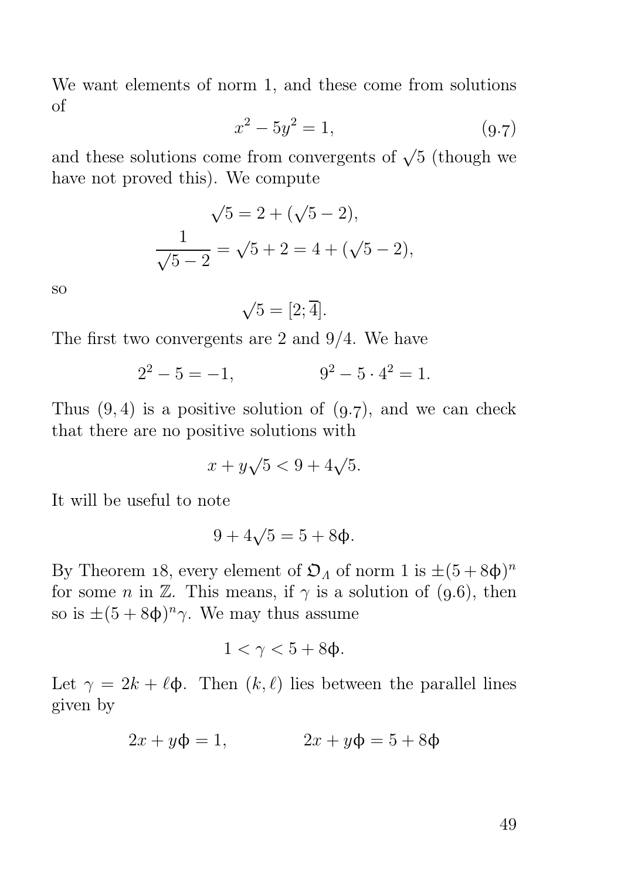We want elements of norm 1, and these come from solutions of

$$x^2 - 5y^2 = 1, \tag{9.7}$$

and these solutions come from convergents of $\sqrt{5}$ (though we have not proved this). We compute

$$\sqrt{5} = 2 + (\sqrt{5} - 2),$$
$$\frac{1}{\sqrt{5} - 2} = \sqrt{5} + 2 = 4 + (\sqrt{5} - 2),$$

so

$$\sqrt{5} = [2; \overline{4}].$$

The first two convergents are 2 and $9/4$. We have

$$2^2 - 5 = -1, \qquad\qquad 9^2 - 5 \cdot 4^2 = 1.$$

Thus $(9, 4)$ is a positive solution of (9.7), and we can check that there are no positive solutions with

$$x + y\sqrt{5} < 9 + 4\sqrt{5}.$$

It will be useful to note

$$9 + 4\sqrt{5} = 5 + 8\phi.$$

By Theorem 18, every element of $\mathfrak{O}_A$ of norm 1 is $\pm(5 + 8\phi)^n$ for some $n$ in $\mathbb{Z}$. This means, if $\gamma$ is a solution of (9.6), then so is $\pm(5 + 8\phi)^n\gamma$. We may thus assume

$$1 < \gamma < 5 + 8\phi.$$

Let $\gamma = 2k + \ell\phi$. Then $(k, \ell)$ lies between the parallel lines given by

$$2x + y\phi = 1, \qquad\qquad 2x + y\phi = 5 + 8\phi$$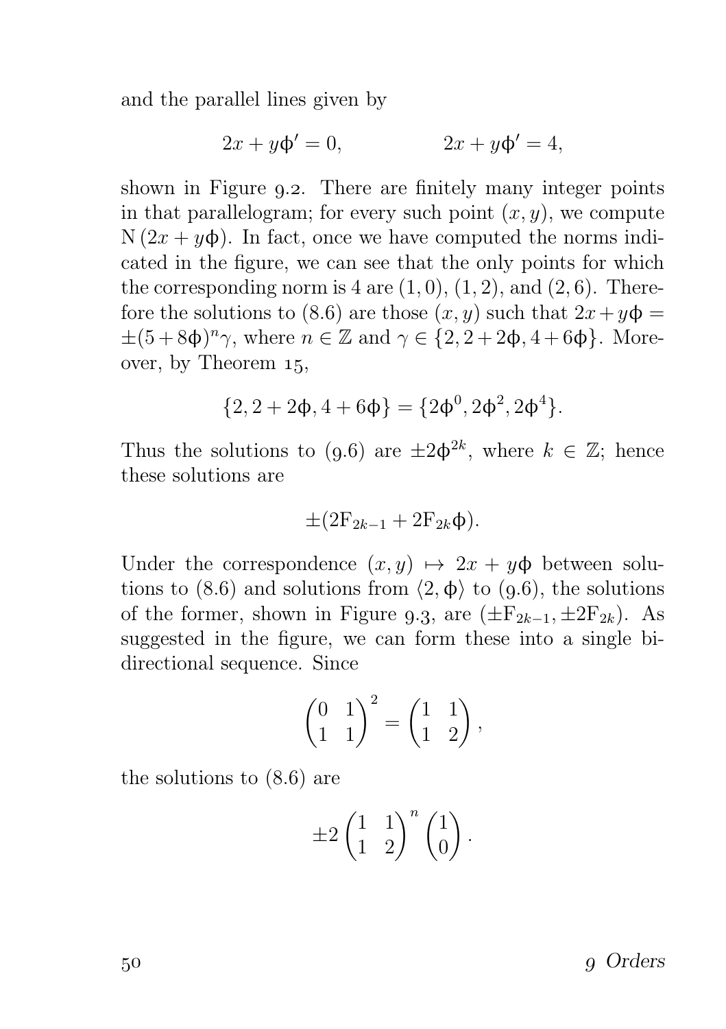and the parallel lines given by

$$2x + y\phi' = 0, \qquad\qquad 2x + y\phi' = 4,$$

shown in Figure 9.2. There are finitely many integer points in that parallelogram; for every such point $(x, y)$, we compute $\mathrm{N}(2x + y\phi)$. In fact, once we have computed the norms indicated in the figure, we can see that the only points for which the corresponding norm is 4 are $(1, 0)$, $(1, 2)$, and $(2, 6)$. Therefore the solutions to (8.6) are those $(x, y)$ such that $2x + y\phi = \pm(5 + 8\phi)^n\gamma$, where $n \in \mathbb{Z}$ and $\gamma \in \{2, 2 + 2\phi, 4 + 6\phi\}$. Moreover, by Theorem 15,

$$\{2, 2 + 2\phi, 4 + 6\phi\} = \{2\phi^0, 2\phi^2, 2\phi^4\}.$$

Thus the solutions to (9.6) are $\pm 2\phi^{2k}$, where $k \in \mathbb{Z}$; hence these solutions are

$$\pm(2\mathrm{F}_{2k-1} + 2\mathrm{F}_{2k}\phi).$$

Under the correspondence $(x, y) \mapsto 2x + y\phi$ between solutions to (8.6) and solutions from $\langle 2, \phi\rangle$ to (9.6), the solutions of the former, shown in Figure 9.3, are $(\pm\mathrm{F}_{2k-1}, \pm 2\mathrm{F}_{2k})$. As suggested in the figure, we can form these into a single bidirectional sequence. Since

$$\begin{pmatrix} 0 & 1 \\ 1 & 1 \end{pmatrix}^2 = \begin{pmatrix} 1 & 1 \\ 1 & 2 \end{pmatrix},$$

the solutions to (8.6) are

$$\pm 2 \begin{pmatrix} 1 & 1 \\ 1 & 2 \end{pmatrix}^n \begin{pmatrix} 1 \\ 0 \end{pmatrix}.$$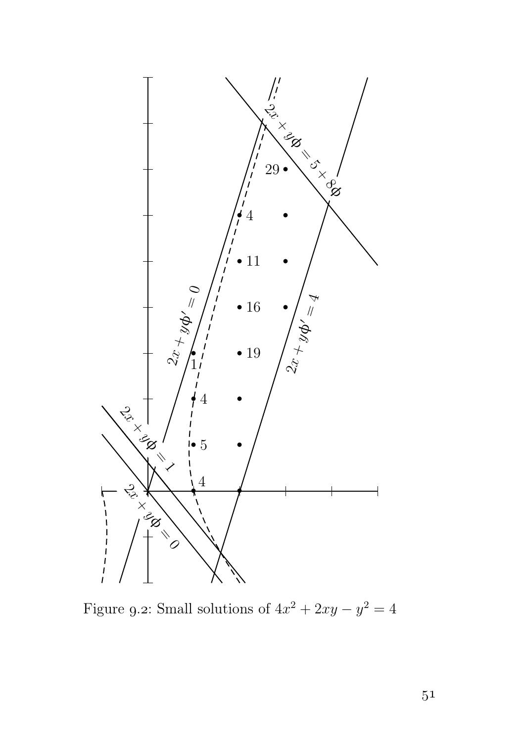Figure 9.2: Small solutions of $4x^2 + 2xy - y^2 = 4$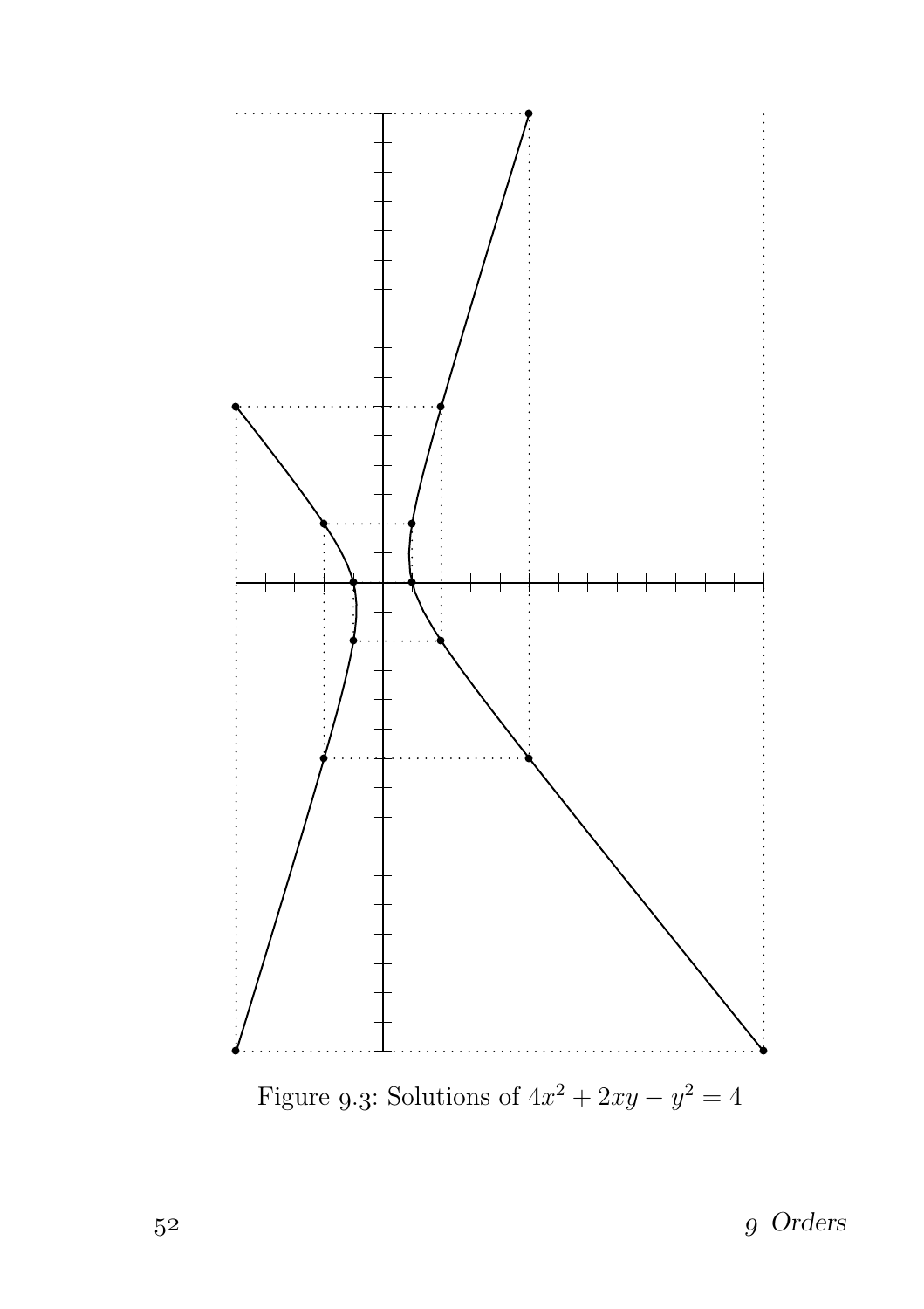Figure 9.3: Solutions of $4x^2 + 2xy - y^2 = 4$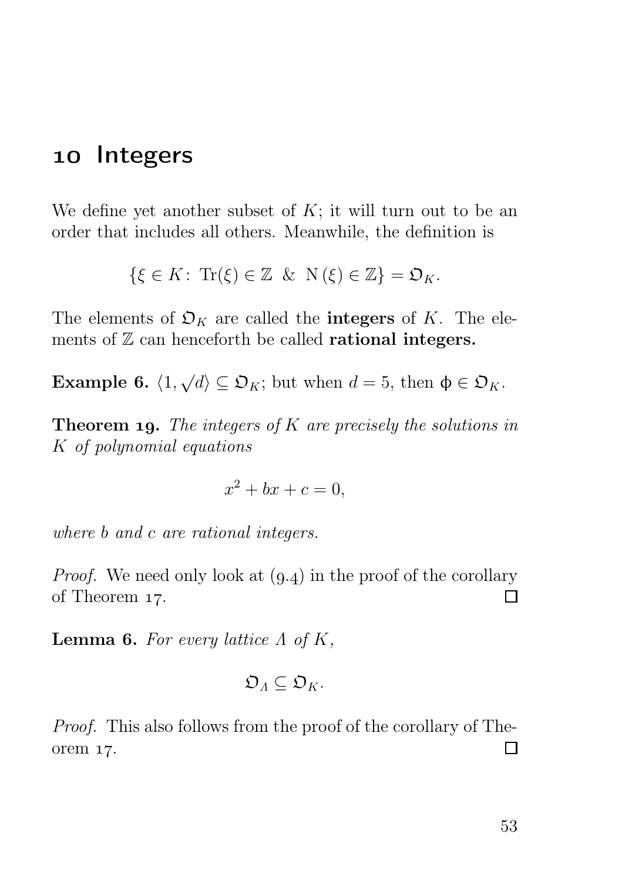# 10 Integers

We define yet another subset of $K$; it will turn out to be an order that includes all others. Meanwhile, the definition is

$$\{\xi \in K\colon \operatorname{Tr}(\xi) \in \mathbb{Z} \;\;\&\;\; \operatorname{N}(\xi) \in \mathbb{Z}\} = \mathfrak{O}_K.$$

The elements of $\mathfrak{O}_K$ are called the **integers** of $K$. The elements of $\mathbb{Z}$ can henceforth be called **rational integers.**

**Example 6.** $\langle 1, \sqrt{d}\rangle \subseteq \mathfrak{O}_K$; but when $d = 5$, then $\phi \in \mathfrak{O}_K$.

**Theorem 19.** *The integers of $K$ are precisely the solutions in $K$ of polynomial equations*

$$x^2 + bx + c = 0,$$

*where $b$ and $c$ are rational integers.*

*Proof.* We need only look at (9.4) in the proof of the corollary of Theorem 17. □

**Lemma 6.** *For every lattice $\Lambda$ of $K$,*

$$\mathfrak{O}_\Lambda \subseteq \mathfrak{O}_K.$$

*Proof.* This also follows from the proof of the corollary of Theorem 17. □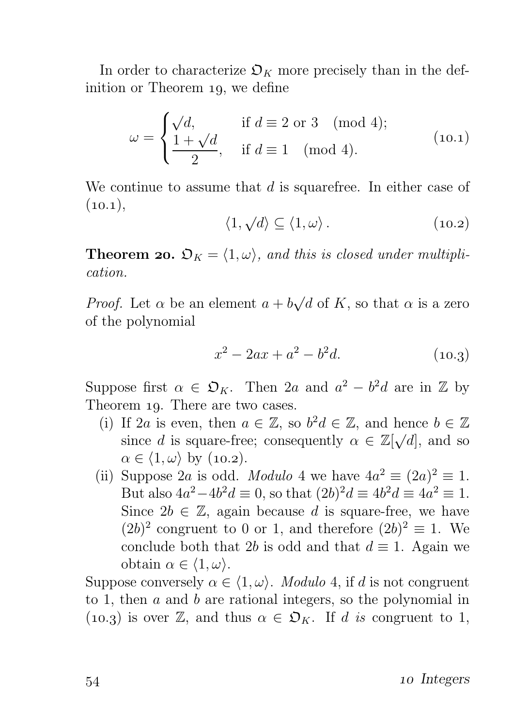In order to characterize $\mathfrak{O}_K$ more precisely than in the definition or Theorem 19, we define

$$\omega = \begin{cases} \sqrt{d}, & \text{if } d \equiv 2 \text{ or } 3 \pmod 4; \\ \dfrac{1+\sqrt{d}}{2}, & \text{if } d \equiv 1 \pmod 4. \end{cases} \tag{10.1}$$

We continue to assume that $d$ is squarefree. In either case of (10.1),

$$\langle 1, \sqrt{d} \rangle \subseteq \langle 1, \omega \rangle \,. \tag{10.2}$$

**Theorem 20.** *$\mathfrak{O}_K = \langle 1, \omega \rangle$, and this is closed under multiplication.*

*Proof.* Let $\alpha$ be an element $a + b\sqrt{d}$ of $K$, so that $\alpha$ is a zero of the polynomial

$$x^2 - 2ax + a^2 - b^2 d. \tag{10.3}$$

Suppose first $\alpha \in \mathfrak{O}_K$. Then $2a$ and $a^2 - b^2 d$ are in $\mathbb{Z}$ by Theorem 19. There are two cases.

(i) If $2a$ is even, then $a \in \mathbb{Z}$, so $b^2 d \in \mathbb{Z}$, and hence $b \in \mathbb{Z}$ since $d$ is square-free; consequently $\alpha \in \mathbb{Z}[\sqrt{d}]$, and so $\alpha \in \langle 1, \omega \rangle$ by (10.2).

(ii) Suppose $2a$ is odd. *Modulo* 4 we have $4a^2 \equiv (2a)^2 \equiv 1$. But also $4a^2 - 4b^2 d \equiv 0$, so that $(2b)^2 d \equiv 4b^2 d \equiv 4a^2 \equiv 1$. Since $2b \in \mathbb{Z}$, again because $d$ is square-free, we have $(2b)^2$ congruent to 0 or 1, and therefore $(2b)^2 \equiv 1$. We conclude both that $2b$ is odd and that $d \equiv 1$. Again we obtain $\alpha \in \langle 1, \omega \rangle$.

Suppose conversely $\alpha \in \langle 1, \omega \rangle$. *Modulo* 4, if $d$ is not congruent to 1, then $a$ and $b$ are rational integers, so the polynomial in (10.3) is over $\mathbb{Z}$, and thus $\alpha \in \mathfrak{O}_K$. If $d$ *is* congruent to 1,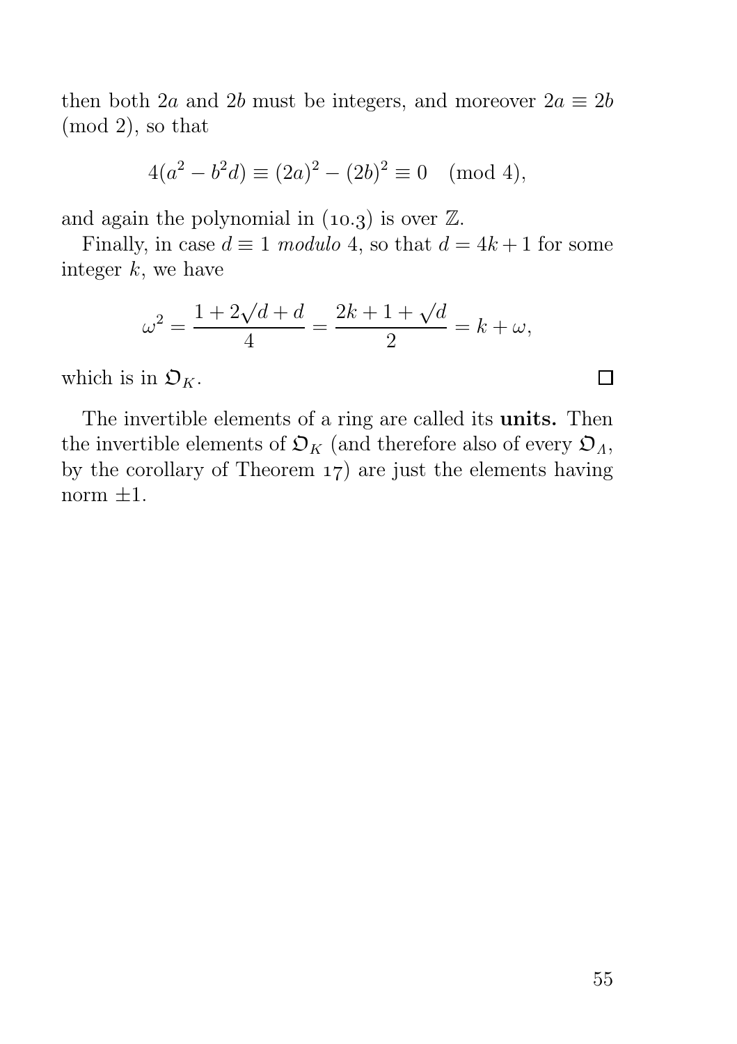then both $2a$ and $2b$ must be integers, and moreover $2a \equiv 2b \pmod 2$, so that

$$4(a^2 - b^2 d) \equiv (2a)^2 - (2b)^2 \equiv 0 \pmod 4,$$

and again the polynomial in (10.3) is over $\mathbb{Z}$.

Finally, in case $d \equiv 1$ *modulo* 4, so that $d = 4k + 1$ for some integer $k$, we have

$$\omega^2 = \frac{1 + 2\sqrt{d} + d}{4} = \frac{2k + 1 + \sqrt{d}}{2} = k + \omega,$$

which is in $\mathfrak{O}_K$. □

The invertible elements of a ring are called its **units.** Then the invertible elements of $\mathfrak{O}_K$ (and therefore also of every $\mathfrak{O}_\Lambda$, by the corollary of Theorem 17) are just the elements having norm $\pm 1$.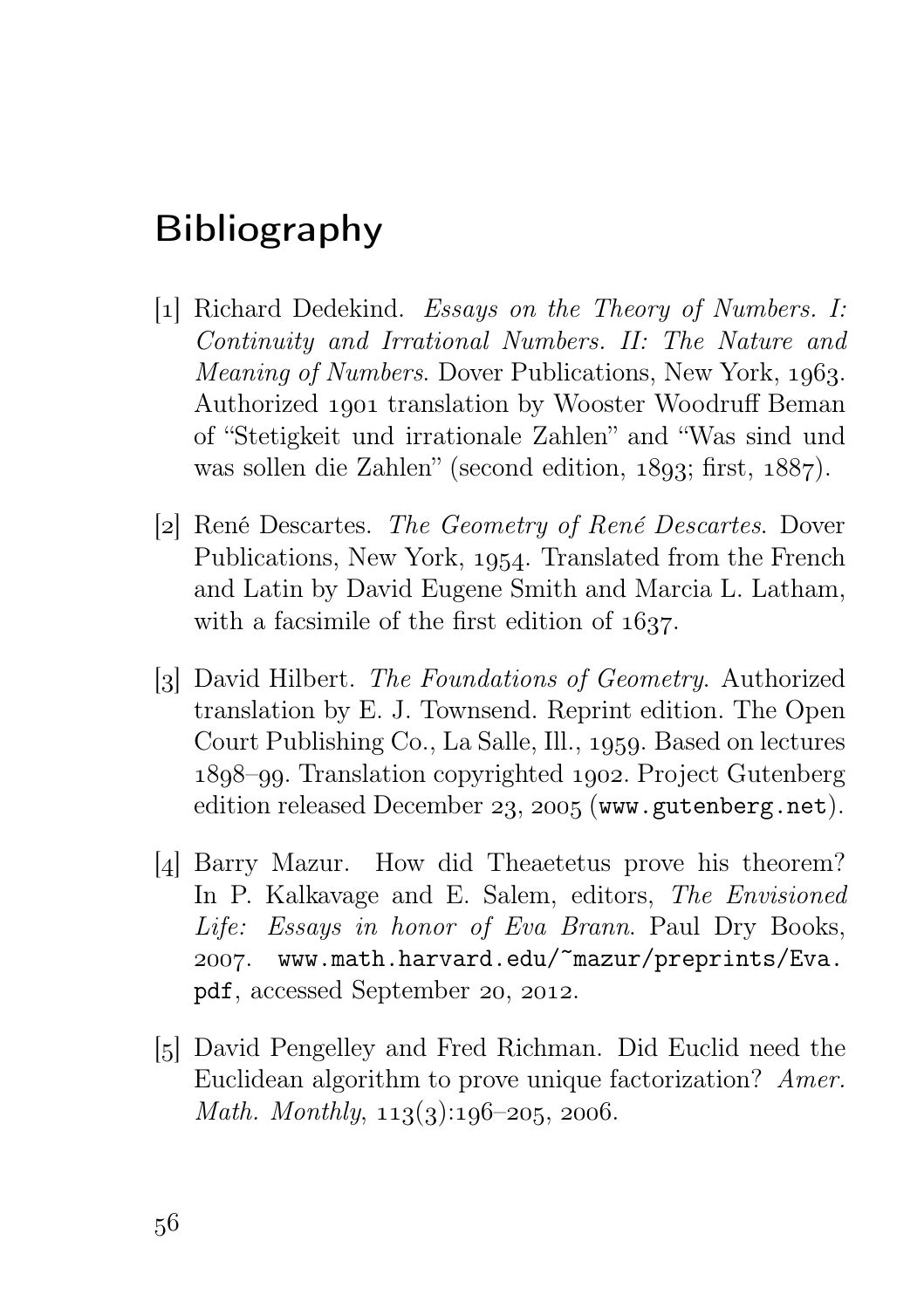# Bibliography

[1] Richard Dedekind. *Essays on the Theory of Numbers. I: Continuity and Irrational Numbers. II: The Nature and Meaning of Numbers*. Dover Publications, New York, 1963. Authorized 1901 translation by Wooster Woodruff Beman of "Stetigkeit und irrationale Zahlen" and "Was sind und was sollen die Zahlen" (second edition, 1893; first, 1887).

[2] René Descartes. *The Geometry of René Descartes*. Dover Publications, New York, 1954. Translated from the French and Latin by David Eugene Smith and Marcia L. Latham, with a facsimile of the first edition of 1637.

[3] David Hilbert. *The Foundations of Geometry*. Authorized translation by E. J. Townsend. Reprint edition. The Open Court Publishing Co., La Salle, Ill., 1959. Based on lectures 1898–99. Translation copyrighted 1902. Project Gutenberg edition released December 23, 2005 (`www.gutenberg.net`).

[4] Barry Mazur. How did Theaetetus prove his theorem? In P. Kalkavage and E. Salem, editors, *The Envisioned Life: Essays in honor of Eva Brann*. Paul Dry Books, 2007. `www.math.harvard.edu/~mazur/preprints/Eva.pdf`, accessed September 20, 2012.

[5] David Pengelley and Fred Richman. Did Euclid need the Euclidean algorithm to prove unique factorization? *Amer. Math. Monthly*, 113(3):196–205, 2006.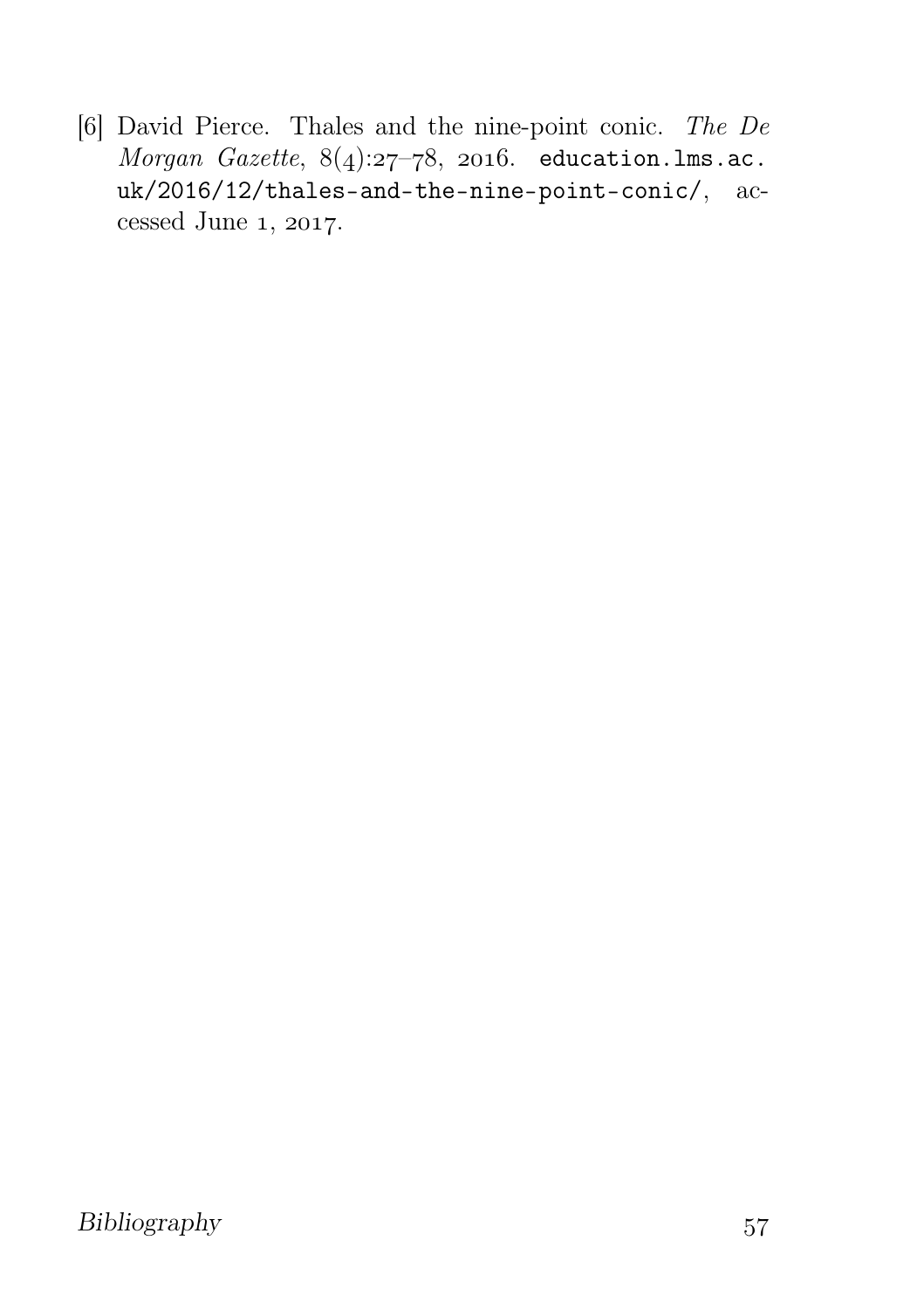[6] David Pierce. Thales and the nine-point conic. *The De Morgan Gazette*, 8(4):27–78, 2016. `education.lms.ac.uk/2016/12/thales-and-the-nine-point-conic/`, accessed June 1, 2017.